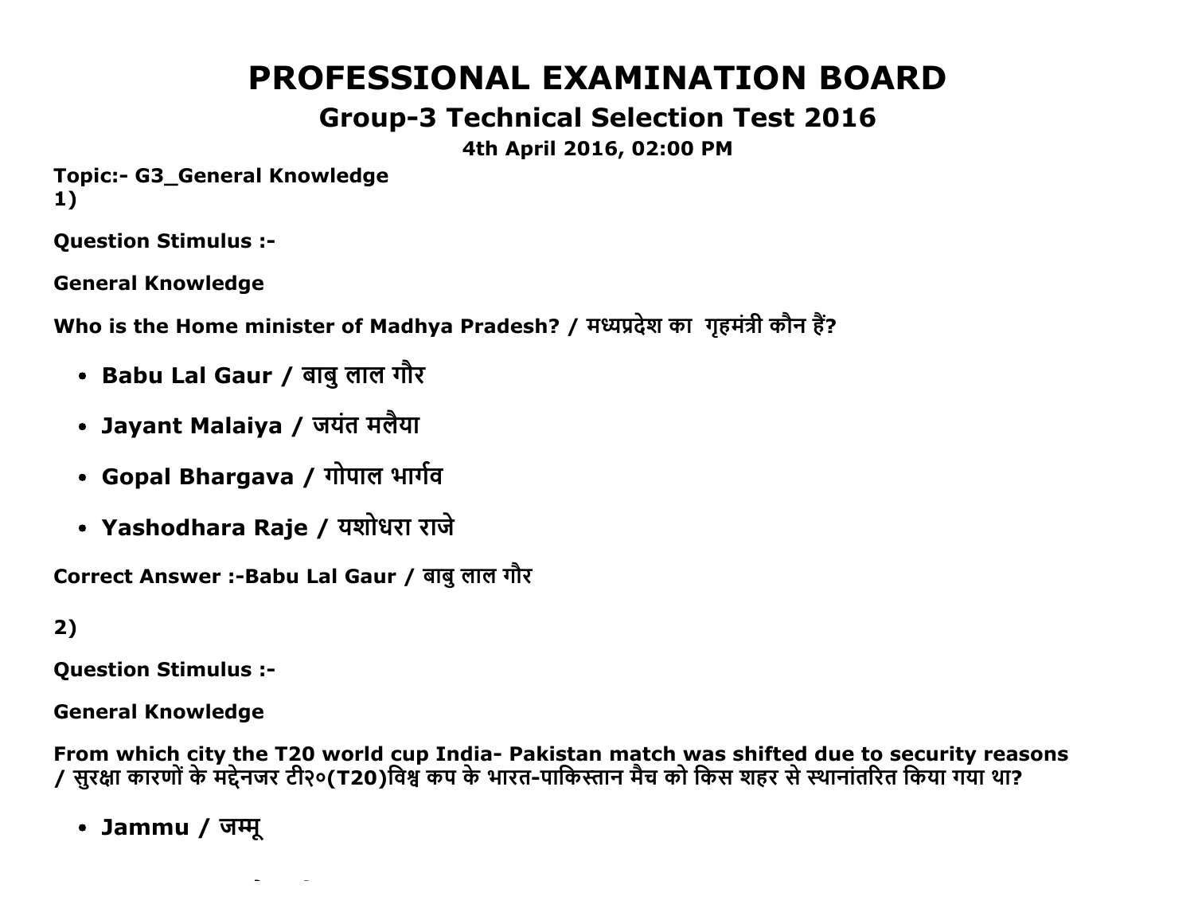# PROFESSIONAL EXAMINATION BOARD

## Group-3 Technical Selection Test 2016

**4th April 2016, 02:00 PM**

**Topic:- G3_General Knowledge**

**1)**

**Question Stimulus :-**

**General Knowledge**

**Who is the Home minister of Madhya Pradesh? / मध्यप्रदेश का गृहमंत्री कौन हैं?**

- **Babu Lal Gaur / बाबु लाल गौर**
- **Jayant Malaiya / जयंत मलैया**
- **Gopal Bhargava / गोपाल भार्गव**
- **Yashodhara Raje / यशोधरा राजे**

**Correct Answer :-Babu Lal Gaur / बाबु लाल गौर**

**2)**

**Question Stimulus :-**

**General Knowledge**

**From which city the T20 world cup India- Pakistan match was shifted due to security reasons / सुरक्षा कारणों के मद्देनजर टी२०(T20)विश्व कप के भारत-पाकिस्तान मैच को किस शहर से स्थानांतरित किया गया था?**

- **Jammu / जम्मू**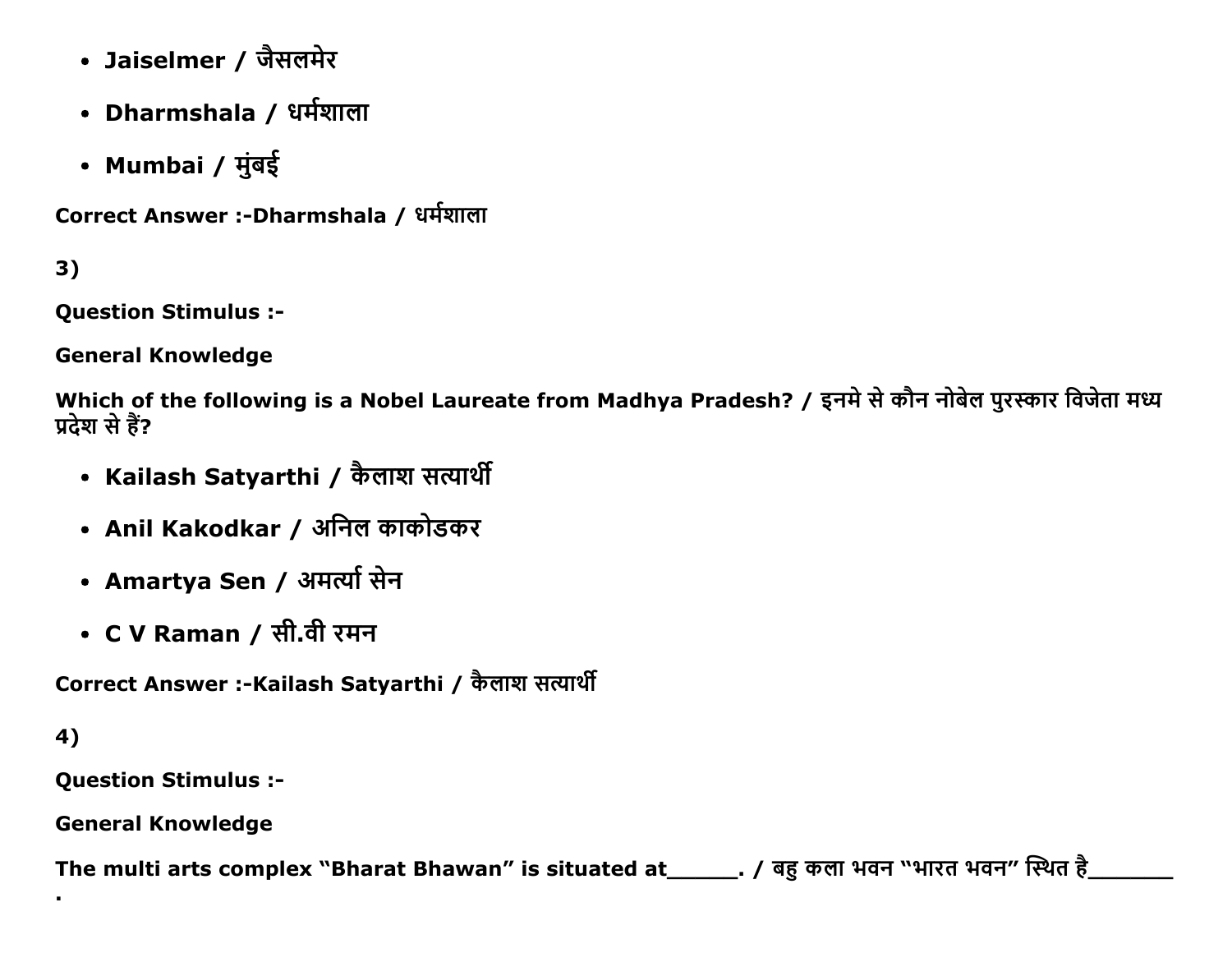- **Jaiselmer / जैसलमेर**
- **Dharmshala / धर्मशाला**
- **Mumbai / मुंबई**

**Correct Answer :-Dharmshala / धर्मशाला**

**3)**

**Question Stimulus :-**

**General Knowledge**

**Which of the following is a Nobel Laureate from Madhya Pradesh? / इनमे से कौन नोबेल पुरस्कार विजेता मध्य प्रदेश से हैं?**

- **Kailash Satyarthi / कैलाश सत्यार्थी**
- **Anil Kakodkar / अनिल काकोडकर**
- **Amartya Sen / अमर्त्या सेन**
- **C V Raman / सी.वी रमन**

**Correct Answer :-Kailash Satyarthi / कैलाश सत्यार्थी**

**4)**

**Question Stimulus :-**

**General Knowledge**

**The multi arts complex "Bharat Bhawan" is situated at______. / बहु कला भवन "भारत भवन" स्थित है_______ .**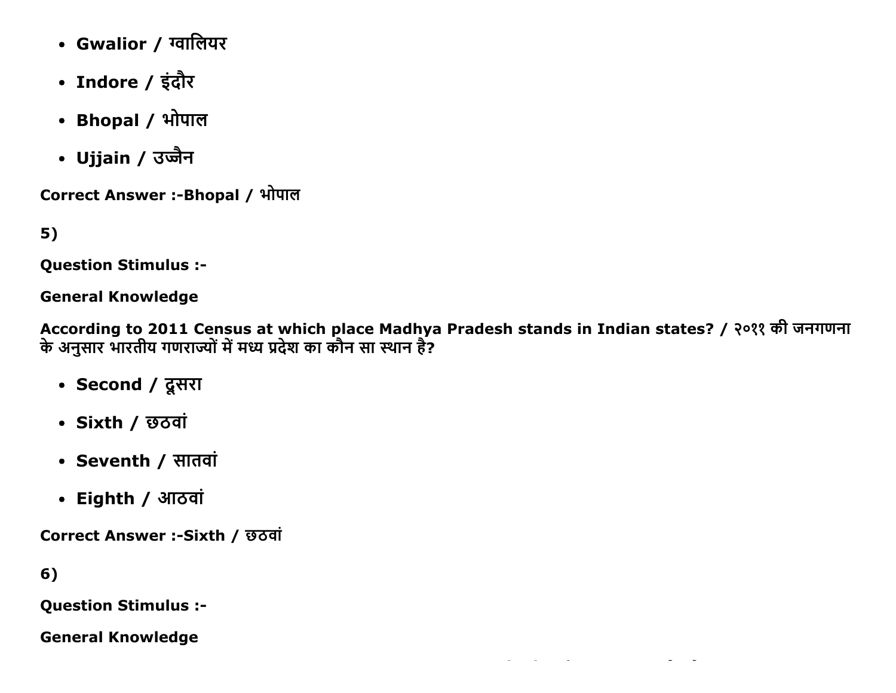- **Gwalior / ग्वालियर**
- **Indore / इंदौर**
- **Bhopal / भोपाल**
- **Ujjain / उज्जैन**

**Correct Answer :-Bhopal / भोपाल**

**5)**

**Question Stimulus :-**

**General Knowledge**

**According to 2011 Census at which place Madhya Pradesh stands in Indian states? / २०११ की जनगणना के अनुसार भारतीय गणराज्यों में मध्य प्रदेश का कौन सा स्थान है?**

- **Second / दूसरा**
- **Sixth / छठवां**
- **Seventh / सातवां**
- **Eighth / आठवां**

**Correct Answer :-Sixth / छठवां**

**6)**

**Question Stimulus :-**

**General Knowledge**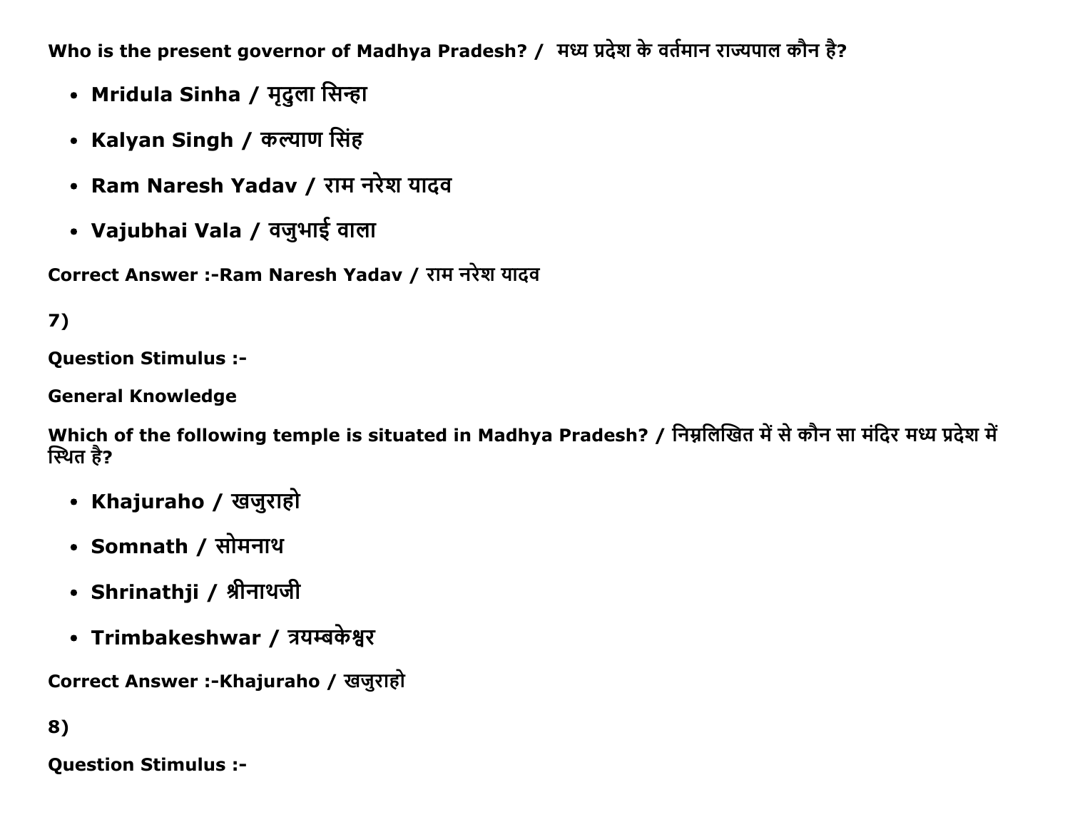**Who is the present governor of Madhya Pradesh? / मध्य प्रदेश के वर्तमान राज्यपाल कौन है?**

- **Mridula Sinha / मृदुला सिन्हा**
- **Kalyan Singh / कल्याण सिंह**
- **Ram Naresh Yadav / राम नरेश यादव**
- **Vajubhai Vala / वजुभाई वाला**

**Correct Answer :-Ram Naresh Yadav / राम नरेश यादव**

**7)**

**Question Stimulus :-**

**General Knowledge**

**Which of the following temple is situated in Madhya Pradesh? / निम्नलिखित में से कौन सा मंदिर मध्य प्रदेश में स्थित है?**

- **Khajuraho / खजुराहो**
- **Somnath / सोमनाथ**
- **Shrinathji / श्रीनाथजी**
- **Trimbakeshwar / त्रयम्बकेश्वर**

**Correct Answer :-Khajuraho / खजुराहो**

**8)**

**Question Stimulus :-**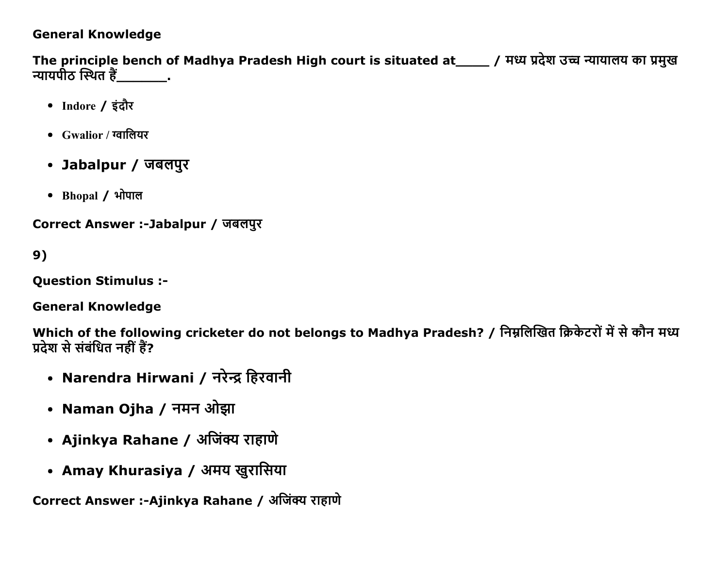**General Knowledge**

**The principle bench of Madhya Pradesh High court is situated at____ / मध्य प्रदेश उच्च न्यायालय का प्रमुख न्यायपीठ स्थित हैं_______.**

- Indore / इंदौर
- Gwalior / ग्वालियर
- Jabalpur / जबलपुर
- Bhopal / भोपाल

**Correct Answer :-Jabalpur / जबलपुर**

**9)**

**Question Stimulus :-**

**General Knowledge**

**Which of the following cricketer do not belongs to Madhya Pradesh? / निम्नलिखित क्रिकेटरों में से कौन मध्य प्रदेश से संबंधित नहीं हैं?**

- Narendra Hirwani / नरेन्द्र हिरवानी
- Naman Ojha / नमन ओझा
- Ajinkya Rahane / अजिंक्य राहाणे
- Amay Khurasiya / अमय खुरासिया

**Correct Answer :-Ajinkya Rahane / अजिंक्य राहाणे**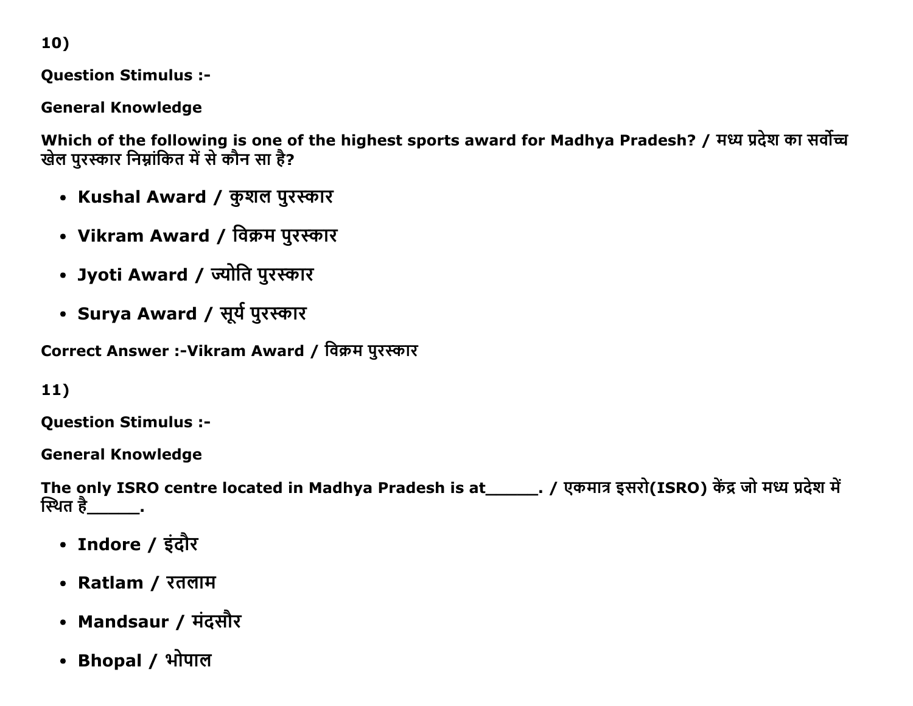10)

**Question Stimulus :-**

**General Knowledge**

**Which of the following is one of the highest sports award for Madhya Pradesh? / मध्य प्रदेश का सर्वोच्च खेल पुरस्कार निम्नांकित में से कौन सा है?**

- **Kushal Award / कुशल पुरस्कार**
- **Vikram Award / विक्रम पुरस्कार**
- **Jyoti Award / ज्योति पुरस्कार**
- **Surya Award / सूर्य पुरस्कार**

**Correct Answer :-Vikram Award / विक्रम पुरस्कार**

11)

**Question Stimulus :-**

**General Knowledge**

**The only ISRO centre located in Madhya Pradesh is at______. / एकमात्र इसरो(ISRO) केंद्र जो मध्य प्रदेश में स्थित है______.**

- **Indore / इंदौर**
- **Ratlam / रतलाम**
- **Mandsaur / मंदसौर**
- **Bhopal / भोपाल**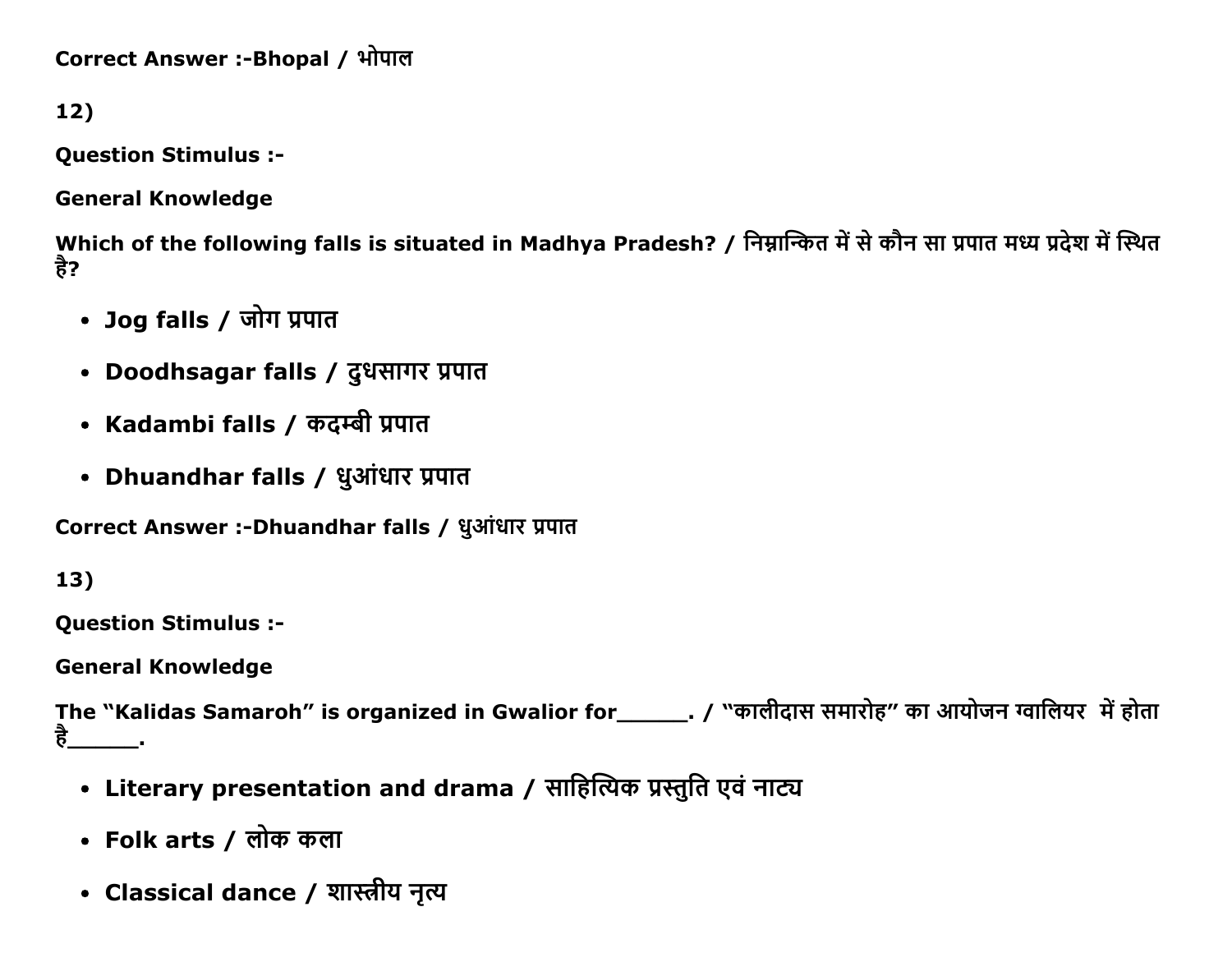**Correct Answer :-Bhopal / भोपाल**

**12)**

**Question Stimulus :-**

**General Knowledge**

**Which of the following falls is situated in Madhya Pradesh? / निम्नान्कित में से कौन सा प्रपात मध्य प्रदेश में स्थित है?**

- **Jog falls / जोग प्रपात**
- **Doodhsagar falls / दुधसागर प्रपात**
- **Kadambi falls / कदम्बी प्रपात**
- **Dhuandhar falls / धुआंधार प्रपात**

**Correct Answer :-Dhuandhar falls / धुआंधार प्रपात**

**13)**

**Question Stimulus :-**

**General Knowledge**

**The "Kalidas Samaroh" is organized in Gwalior for______. / "कालीदास समारोह" का आयोजन ग्वालियर में होता है______.**

- **Literary presentation and drama / साहित्यिक प्रस्तुति एवं नाट्य**
- **Folk arts / लोक कला**
- **Classical dance / शास्त्रीय नृत्य**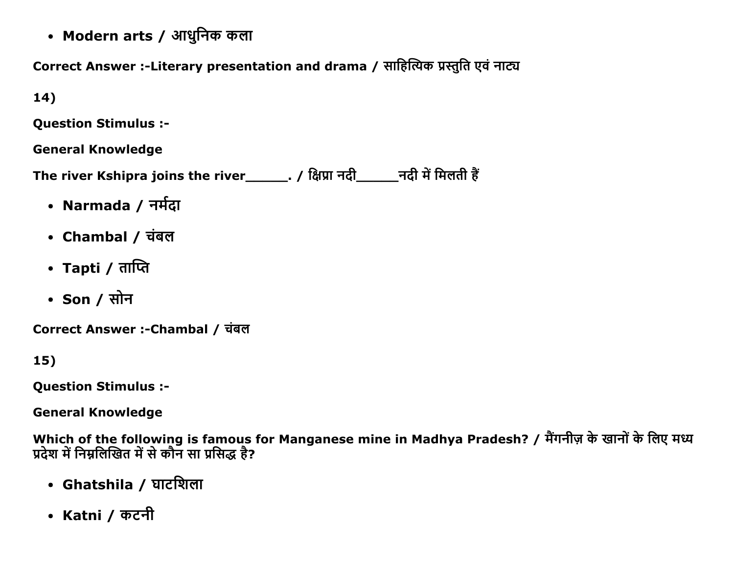- **Modern arts / आधुनिक कला**

**Correct Answer :-Literary presentation and drama / साहित्यिक प्रस्तुति एवं नाट्य**

**14)**

**Question Stimulus :-**

**General Knowledge**

**The river Kshipra joins the river______. / क्षिप्रा नदी______नदी में मिलती हैं**

- **Narmada / नर्मदा**
- **Chambal / चंबल**
- **Tapti / ताप्ति**
- **Son / सोन**

**Correct Answer :-Chambal / चंबल**

**15)**

**Question Stimulus :-**

**General Knowledge**

**Which of the following is famous for Manganese mine in Madhya Pradesh? / मैंगनीज़ के खानों के लिए मध्य प्रदेश में निम्नलिखित में से कौन सा प्रसिद्ध है?**

- **Ghatshila / घाटशिला**
- **Katni / कटनी**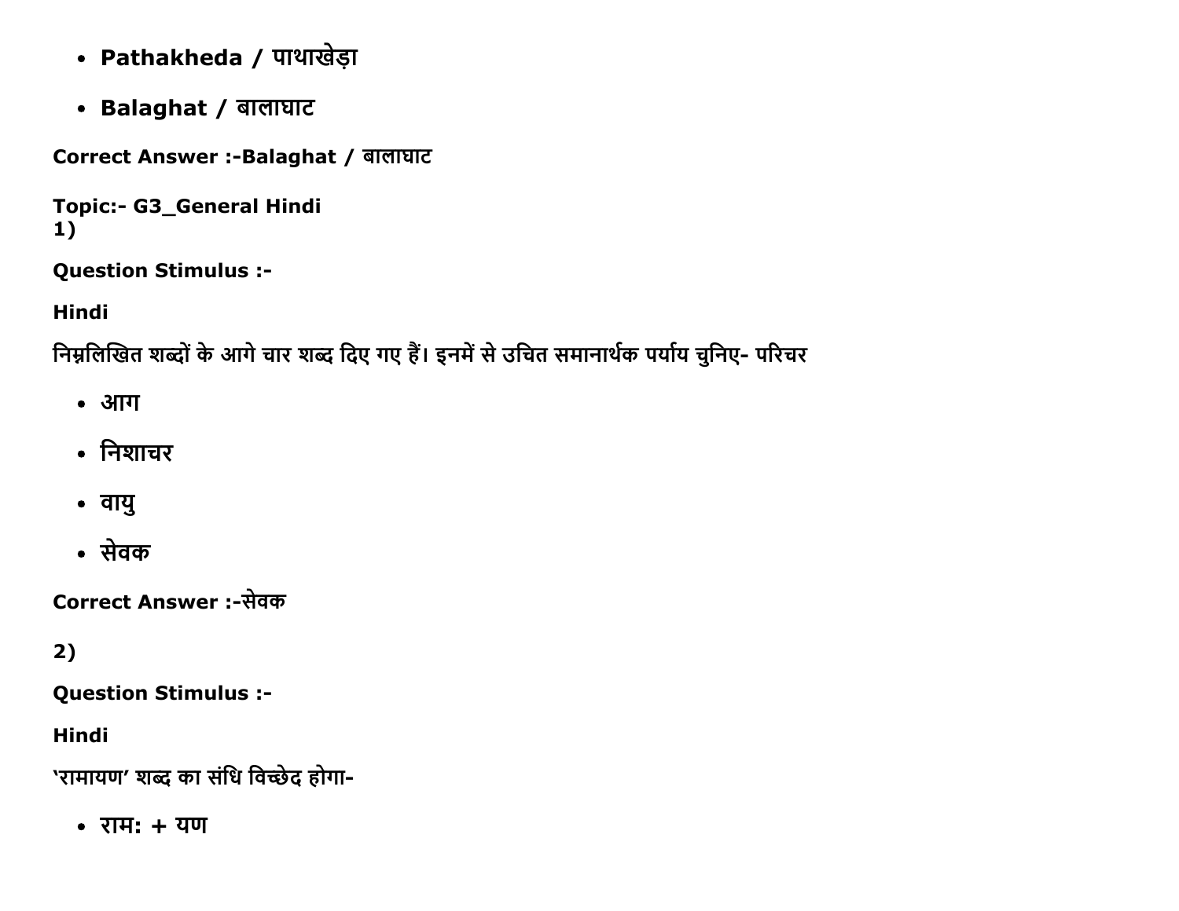- **Pathakheda / पाथाखेड़ा**

- **Balaghat / बालाघाट**

**Correct Answer :-Balaghat / बालाघाट**

**Topic:- G3_General Hindi**
**1)**

**Question Stimulus :-**

**Hindi**

निम्नलिखित शब्दों के आगे चार शब्द दिए गए हैं। इनमें से उचित समानार्थक पर्याय चुनिए- परिचर

- आग

- निशाचर

- वायु

- सेवक

**Correct Answer :-सेवक**

**2)**

**Question Stimulus :-**

**Hindi**

'रामायण' शब्द का संधि विच्छेद होगा-

- रामः + यण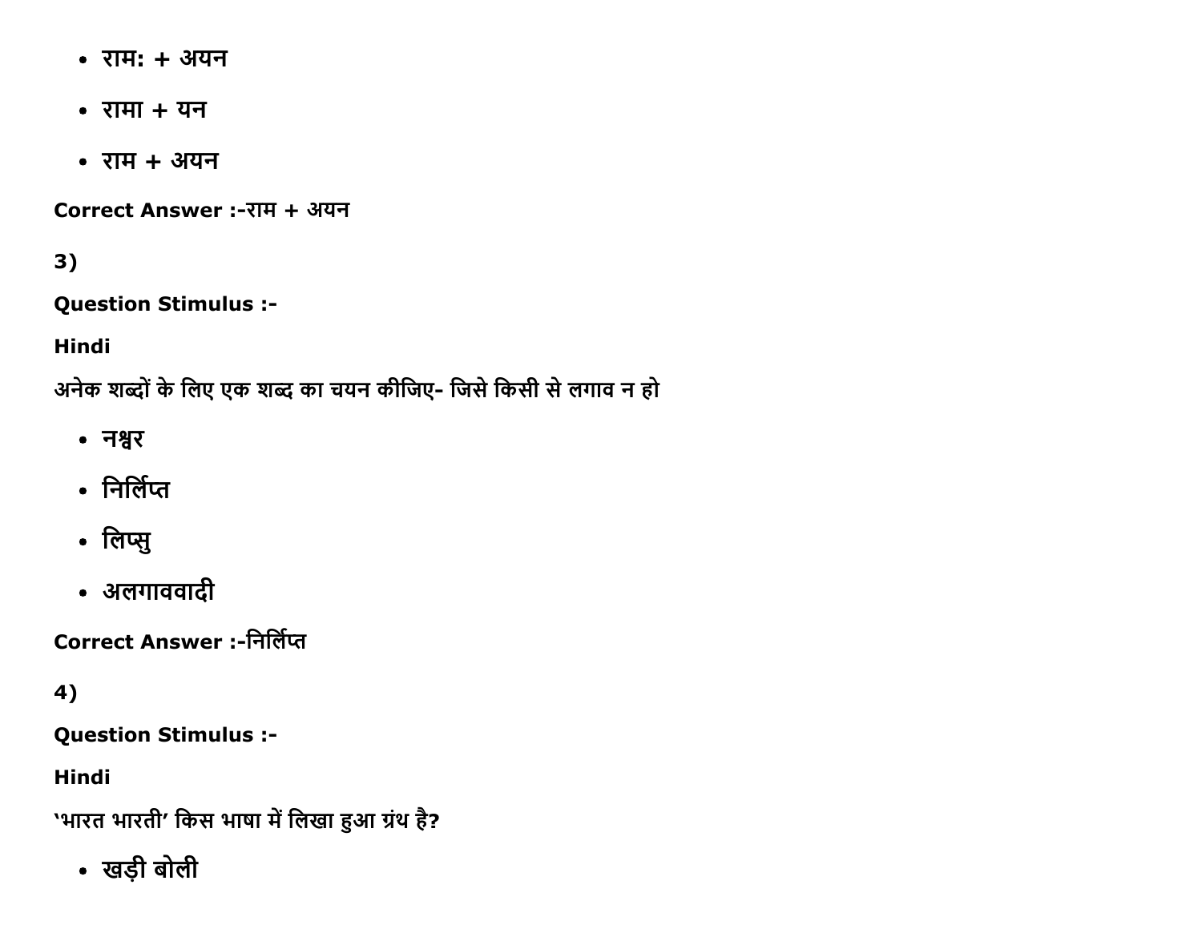- राम: + अयन
- रामा + यन
- राम + अयन

Correct Answer :-राम + अयन

3)

**Question Stimulus :-**

**Hindi**

अनेक शब्दों के लिए एक शब्द का चयन कीजिए- जिसे किसी से लगाव न हो

- नश्वर
- निर्लिप्त
- लिप्सु
- अलगाववादी

Correct Answer :-निर्लिप्त

4)

**Question Stimulus :-**

**Hindi**

'भारत भारती' किस भाषा में लिखा हुआ ग्रंथ है?

- खड़ी बोली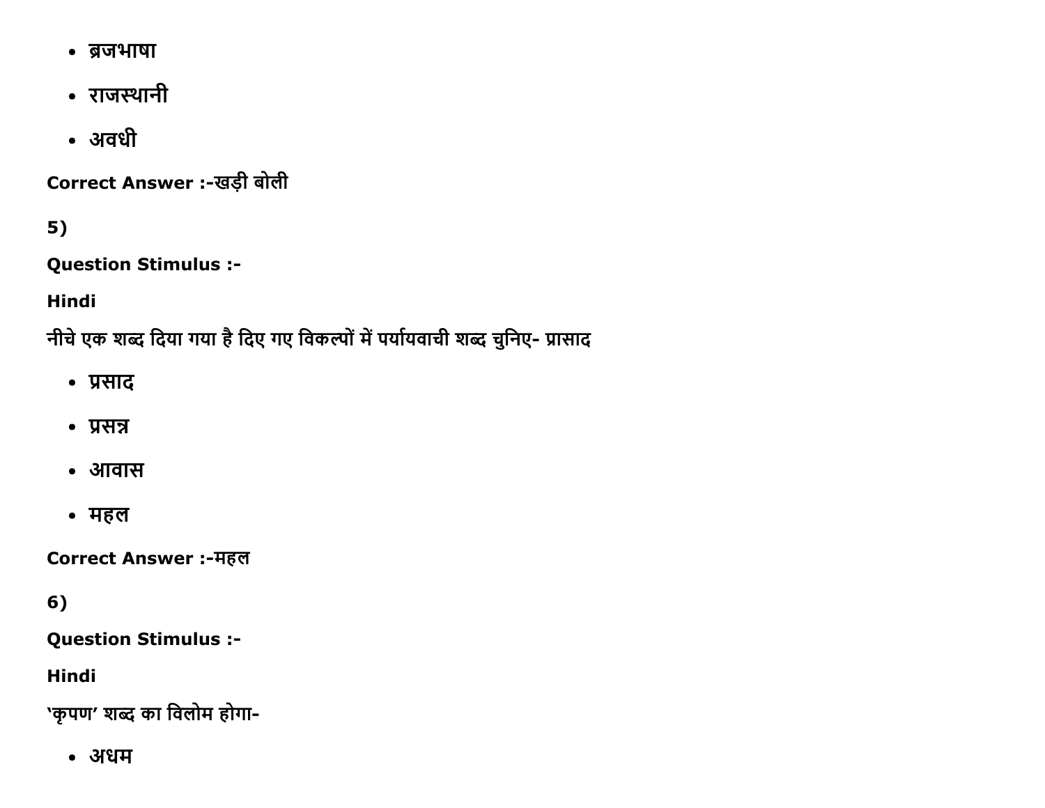- ब्रजभाषा
- राजस्थानी
- अवधी

**Correct Answer :-**खड़ी बोली

**5)**

**Question Stimulus :-**

**Hindi**

नीचे एक शब्द दिया गया है दिए गए विकल्पों में पर्यायवाची शब्द चुनिए- प्रासाद

- प्रसाद
- प्रसन्न
- आवास
- महल

**Correct Answer :-**महल

**6)**

**Question Stimulus :-**

**Hindi**

'कृपण' शब्द का विलोम होगा-

- अधम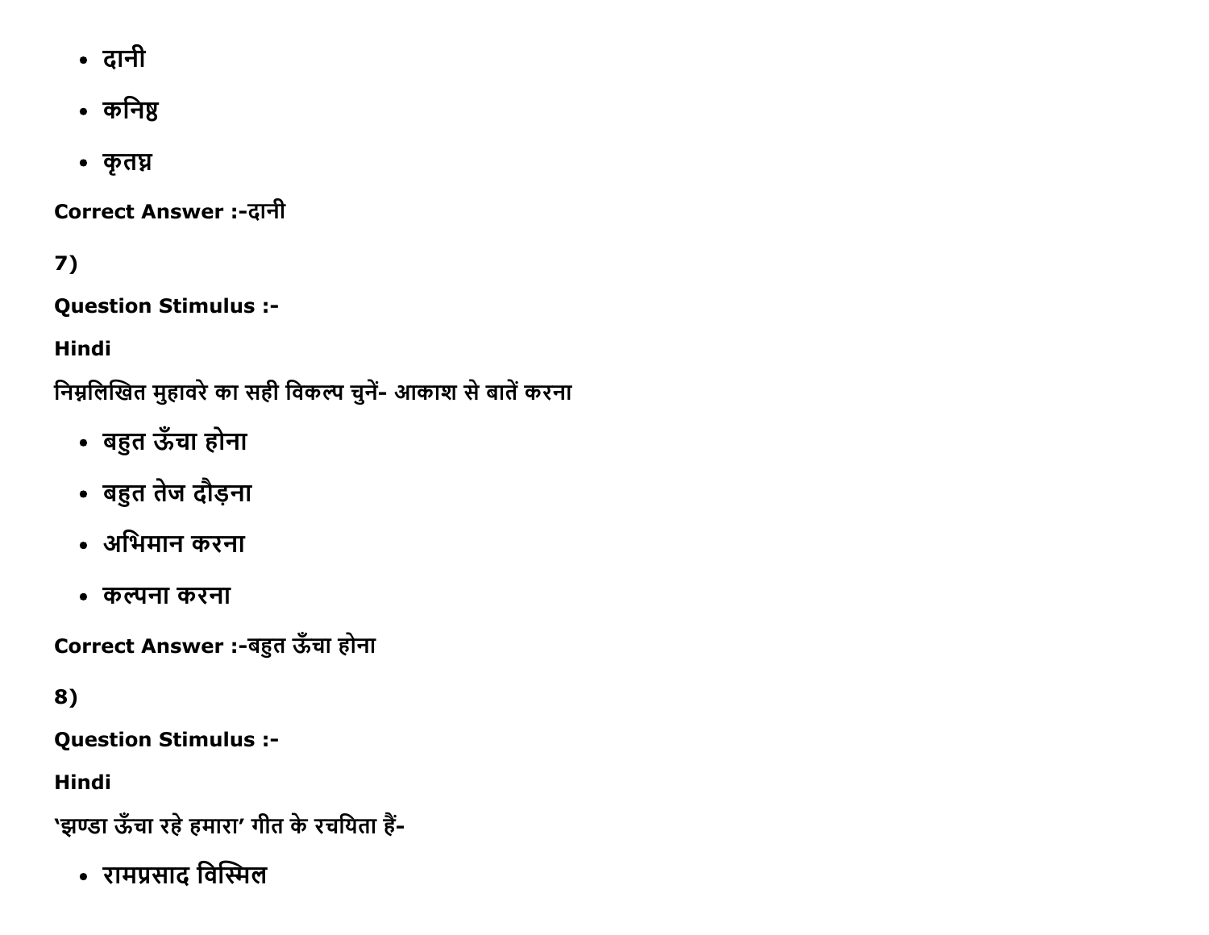- दानी
- कनिष्ठ
- कृतघ्न

**Correct Answer :-**दानी

**7)**

**Question Stimulus :-**

**Hindi**

निम्नलिखित मुहावरे का सही विकल्प चुनें- आकाश से बातें करना

- बहुत ऊँचा होना
- बहुत तेज दौड़ना
- अभिमान करना
- कल्पना करना

**Correct Answer :-**बहुत ऊँचा होना

**8)**

**Question Stimulus :-**

**Hindi**

'झण्डा ऊँचा रहे हमारा' गीत के रचयिता हैं-

- रामप्रसाद विस्मिल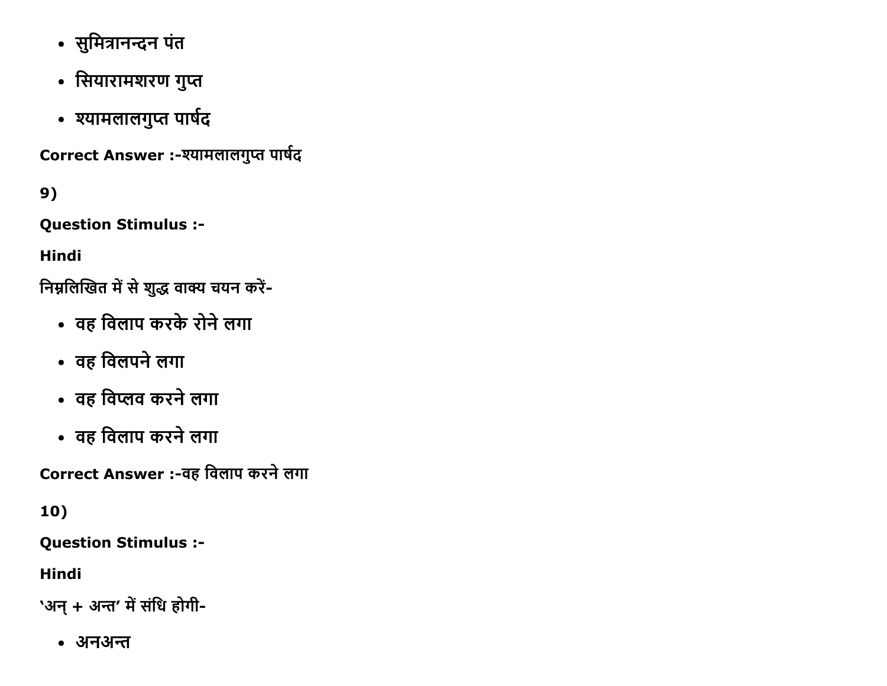- सुमित्रानन्दन पंत
- सियारामशरण गुप्त
- श्यामलालगुप्त पार्षद

Correct Answer :-श्यामलालगुप्त पार्षद

9)

Question Stimulus :-

Hindi

निम्नलिखित में से शुद्ध वाक्य चयन करें-

- वह विलाप करके रोने लगा
- वह विलपने लगा
- वह विप्लव करने लगा
- वह विलाप करने लगा

Correct Answer :-वह विलाप करने लगा

10)

Question Stimulus :-

Hindi

'अन् + अन्त' में संधि होगी-

- अनअन्त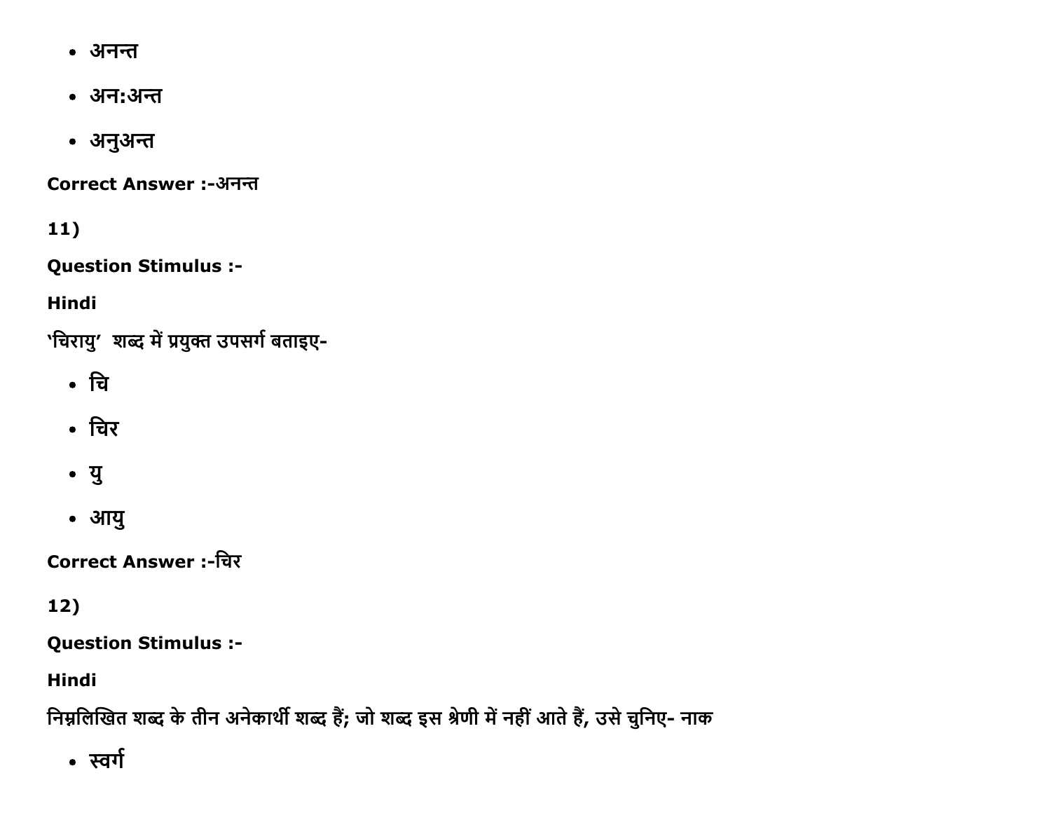- अनन्त
- अन:अन्त
- अनुअन्त

**Correct Answer :-**अनन्त

**11)**

**Question Stimulus :-**

**Hindi**

'चिरायु' शब्द में प्रयुक्त उपसर्ग बताइए-

- चि
- चिर
- यु
- आयु

**Correct Answer :-**चिर

**12)**

**Question Stimulus :-**

**Hindi**

निम्नलिखित शब्द के तीन अनेकार्थी शब्द हैं; जो शब्द इस श्रेणी में नहीं आते हैं, उसे चुनिए- नाक

- स्वर्ग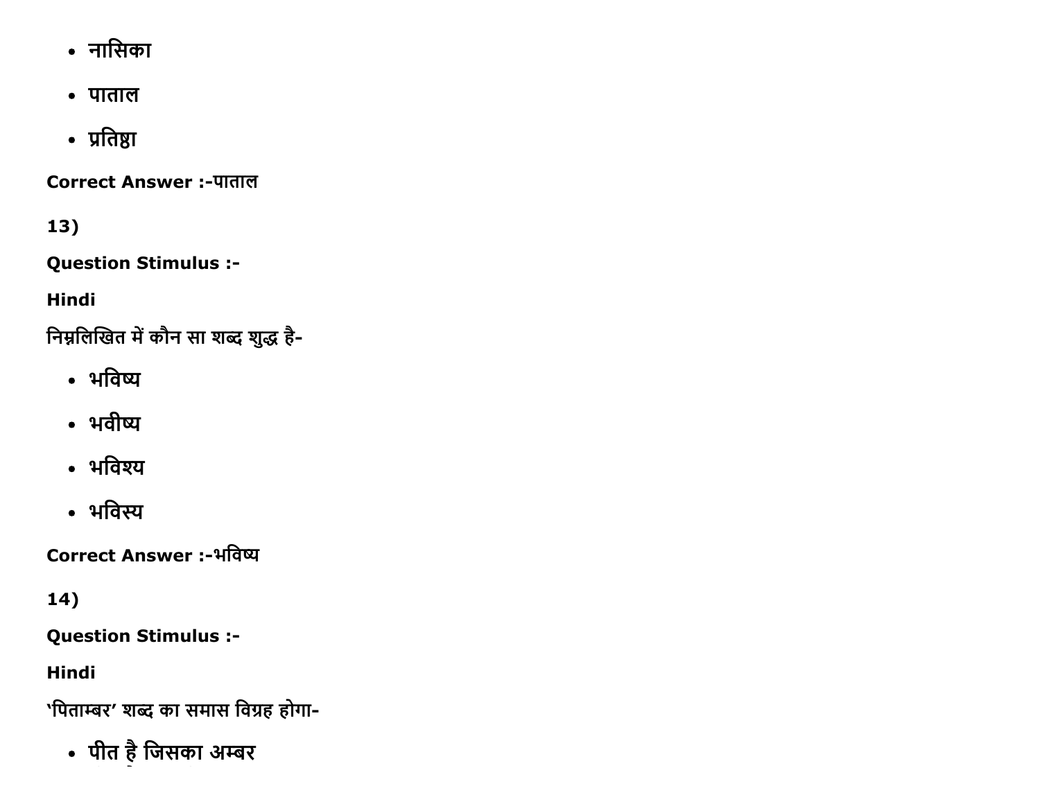- नासिका
- पाताल
- प्रतिष्ठा

**Correct Answer :-**पाताल

**13)**

**Question Stimulus :-**

**Hindi**

निम्नलिखित में कौन सा शब्द शुद्ध है-

- भविष्य
- भवीष्य
- भविश्य
- भविस्य

**Correct Answer :-**भविष्य

**14)**

**Question Stimulus :-**

**Hindi**

'पिताम्बर' शब्द का समास विग्रह होगा-

- पीत है जिसका अम्बर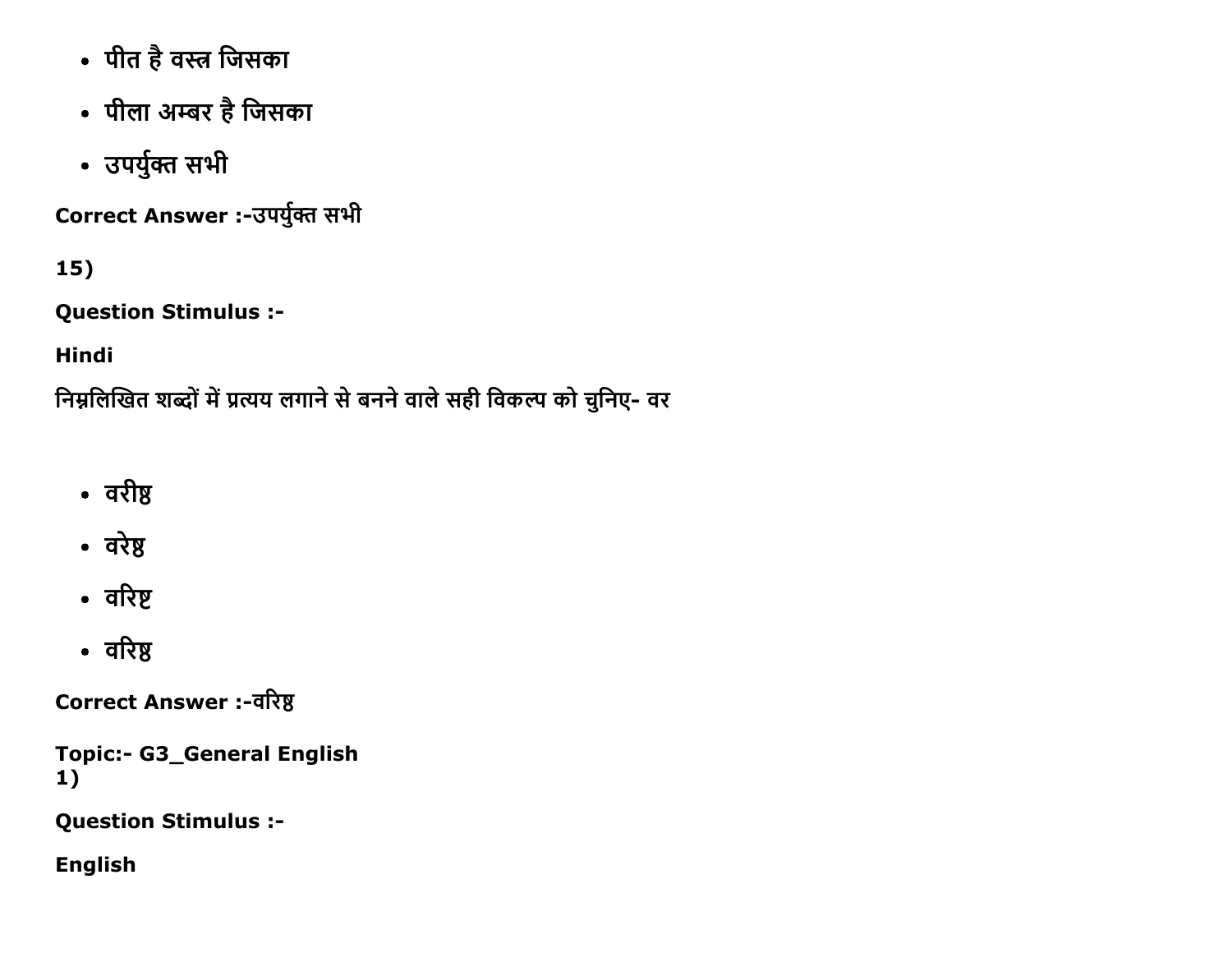- पीत है वस्त्र जिसका
- पीला अम्बर है जिसका
- उपर्युक्त सभी

**Correct Answer :-**उपर्युक्त सभी

**15)**

**Question Stimulus :-**

**Hindi**

निम्नलिखित शब्दों में प्रत्यय लगाने से बनने वाले सही विकल्प को चुनिए- वर

- वरीष्ठ
- वरेष्ठ
- वरिष्ट
- वरिष्ठ

**Correct Answer :-**वरिष्ठ

**Topic:- G3_General English**
**1)**

**Question Stimulus :-**

**English**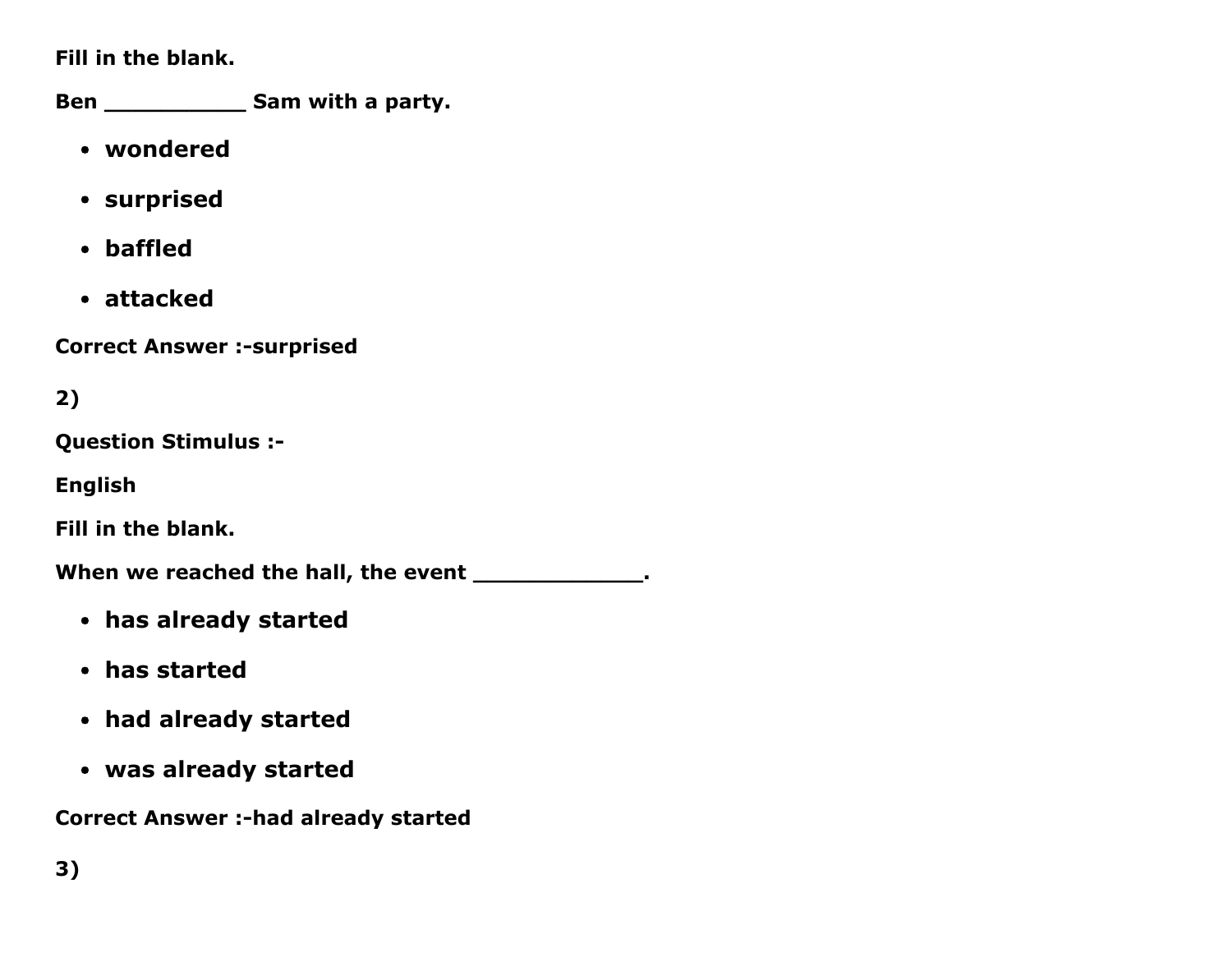**Fill in the blank.**

**Ben __________ Sam with a party.**

- **wondered**
- **surprised**
- **baffled**
- **attacked**

**Correct Answer :-surprised**

**2)**

**Question Stimulus :-**

**English**

**Fill in the blank.**

**When we reached the hall, the event ____________.**

- **has already started**
- **has started**
- **had already started**
- **was already started**

**Correct Answer :-had already started**

**3)**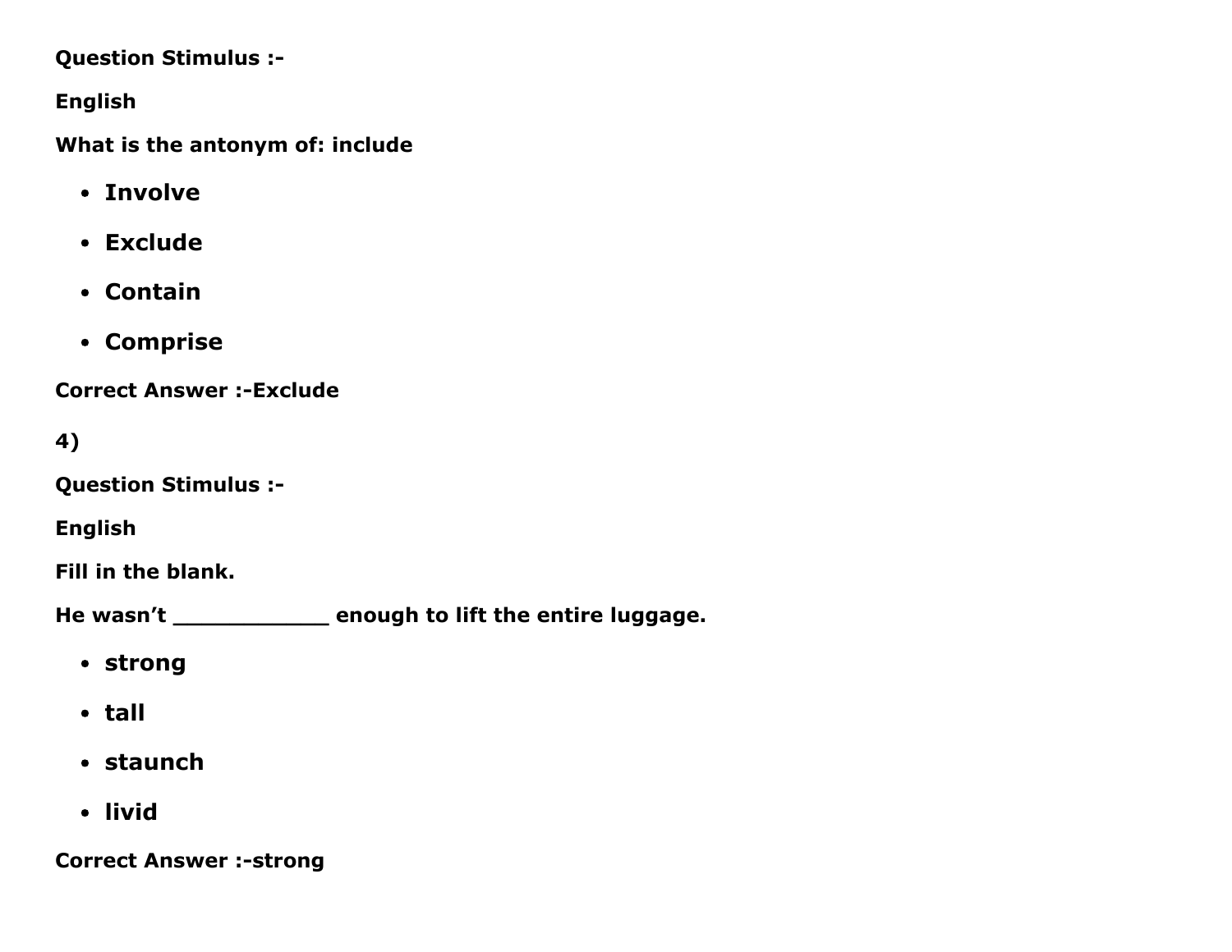**Question Stimulus :-**

**English**

**What is the antonym of: include**

- **Involve**
- **Exclude**
- **Contain**
- **Comprise**

**Correct Answer :-Exclude**

**4)**

**Question Stimulus :-**

**English**

**Fill in the blank.**

**He wasn't ____________ enough to lift the entire luggage.**

- **strong**
- **tall**
- **staunch**
- **livid**

**Correct Answer :-strong**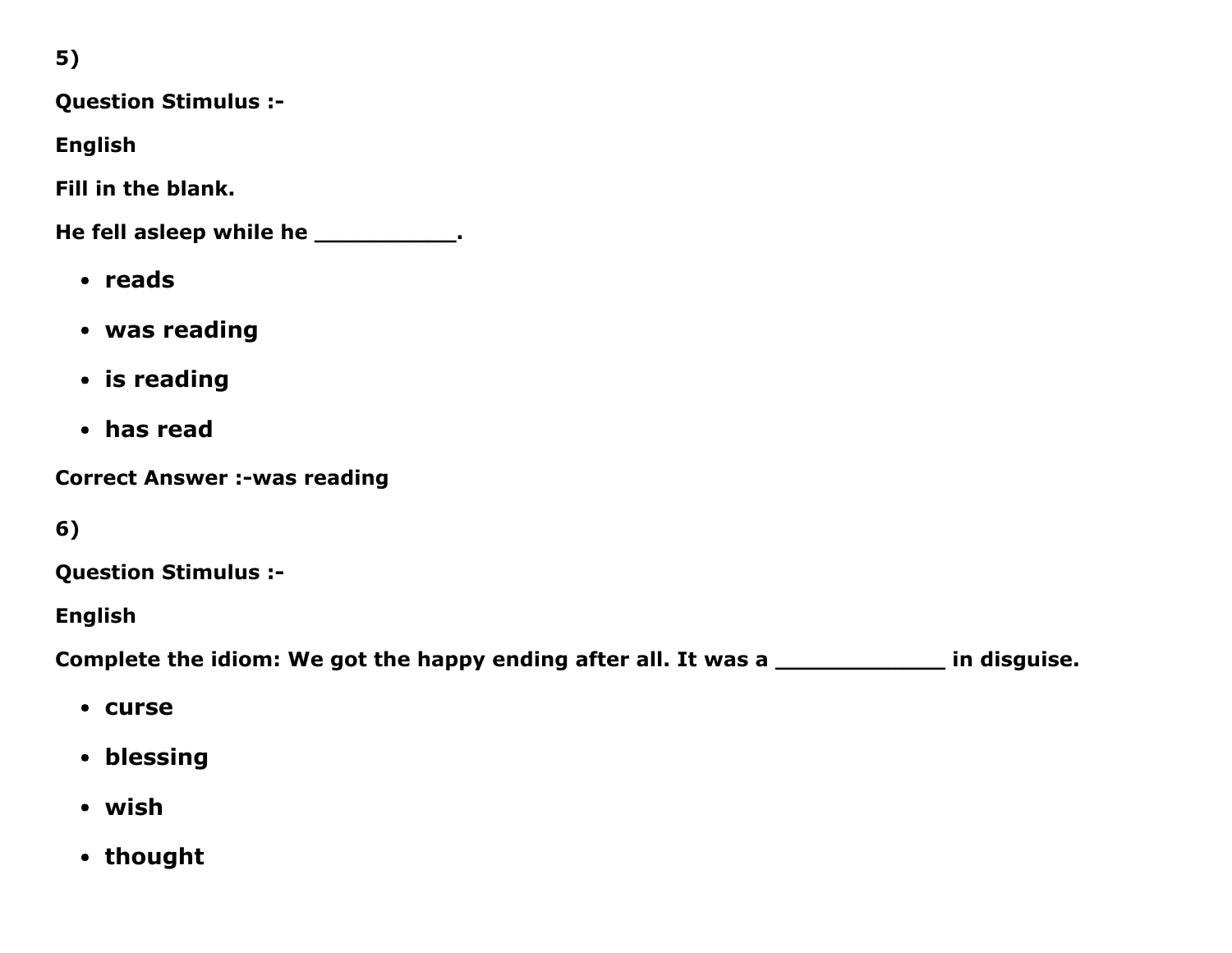5)

**Question Stimulus :-**

**English**

**Fill in the blank.**

**He fell asleep while he ___________.**

- **reads**
- **was reading**
- **is reading**
- **has read**

**Correct Answer :-was reading**

6)

**Question Stimulus :-**

**English**

**Complete the idiom: We got the happy ending after all. It was a _____________ in disguise.**

- **curse**
- **blessing**
- **wish**
- **thought**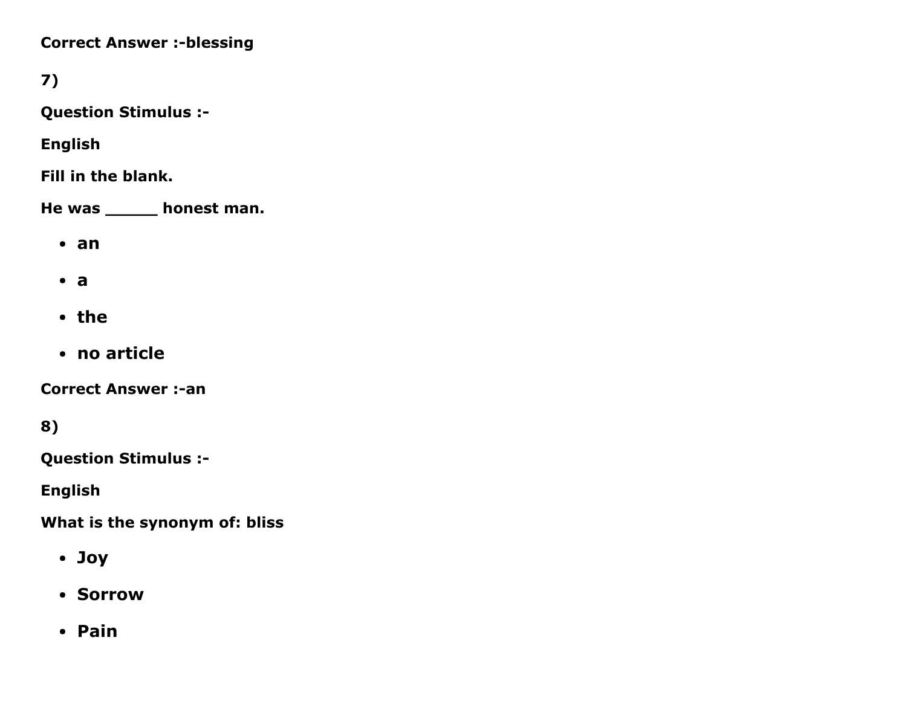**Correct Answer :-blessing**

**7)**

**Question Stimulus :-**

**English**

**Fill in the blank.**

**He was ______ honest man.**

- **an**
- **a**
- **the**
- **no article**

**Correct Answer :-an**

**8)**

**Question Stimulus :-**

**English**

**What is the synonym of: bliss**

- **Joy**
- **Sorrow**
- **Pain**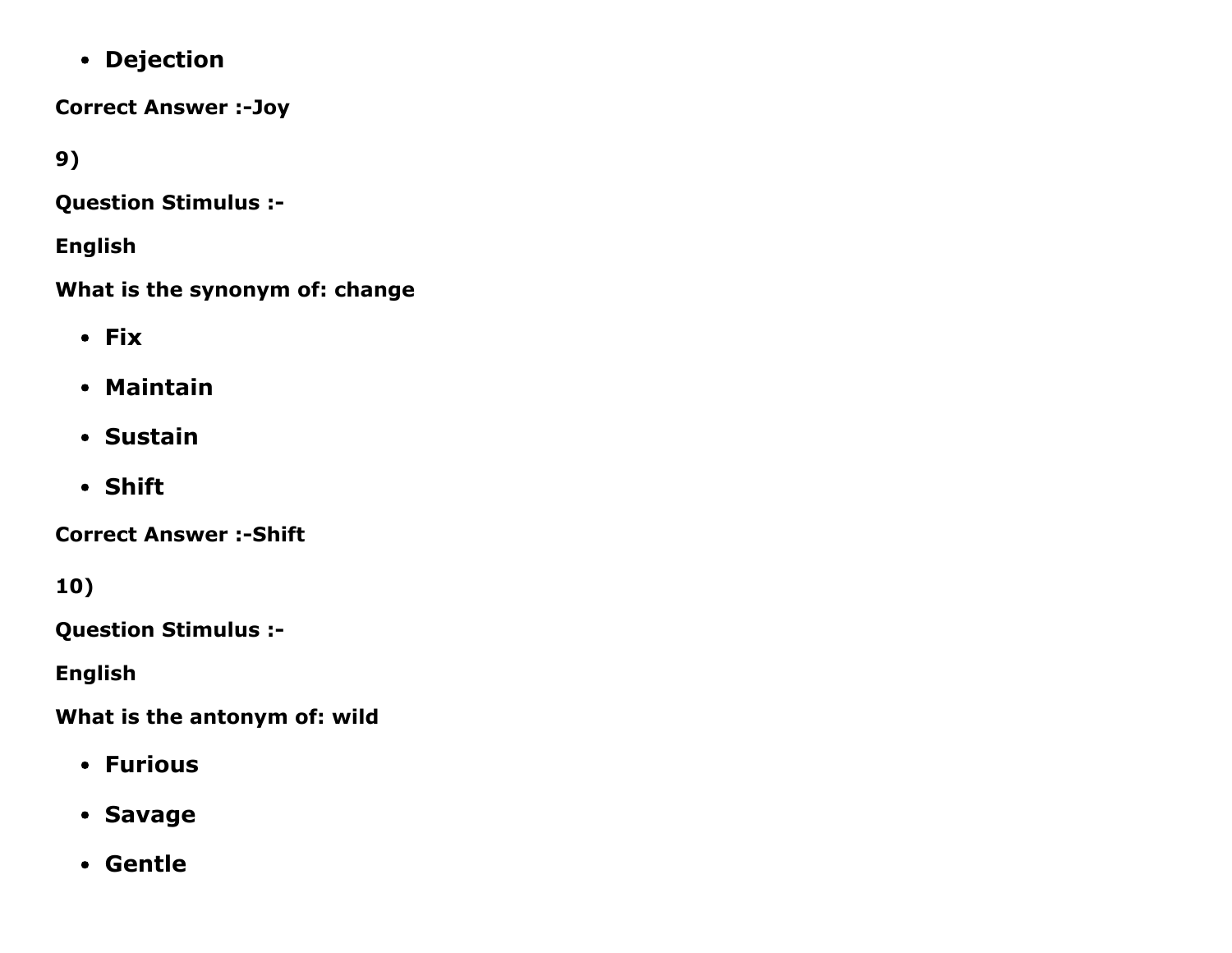- **Dejection**

**Correct Answer :-Joy**

**9)**

**Question Stimulus :-**

**English**

**What is the synonym of: change**

- **Fix**
- **Maintain**
- **Sustain**
- **Shift**

**Correct Answer :-Shift**

**10)**

**Question Stimulus :-**

**English**

**What is the antonym of: wild**

- **Furious**
- **Savage**
- **Gentle**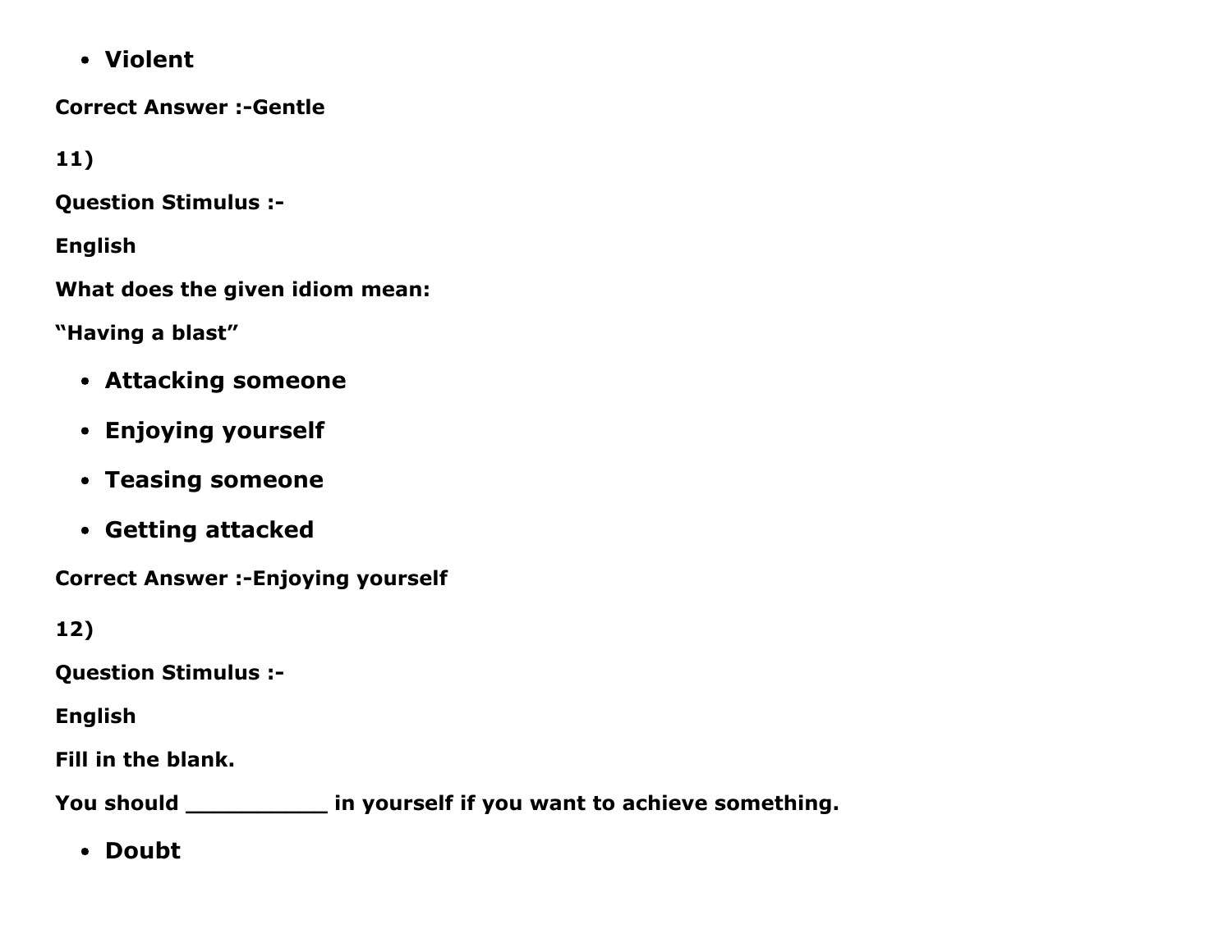- **Violent**

**Correct Answer :-Gentle**

**11)**

**Question Stimulus :-**

**English**

**What does the given idiom mean:**

**“Having a blast”**

- **Attacking someone**
- **Enjoying yourself**
- **Teasing someone**
- **Getting attacked**

**Correct Answer :-Enjoying yourself**

**12)**

**Question Stimulus :-**

**English**

**Fill in the blank.**

**You should __________ in yourself if you want to achieve something.**

- **Doubt**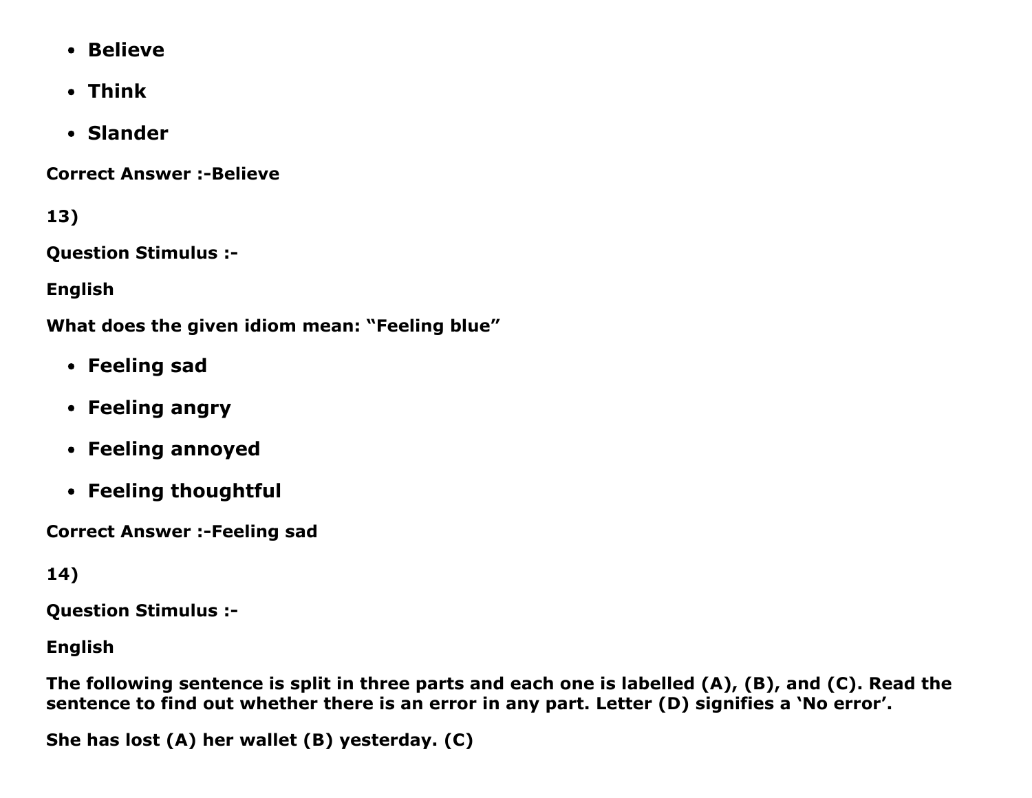- **Believe**
- **Think**
- **Slander**

**Correct Answer :-Believe**

**13)**

**Question Stimulus :-**

**English**

**What does the given idiom mean: "Feeling blue"**

- **Feeling sad**
- **Feeling angry**
- **Feeling annoyed**
- **Feeling thoughtful**

**Correct Answer :-Feeling sad**

**14)**

**Question Stimulus :-**

**English**

**The following sentence is split in three parts and each one is labelled (A), (B), and (C). Read the sentence to find out whether there is an error in any part. Letter (D) signifies a 'No error'.**

**She has lost (A) her wallet (B) yesterday. (C)**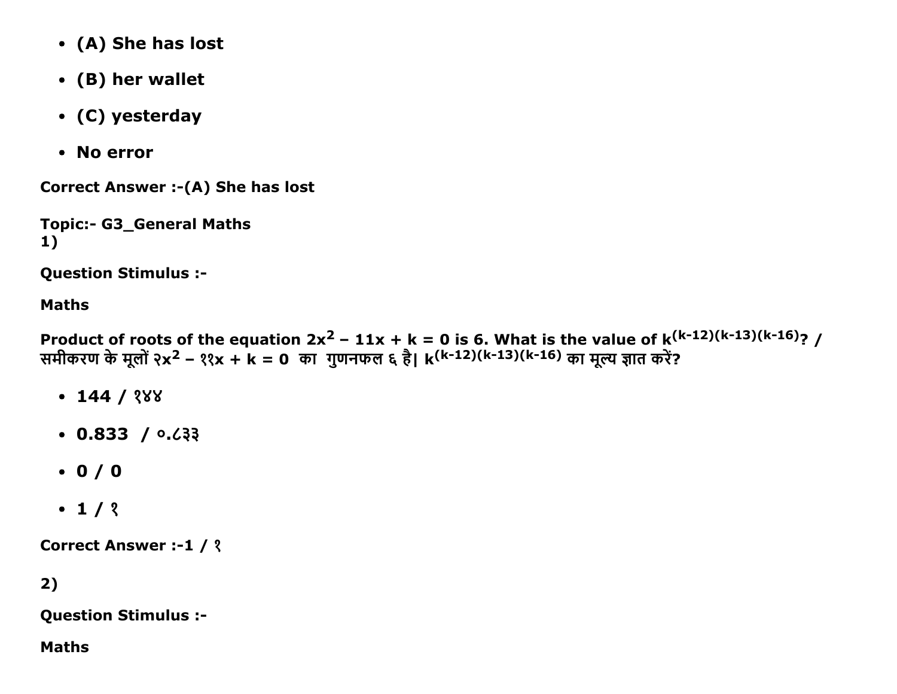- **(A) She has lost**
- **(B) her wallet**
- **(C) yesterday**
- **No error**

**Correct Answer :-(A) She has lost**

**Topic:- G3_General Maths**
**1)**

**Question Stimulus :-**

**Maths**

**Product of roots of the equation $2x^2 - 11x + k = 0$ is 6. What is the value of $k^{(k-12)(k-13)(k-16)}$? / समीकरण के मूलों $२x^2 - ११x + k = 0$ का गुणनफल ६ है| $k^{(k-12)(k-13)(k-16)}$ का मूल्य ज्ञात करें?**

- **144 / १४४**
- **0.833 / ०.८३३**
- **0 / 0**
- **1 / १**

**Correct Answer :-1 / १**

**2)**

**Question Stimulus :-**

**Maths**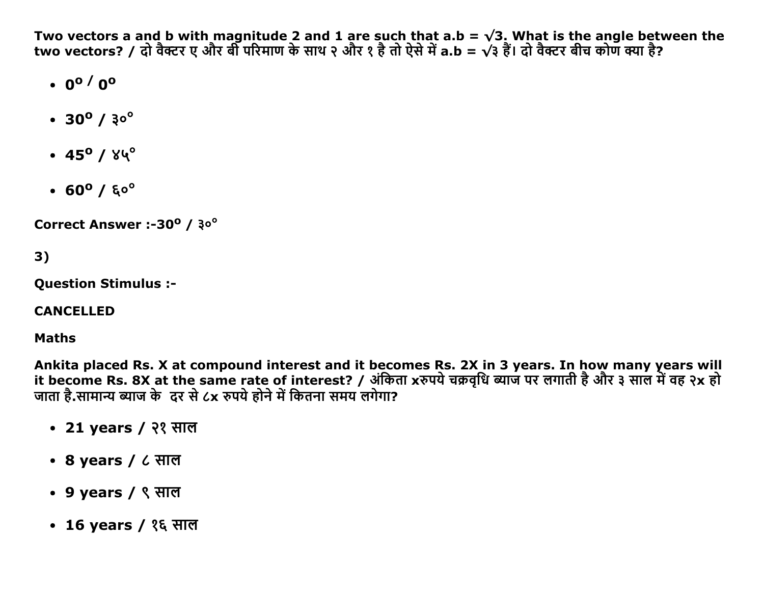**Two vectors a and b with magnitude 2 and 1 are such that a.b = √3. What is the angle between the two vectors? / दो वैक्टर ए और बी परिमाण के साथ २ और १ है तो ऐसे में a.b = √३ हैं। दो वैक्टर बीच कोण क्या है?**

- **$0^o$ / $0^o$**
- **$30^o$ / ३०°**
- **$45^o$ / ४५°**
- **$60^o$ / ६०°**

**Correct Answer :-$30^o$ / ३०°**

**3)**

**Question Stimulus :-**

**CANCELLED**

**Maths**

**Ankita placed Rs. X at compound interest and it becomes Rs. 2X in 3 years. In how many years will it become Rs. 8X at the same rate of interest? / अंकिता xरुपये चक्रवृधि ब्याज पर लगाती है और ३ साल में वह २x हो जाता है.सामान्य ब्याज के दर से ८x रुपये होने में कितना समय लगेगा?**

- **21 years / २१ साल**
- **8 years / ८ साल**
- **9 years / ९ साल**
- **16 years / १६ साल**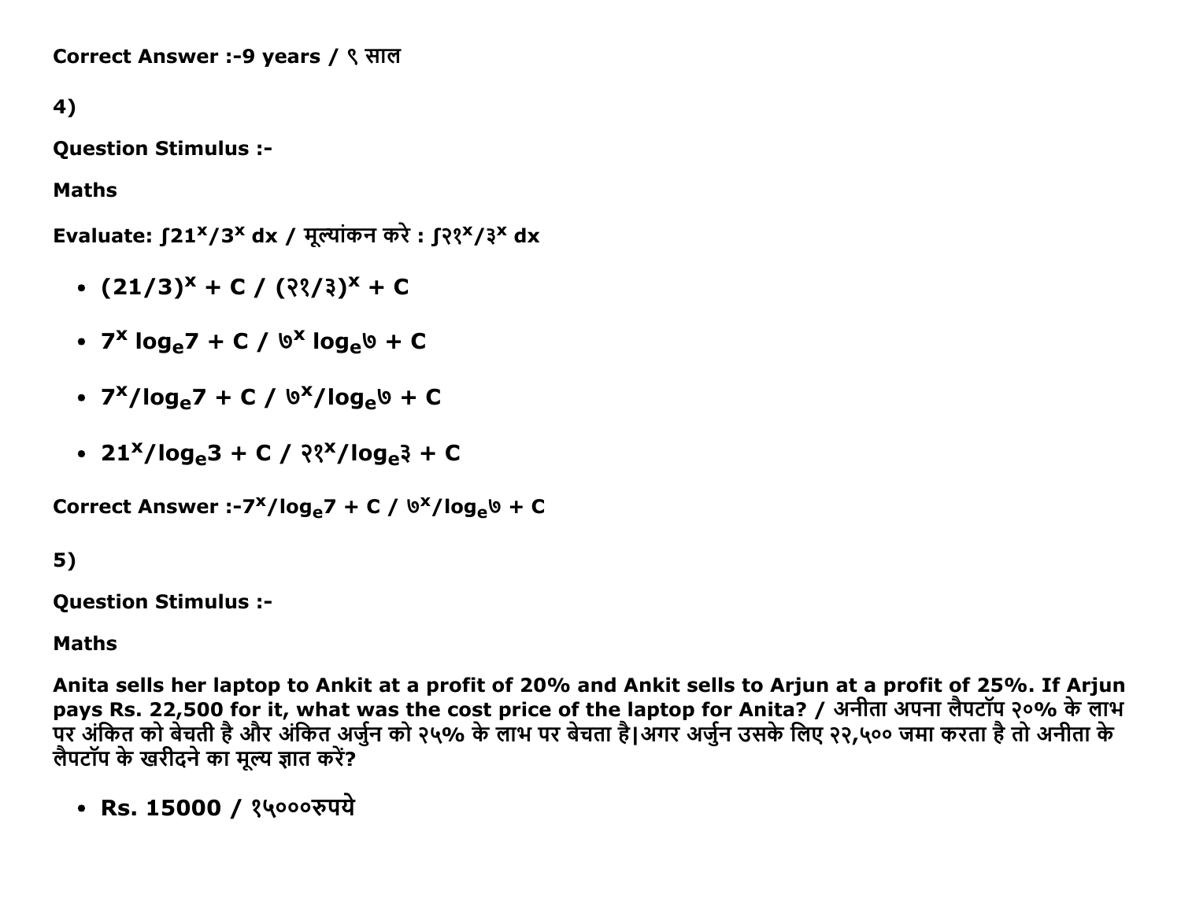Correct Answer :-9 years / ९ साल

4)

**Question Stimulus :-**

**Maths**

**Evaluate: $\int 21^x/3^x\, dx$ / मूल्यांकन करे : $\int$२१$^x$/३$^x$ dx**

- $(21/3)^x + C$ / (२१/३)$^x$ + C
- $7^x \log_e 7 + C$ / ७$^x$ log$_e$७ + C
- $7^x/\log_e 7 + C$ / ७$^x$/log$_e$७ + C
- $21^x/\log_e 3 + C$ / २१$^x$/log$_e$३ + C

**Correct Answer :-$7^x/\log_e 7 + C$ / ७$^x$/log$_e$७ + C**

5)

**Question Stimulus :-**

**Maths**

**Anita sells her laptop to Ankit at a profit of 20% and Ankit sells to Arjun at a profit of 25%. If Arjun pays Rs. 22,500 for it, what was the cost price of the laptop for Anita? / अनीता अपना लैपटॉप २०% के लाभ पर अंकित को बेचती है और अंकित अर्जुन को २५% के लाभ पर बेचता है|अगर अर्जुन उसके लिए २२,५०० जमा करता है तो अनीता के लैपटॉप के खरीदने का मूल्य ज्ञात करें?**

- Rs. 15000 / १५०००रुपये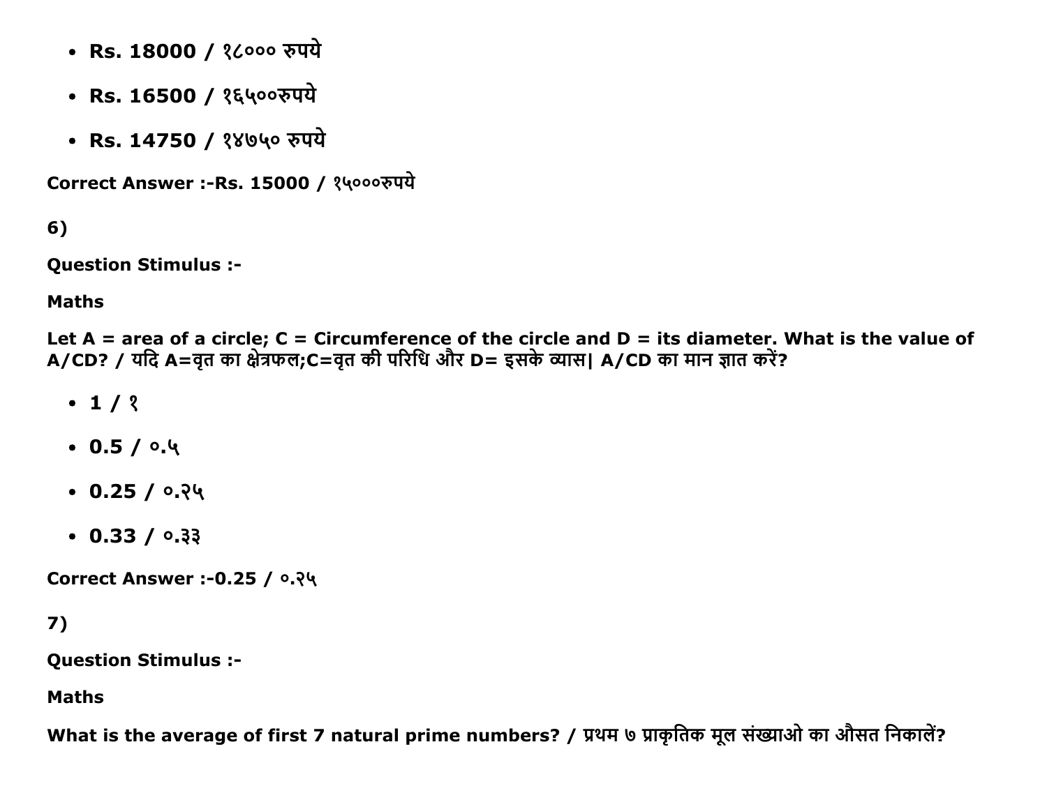- **Rs. 18000 / १८००० रुपये**
- **Rs. 16500 / १६५००रुपये**
- **Rs. 14750 / १४७५० रुपये**

**Correct Answer :-Rs. 15000 / १५०००रुपये**

**6)**

**Question Stimulus :-**

**Maths**

**Let A = area of a circle; C = Circumference of the circle and D = its diameter. What is the value of A/CD? / यदि A=वृत का क्षेत्रफल;C=वृत की परिधि और D= इसके व्यास| A/CD का मान ज्ञात करें?**

- **1 / १**
- **0.5 / ०.५**
- **0.25 / ०.२५**
- **0.33 / ०.३३**

**Correct Answer :-0.25 / ०.२५**

**7)**

**Question Stimulus :-**

**Maths**

**What is the average of first 7 natural prime numbers? / प्रथम ७ प्राकृतिक मूल संख्याओ का औसत निकालें?**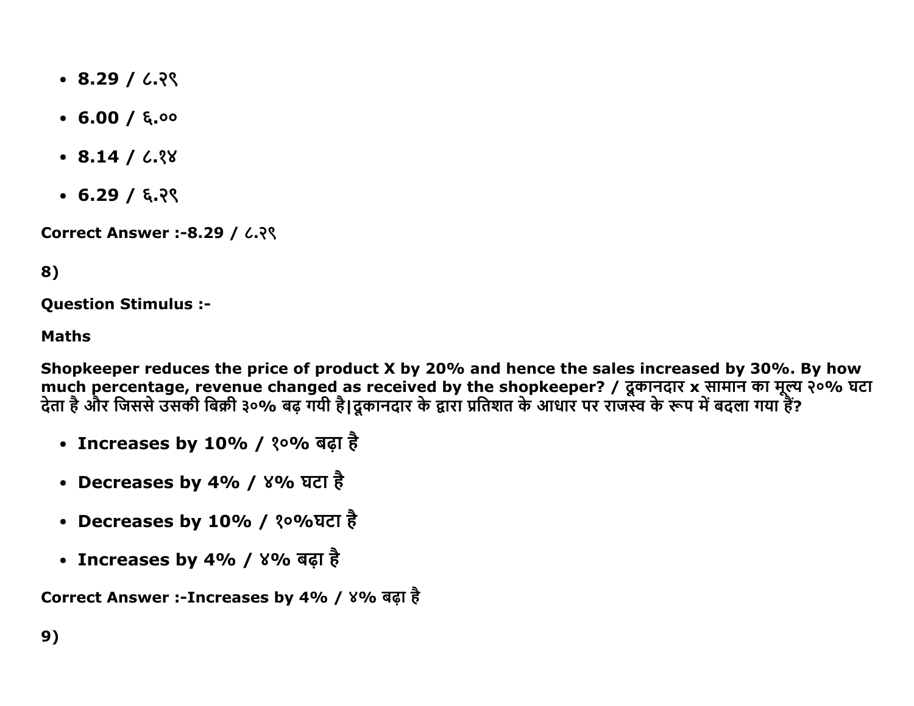- **8.29 / ८.२९**
- **6.00 / ६.००**
- **8.14 / ८.१४**
- **6.29 / ६.२९**

**Correct Answer :-8.29 / ८.२९**

**8)**

**Question Stimulus :-**

**Maths**

**Shopkeeper reduces the price of product X by 20% and hence the sales increased by 30%. By how much percentage, revenue changed as received by the shopkeeper? / दूकानदार x सामान का मूल्य २०% घटा देता है और जिससे उसकी बिक्री ३०% बढ़ गयी है|दूकानदार के द्वारा प्रतिशत के आधार पर राजस्व के रूप में बदला गया हैं?**

- **Increases by 10% / १०% बढ़ा है**
- **Decreases by 4% / ४% घटा है**
- **Decreases by 10% / १०%घटा है**
- **Increases by 4% / ४% बढ़ा है**

**Correct Answer :-Increases by 4% / ४% बढ़ा है**

**9)**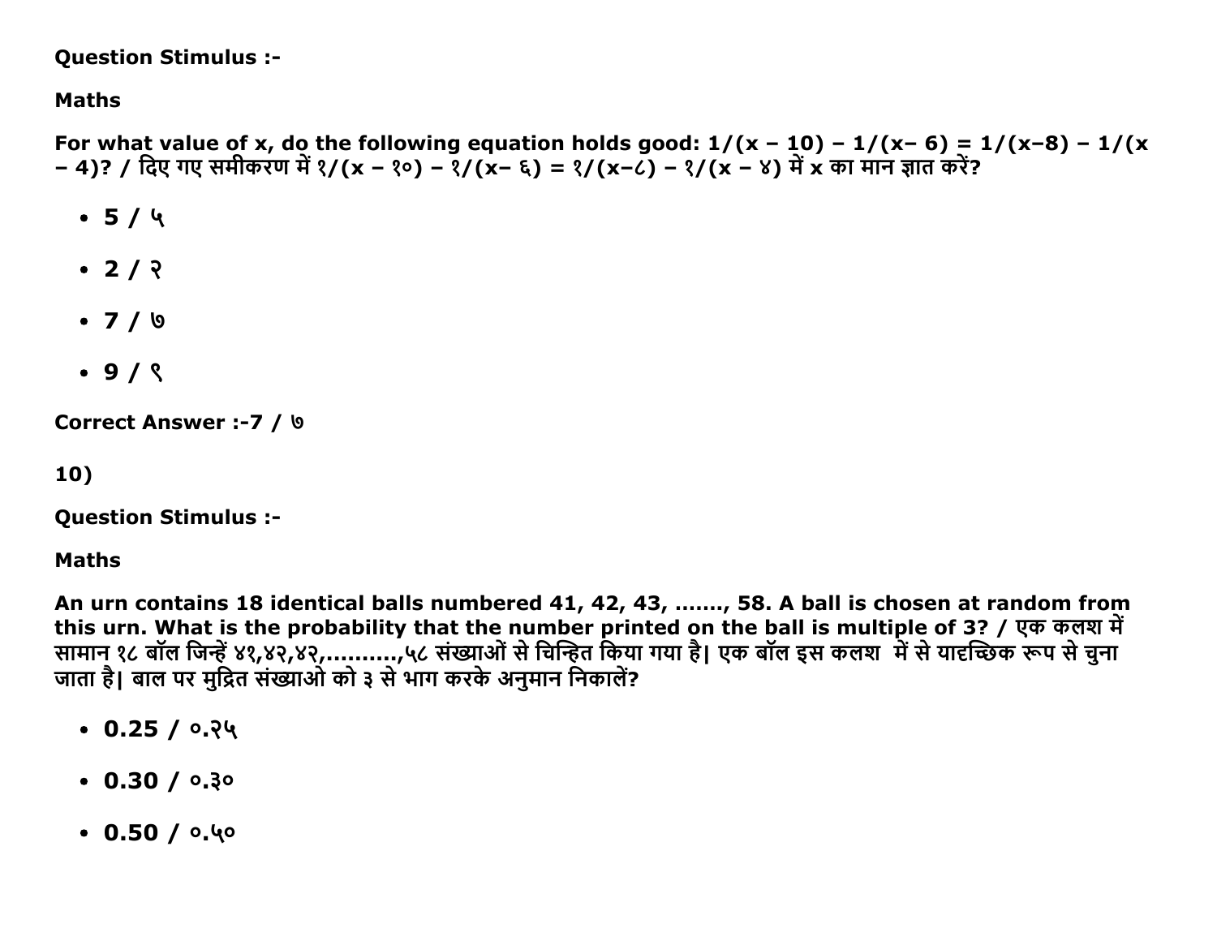**Question Stimulus :-**

**Maths**

**For what value of x, do the following equation holds good: 1/(x – 10) – 1/(x– 6) = 1/(x–8) – 1/(x – 4)? / दिए गए समीकरण में १/(x – १०) – १/(x– ६) = १/(x–८) – १/(x – ४) में x का मान ज्ञात करें?**

- **5 / ५**
- **2 / २**
- **7 / ७**
- **9 / ९**

**Correct Answer :-7 / ७**

**10)**

**Question Stimulus :-**

**Maths**

**An urn contains 18 identical balls numbered 41, 42, 43, ......., 58. A ball is chosen at random from this urn. What is the probability that the number printed on the ball is multiple of 3? / एक कलश में सामान १८ बॉल जिन्हें ४१,४२,४२,..........,५८ संख्याओं से चिन्हित किया गया है| एक बॉल इस कलश में से यादृच्छिक रूप से चुना जाता है| बाल पर मुद्रित संख्याओ को ३ से भाग करके अनुमान निकालें?**

- **0.25 / ०.२५**
- **0.30 / ०.३०**
- **0.50 / ०.५०**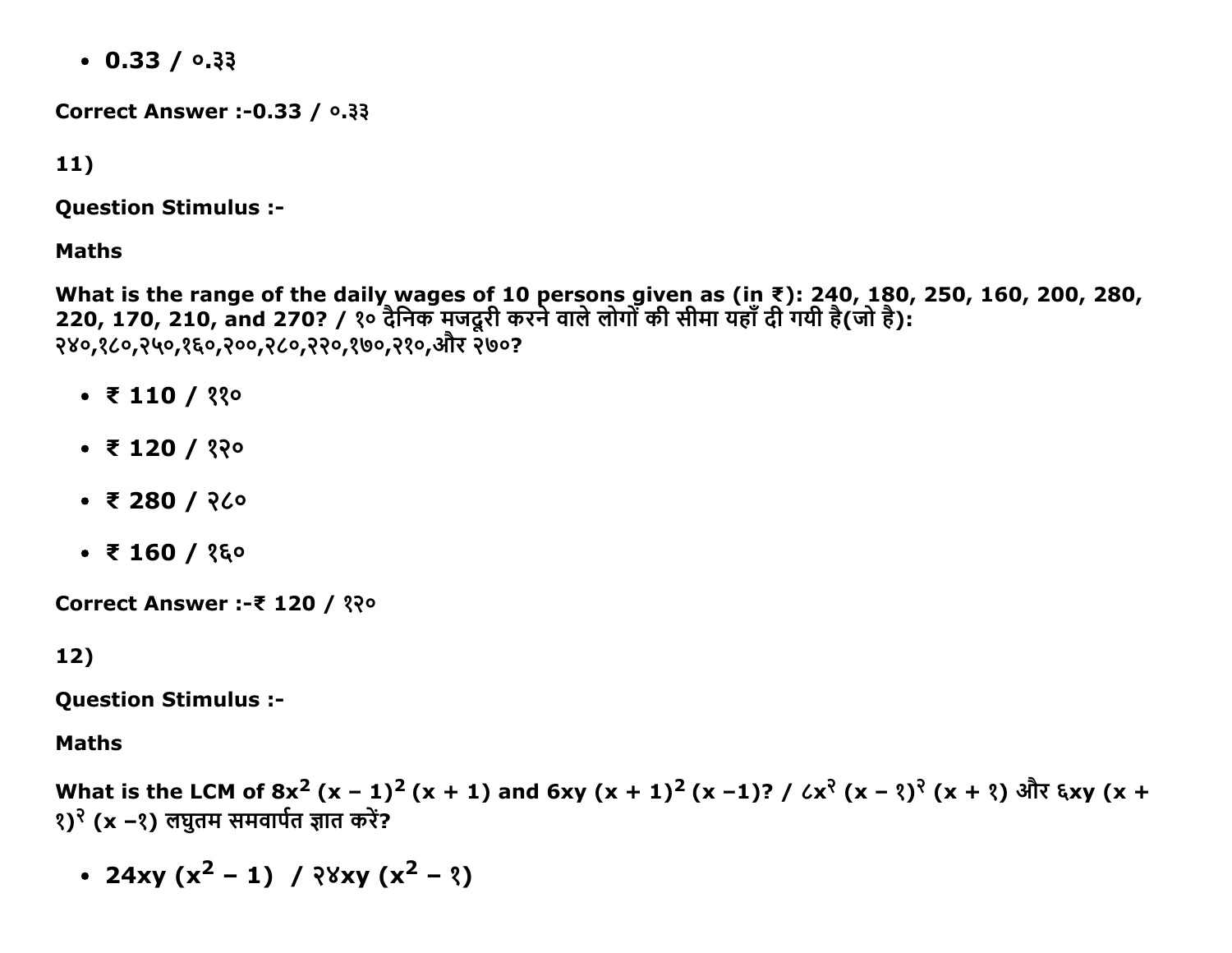- 0.33 / ०.३३

**Correct Answer :-0.33 / ०.३३**

**11)**

**Question Stimulus :-**

**Maths**

**What is the range of the daily wages of 10 persons given as (in ₹): 240, 180, 250, 160, 200, 280, 220, 170, 210, and 270? / १० दैनिक मजदूरी करने वाले लोगों की सीमा यहाँ दी गयी है(जो है): २४०,१८०,२५०,१६०,२००,२८०,२२०,१७०,२१०,और २७०?**

- ₹ 110 / ११०
- ₹ 120 / १२०
- ₹ 280 / २८०
- ₹ 160 / १६०

**Correct Answer :-₹ 120 / १२०**

**12)**

**Question Stimulus :-**

**Maths**

**What is the LCM of $8x^2 (x - 1)^2 (x + 1)$ and $6xy (x + 1)^2 (x - 1)$? / $८x^२ (x - १)^२ (x + १)$ और $६xy (x + १)^२ (x - १)$ लघुतम समवार्पत ज्ञात करें?**

- $24xy (x^2 - 1)$ / $२४xy (x^2 - १)$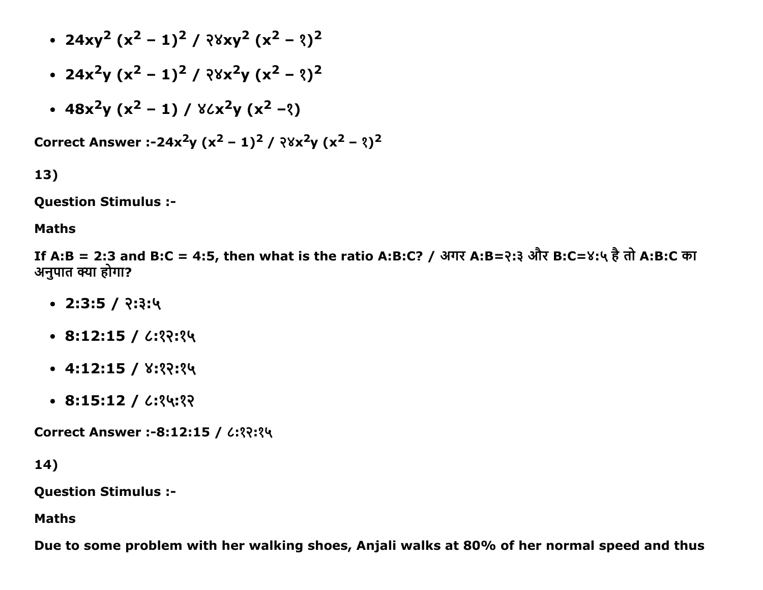- $24xy^2 (x^2 - 1)^2$ / २४$xy^2$ ($x^2$ – १)$^2$
- $24x^2y (x^2 - 1)^2$ / २४$x^2y$ ($x^2$ – १)$^2$
- $48x^2y (x^2 - 1)$ / ४८$x^2y$ ($x^2$ –१)

**Correct Answer :-$24x^2y (x^2 - 1)^2$ / २४$x^2y$ ($x^2$ – १)$^2$**

**13)**

**Question Stimulus :-**

**Maths**

**If A:B = 2:3 and B:C = 4:5, then what is the ratio A:B:C? / अगर A:B=२:३ और B:C=४:५ है तो A:B:C का अनुपात क्या होगा?**

- **2:3:5 / २:३:५**
- **8:12:15 / ८:१२:१५**
- **4:12:15 / ४:१२:१५**
- **8:15:12 / ८:१५:१२**

**Correct Answer :-8:12:15 / ८:१२:१५**

**14)**

**Question Stimulus :-**

**Maths**

**Due to some problem with her walking shoes, Anjali walks at 80% of her normal speed and thus**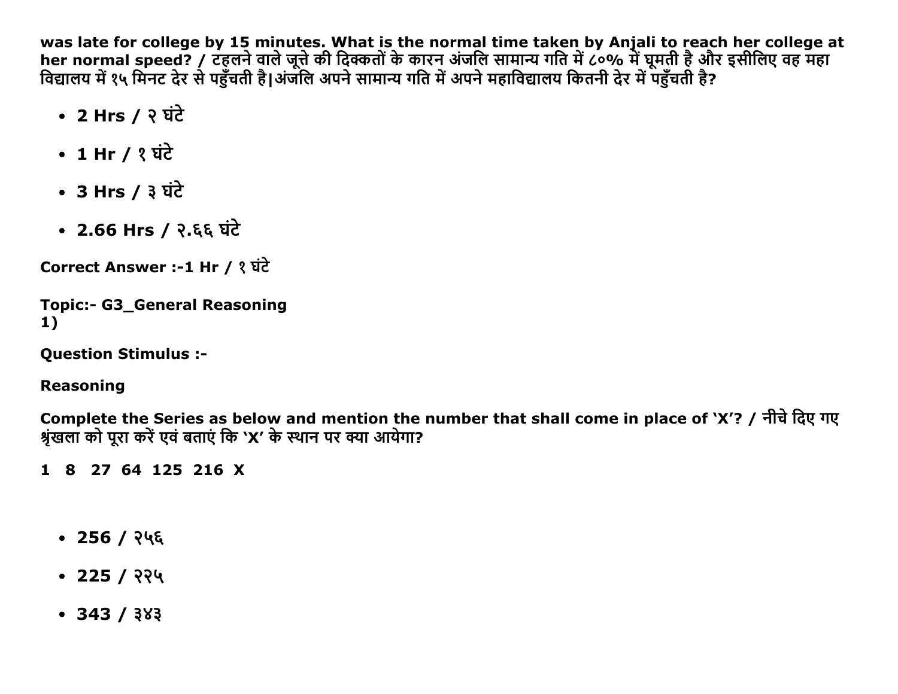was late for college by 15 minutes. What is the normal time taken by Anjali to reach her college at her normal speed? / टहलने वाले जूत्ते की दिक्कतों के कारन अंजलि सामान्य गति में ८०% में घूमती है और इसीलिए वह महा विद्यालय में १५ मिनट देर से पहुँचती है|अंजलि अपने सामान्य गति में अपने महाविद्यालय कितनी देर में पहुँचती है?

- **2 Hrs / २ घंटे**
- **1 Hr / १ घंटे**
- **3 Hrs / ३ घंटे**
- **2.66 Hrs / २.६६ घंटे**

**Correct Answer :-1 Hr / १ घंटे**

**Topic:- G3_General Reasoning**
**1)**

**Question Stimulus :-**

**Reasoning**

**Complete the Series as below and mention the number that shall come in place of 'X'? / नीचे दिए गए श्रृंखला को पूरा करें एवं बताएं कि 'X' के स्थान पर क्या आयेगा?**

**1 8 27 64 125 216 X**

- **256 / २५६**
- **225 / २२५**
- **343 / ३४३**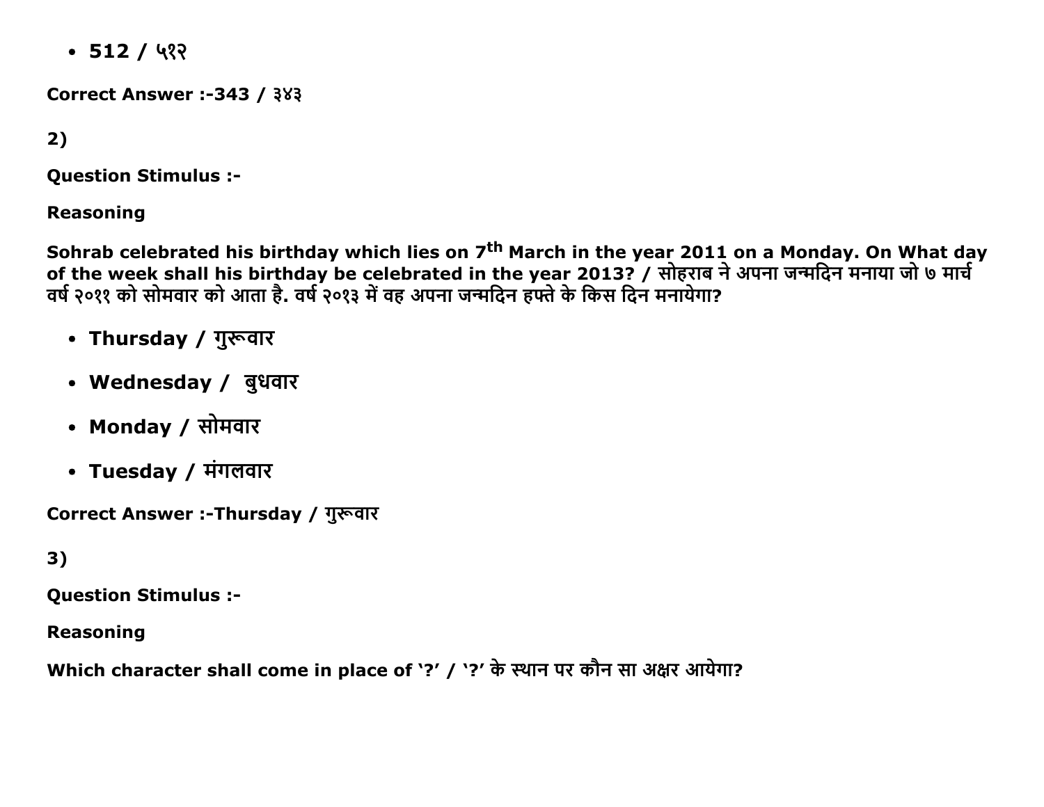- 512 / ५१२

Correct Answer :-343 / ३४३

2)

Question Stimulus :-

**Reasoning**

**Sohrab celebrated his birthday which lies on 7th March in the year 2011 on a Monday. On What day of the week shall his birthday be celebrated in the year 2013? / सोहराब ने अपना जन्मदिन मनाया जो ७ मार्च वर्ष २०११ को सोमवार को आता है. वर्ष २०१३ में वह अपना जन्मदिन हफ्ते के किस दिन मनायेगा?**

- Thursday / गुरूवार
- Wednesday / बुधवार
- Monday / सोमवार
- Tuesday / मंगलवार

Correct Answer :-Thursday / गुरूवार

3)

Question Stimulus :-

**Reasoning**

**Which character shall come in place of '?' / '?' के स्थान पर कौन सा अक्षर आयेगा?**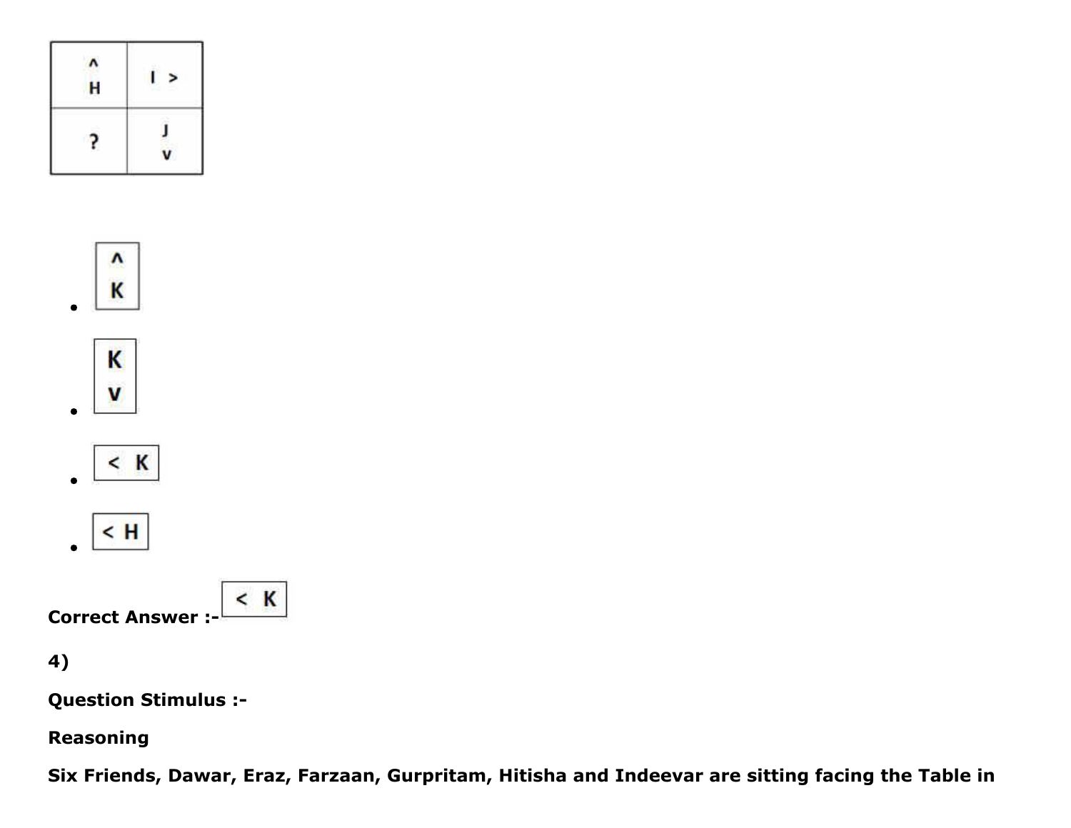| ^<br>H | I > |
|---|---|
| ? | J<br>v |

- ^<br>K
- K<br>v
- < K
- < H

**Correct Answer :-** < K

**4)**

**Question Stimulus :-**

**Reasoning**

**Six Friends, Dawar, Eraz, Farzaan, Gurpritam, Hitisha and Indeevar are sitting facing the Table in**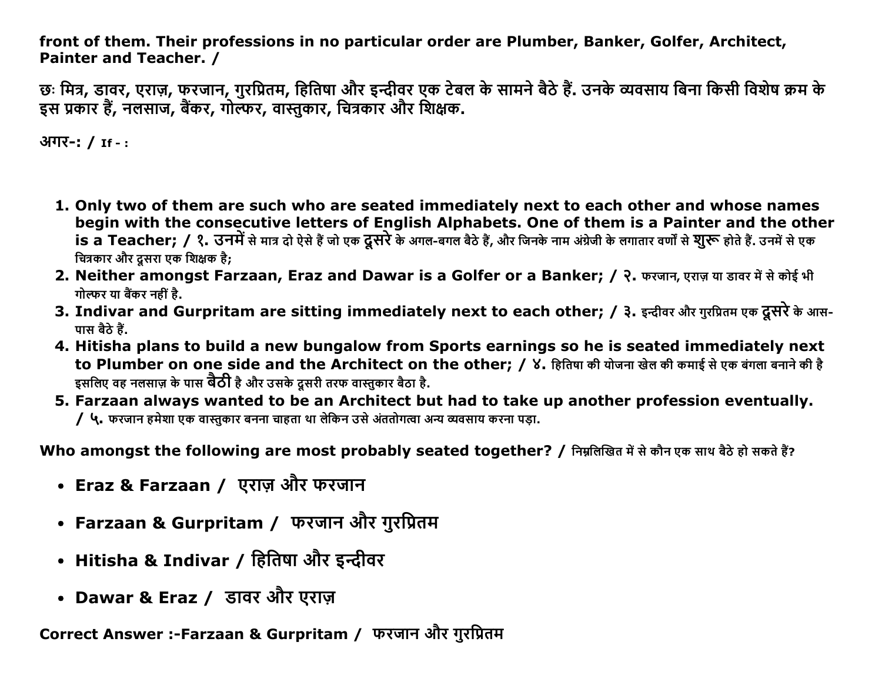**front of them. Their professions in no particular order are Plumber, Banker, Golfer, Architect, Painter and Teacher. /**

**छः मित्र, डावर, एराज़, फरजान, गुरप्रितम, हितिषा और इन्दीवर एक टेबल के सामने बैठे हैं. उनके व्यवसाय बिना किसी विशेष क्रम के इस प्रकार हैं, नलसाज, बैंकर, गोल्फर, वास्तुकार, चित्रकार और शिक्षक.**

**अगर-: / If - :**

1. **Only two of them are such who are seated immediately next to each other and whose names begin with the consecutive letters of English Alphabets. One of them is a Painter and the other is a Teacher; / १. उनमें** से मात्र दो ऐसे हैं जो एक **दूसरे** के अगल-बगल बैठे हैं, और जिनके नाम अंग्रेजी के लगातार वर्णों से **शुरू** होते हैं. उनमें से एक चित्रकार और दूसरा एक शिक्षक है;
2. **Neither amongst Farzaan, Eraz and Dawar is a Golfer or a Banker; / २.** फरजान, एराज़ या डावर में से कोई भी गोल्फर या बैंकर नहीं है.
3. **Indivar and Gurpritam are sitting immediately next to each other; / ३.** इन्दीवर और गुरप्रितम एक **दूसरे** के आस-पास बैठे हैं.
4. **Hitisha plans to build a new bungalow from Sports earnings so he is seated immediately next to Plumber on one side and the Architect on the other; / ४.** हितिषा की योजना खेल की कमाई से एक बंगला बनाने की है इसलिए वह नलसाज़ के पास **बैठी** है और उसके दूसरी तरफ वास्तुकार बैठा है.
5. **Farzaan always wanted to be an Architect but had to take up another profession eventually. / ५.** फरजान हमेशा एक वास्तुकार बनना चाहता था लेकिन उसे अंततोगत्वा अन्य व्यवसाय करना पड़ा.

**Who amongst the following are most probably seated together? /** निम्नलिखित में से कौन एक साथ बैठे हो सकते हैं?

- **Eraz & Farzaan / एराज़ और फरजान**
- **Farzaan & Gurpritam / फरजान और गुरप्रितम**
- **Hitisha & Indivar / हितिषा और इन्दीवर**
- **Dawar & Eraz / डावर और एराज़**

**Correct Answer :-Farzaan & Gurpritam / फरजान और गुरप्रितम**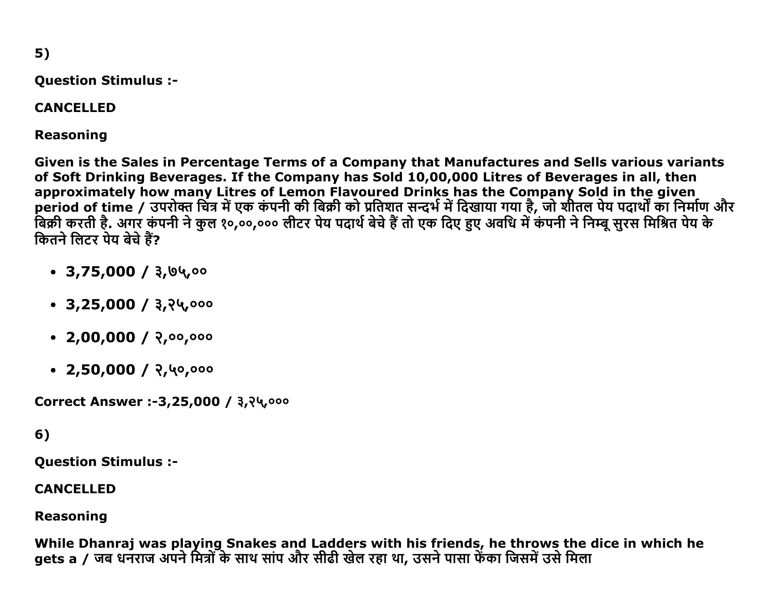5)

**Question Stimulus :-**

**CANCELLED**

**Reasoning**

**Given is the Sales in Percentage Terms of a Company that Manufactures and Sells various variants of Soft Drinking Beverages. If the Company has Sold 10,00,000 Litres of Beverages in all, then approximately how many Litres of Lemon Flavoured Drinks has the Company Sold in the given period of time / उपरोक्त चित्र में एक कंपनी की बिक्री को प्रतिशत सन्दर्भ में दिखाया गया है, जो शीतल पेय पदार्थों का निर्माण और बिक्री करती है. अगर कंपनी ने कुल १०,००,००० लीटर पेय पदार्थ बेचे हैं तो एक दिए हुए अवधि में कंपनी ने निम्बू सुरस मिश्रित पेय के कितने लिटर पेय बेचे हैं?**

- **3,75,000 / ३,७५,००**
- **3,25,000 / ३,२५,०००**
- **2,00,000 / २,००,०००**
- **2,50,000 / २,५०,०००**

**Correct Answer :-3,25,000 / ३,२५,०००**

6)

**Question Stimulus :-**

**CANCELLED**

**Reasoning**

**While Dhanraj was playing Snakes and Ladders with his friends, he throws the dice in which he gets a / जब धनराज अपने मित्रों के साथ सांप और सीढी खेल रहा था, उसने पासा फेंका जिसमें उसे मिला**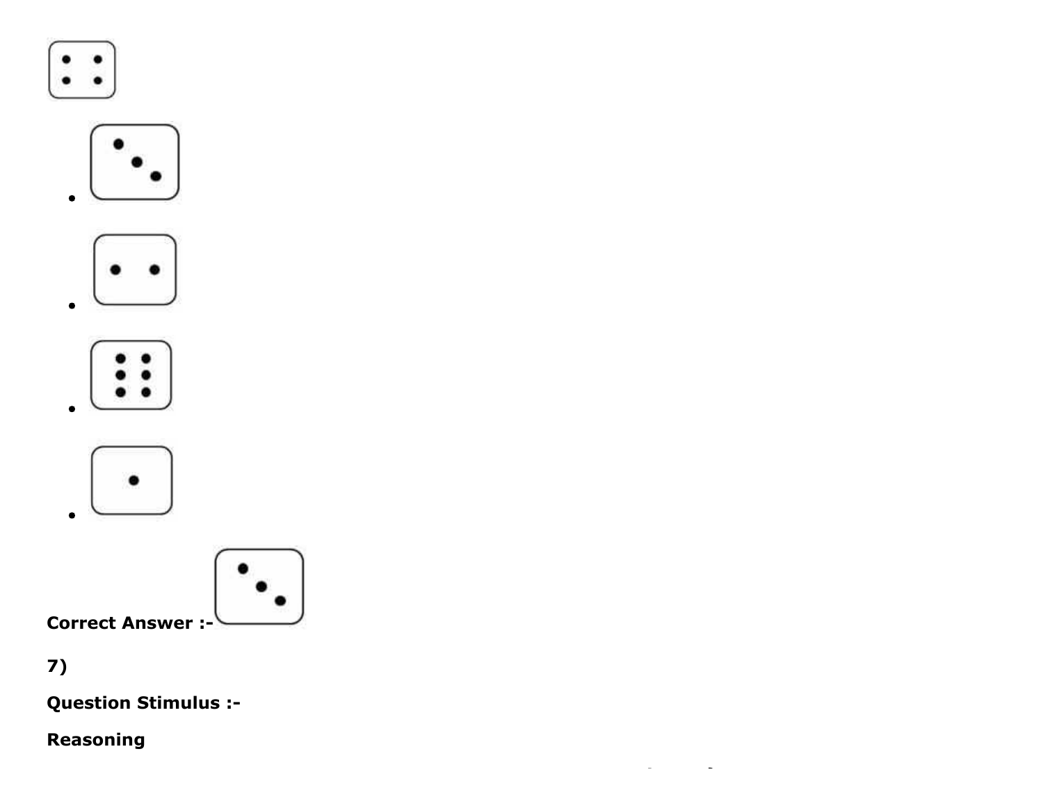- 
- 
- 
- 

**Correct Answer :-**

**7)**

**Question Stimulus :-**

**Reasoning**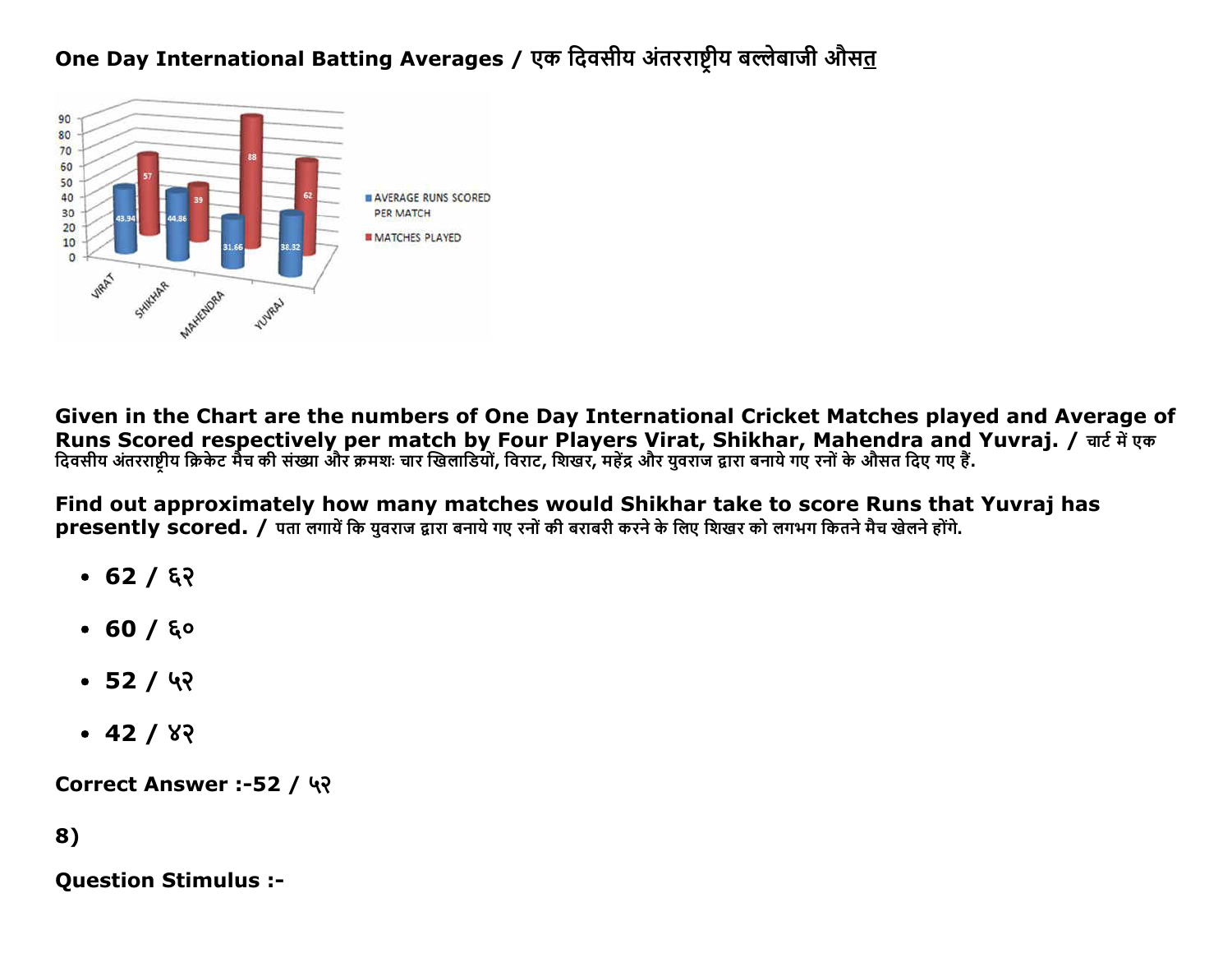**One Day International Batting Averages / एक दिवसीय अंतरराष्ट्रीय बल्लेबाजी औसत**

| | VIRAT | SHIKHAR | MAHENDRA | YUVRAJ |
|---|---|---|---|---|
| AVERAGE RUNS SCORED PER MATCH | 43.94 | 44.86 | 31.66 | 38.32 |
| MATCHES PLAYED | 57 | 39 | 88 | 62 |

**Given in the Chart are the numbers of One Day International Cricket Matches played and Average of Runs Scored respectively per match by Four Players Virat, Shikhar, Mahendra and Yuvraj. /** चार्ट में एक दिवसीय अंतरराष्ट्रीय क्रिकेट मैच की संख्या और क्रमशः चार खिलाडियों, विराट, शिखर, महेंद्र और युवराज द्वारा बनाये गए रनों के औसत दिए गए हैं.

**Find out approximately how many matches would Shikhar take to score Runs that Yuvraj has presently scored. /** पता लगायें कि युवराज द्वारा बनाये गए रनों की बराबरी करने के लिए शिखर को लगभग कितने मैच खेलने होंगे.

- **62 / ६२**
- **60 / ६०**
- **52 / ५२**
- **42 / ४२**

**Correct Answer :-52 / ५२**

**8)**

**Question Stimulus :-**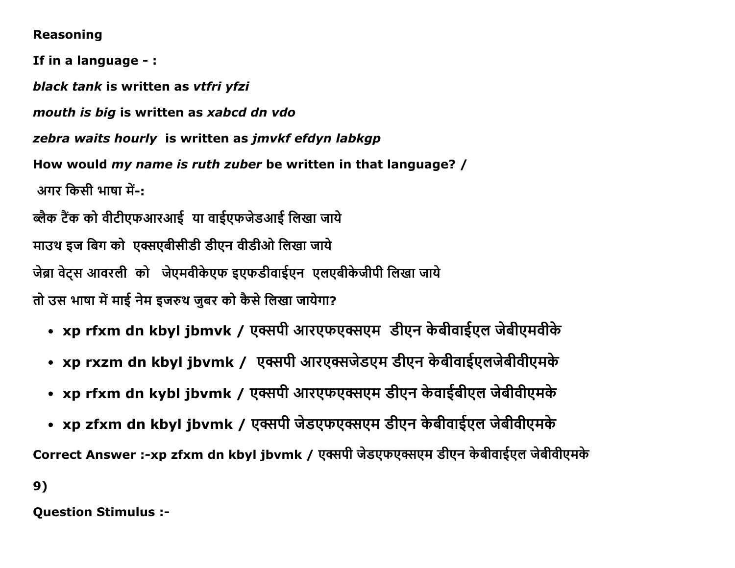**Reasoning**

**If in a language - :**

***black tank*** **is written as** ***vtfri yfzi***

***mouth is big*** **is written as** ***xabcd dn vdo***

***zebra waits hourly*** **is written as** ***jmvkf efdyn labkgp***

**How would** ***my name is ruth zuber*** **be written in that language? /**

**अगर किसी भाषा में-:**

**ब्लैक टैंक को वीटीएफआरआई या वाईएफजेडआई लिखा जाये**

**माउथ इज बिग को एक्सएबीसीडी डीएन वीडीओ लिखा जाये**

**जेब्रा वेट्स आवरली को जेएमवीकेएफ इएफडीवाईएन एलएबीकेजीपी लिखा जाये**

**तो उस भाषा में माई नेम इजरुथ जुबर को कैसे लिखा जायेगा?**

- **xp rfxm dn kbyl jbmvk / एक्सपी आरएफएक्सएम डीएन केबीवाईएल जेबीएमवीके**
- **xp rxzm dn kbyl jbvmk / एक्सपी आरएक्सजेडएम डीएन केबीवाईएलजेबीवीएमके**
- **xp rfxm dn kybl jbvmk / एक्सपी आरएफएक्सएम डीएन केवाईबीएल जेबीवीएमके**
- **xp zfxm dn kbyl jbvmk / एक्सपी जेडएफएक्सएम डीएन केबीवाईएल जेबीवीएमके**

**Correct Answer :-xp zfxm dn kbyl jbvmk / एक्सपी जेडएफएक्सएम डीएन केबीवाईएल जेबीवीएमके**

**9)**

**Question Stimulus :-**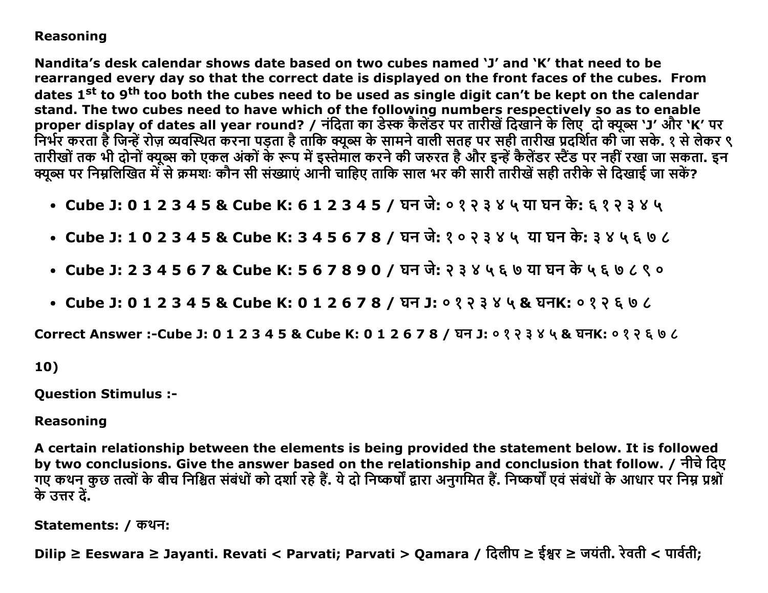**Reasoning**

**Nandita's desk calendar shows date based on two cubes named 'J' and 'K' that need to be rearranged every day so that the correct date is displayed on the front faces of the cubes. From dates 1st to 9th too both the cubes need to be used as single digit can't be kept on the calendar stand. The two cubes need to have which of the following numbers respectively so as to enable proper display of dates all year round? / नंदिता का डेस्क कैलेंडर पर तारीखें दिखाने के लिए दो क्यूब्स 'J' और 'K' पर निर्भर करता है जिन्हें रोज़ व्यवस्थित करना पड़ता है ताकि क्यूब्स के सामने वाली सतह पर सही तारीख प्रदर्शित की जा सके. १ से लेकर ९ तारीखों तक भी दोनों क्यूब्स को एकल अंकों के रूप में इस्तेमाल करने की जरुरत है और इन्हें कैलेंडर स्टैंड पर नहीं रखा जा सकता. इन क्यूब्स पर निम्नलिखित में से क्रमशः कौन सी संख्याएं आनी चाहिए ताकि साल भर की सारी तारीखें सही तरीके से दिखाई जा सकें?**

- **Cube J: 0 1 2 3 4 5 & Cube K: 6 1 2 3 4 5 / घन जे: ० १ २ ३ ४ ५ या घन के: ६ १ २ ३ ४ ५**
- **Cube J: 1 0 2 3 4 5 & Cube K: 3 4 5 6 7 8 / घन जे: १ ० २ ३ ४ ५ या घन के: ३ ४ ५ ६ ७ ८**
- **Cube J: 2 3 4 5 6 7 & Cube K: 5 6 7 8 9 0 / घन जे: २ ३ ४ ५ ६ ७ या घन के ५ ६ ७ ८ ९ ०**
- **Cube J: 0 1 2 3 4 5 & Cube K: 0 1 2 6 7 8 / घन J: ० १ २ ३ ४ ५ & घनK: ० १ २ ६ ७ ८**

**Correct Answer :-Cube J: 0 1 2 3 4 5 & Cube K: 0 1 2 6 7 8 / घन J: ० १ २ ३ ४ ५ & घनK: ० १ २ ६ ७ ८**

**10)**

**Question Stimulus :-**

**Reasoning**

**A certain relationship between the elements is being provided the statement below. It is followed by two conclusions. Give the answer based on the relationship and conclusion that follow. / नीचे दिए गए कथन कुछ तत्वों के बीच निश्चित संबंधों को दर्शा रहे हैं. ये दो निष्कर्षों द्वारा अनुगमित हैं. निष्कर्षों एवं संबंधों के आधार पर निम्न प्रश्नों के उत्तर दें.**

**Statements: / कथन:**

**Dilip ≥ Eeswara ≥ Jayanti. Revati < Parvati; Parvati > Qamara / दिलीप ≥ ईश्वर ≥ जयंती. रेवती < पार्वती;**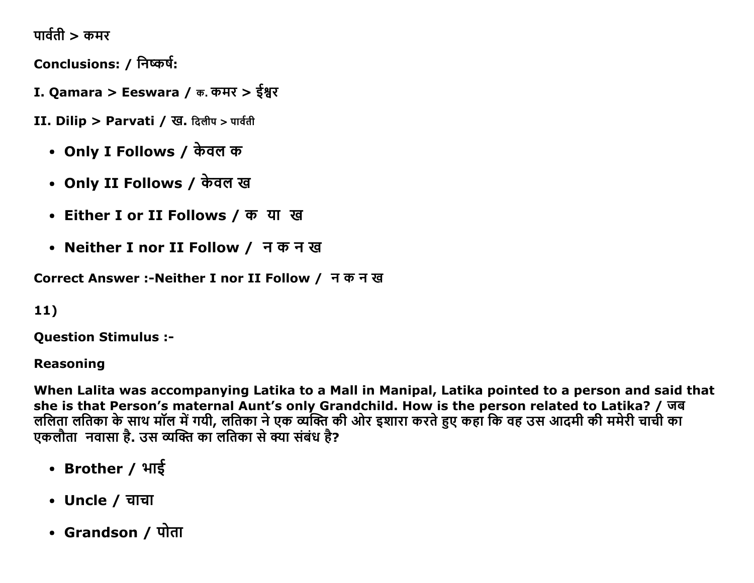पार्वती > कमर

**Conclusions: / निष्कर्ष:**

**I. Qamara > Eeswara / क. कमर > ईश्वर**

**II. Dilip > Parvati / ख. दिलीप > पार्वती**

- **Only I Follows / केवल क**
- **Only II Follows / केवल ख**
- **Either I or II Follows / क या ख**
- **Neither I nor II Follow / न क न ख**

**Correct Answer :-Neither I nor II Follow / न क न ख**

**11)**

**Question Stimulus :-**

**Reasoning**

**When Lalita was accompanying Latika to a Mall in Manipal, Latika pointed to a person and said that she is that Person's maternal Aunt's only Grandchild. How is the person related to Latika? / जब ललिता लतिका के साथ मॉल में गयी, लतिका ने एक व्यक्ति की ओर इशारा करते हुए कहा कि वह उस आदमी की ममेरी चाची का एकलौता नवासा है. उस व्यक्ति का लतिका से क्या संबंध है?**

- **Brother / भाई**
- **Uncle / चाचा**
- **Grandson / पोता**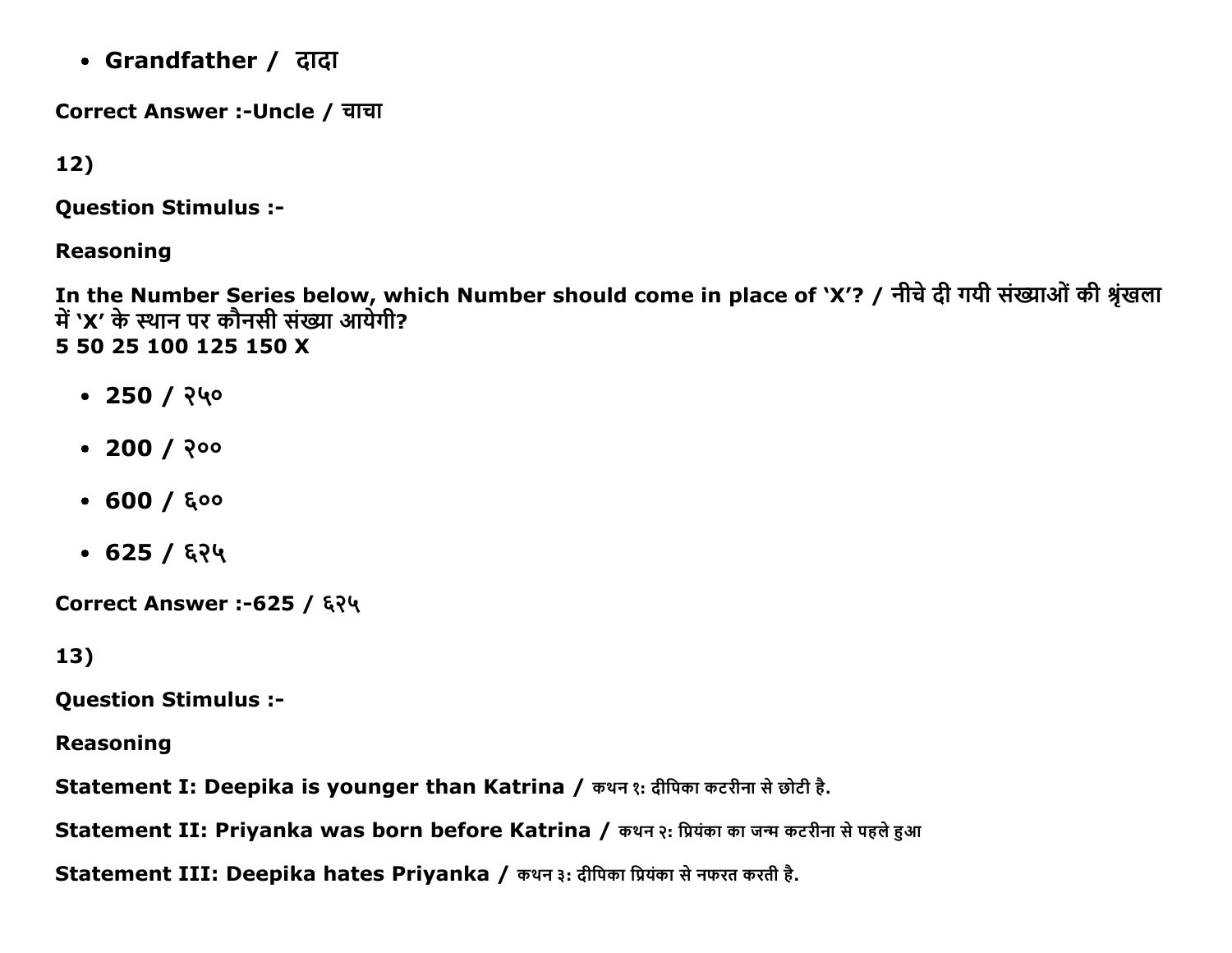- **Grandfather / दादा**

**Correct Answer :-Uncle / चाचा**

**12)**

**Question Stimulus :-**

**Reasoning**

**In the Number Series below, which Number should come in place of 'X'? / नीचे दी गयी संख्याओं की श्रृंखला में 'X' के स्थान पर कौनसी संख्या आयेगी?**
**5 50 25 100 125 150 X**

- **250 / २५०**
- **200 / २००**
- **600 / ६००**
- **625 / ६२५**

**Correct Answer :-625 / ६२५**

**13)**

**Question Stimulus :-**

**Reasoning**

**Statement I: Deepika is younger than Katrina /** कथन १: दीपिका कटरीना से छोटी है.

**Statement II: Priyanka was born before Katrina /** कथन २: प्रियंका का जन्म कटरीना से पहले हुआ

**Statement III: Deepika hates Priyanka /** कथन ३: दीपिका प्रियंका से नफरत करती है.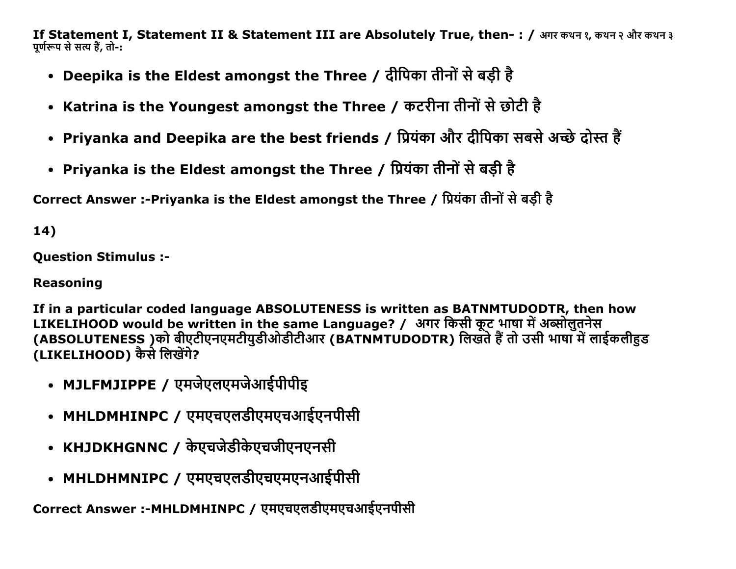**If Statement I, Statement II & Statement III are Absolutely True, then- : / अगर कथन १, कथन २ और कथन ३ पूर्णरूप से सत्य हैं, तो-:**

- **Deepika is the Eldest amongst the Three / दीपिका तीनों से बड़ी है**
- **Katrina is the Youngest amongst the Three / कटरीना तीनों से छोटी है**
- **Priyanka and Deepika are the best friends / प्रियंका और दीपिका सबसे अच्छे दोस्त हैं**
- **Priyanka is the Eldest amongst the Three / प्रियंका तीनों से बड़ी है**

**Correct Answer :-Priyanka is the Eldest amongst the Three / प्रियंका तीनों से बड़ी है**

**14)**

**Question Stimulus :-**

**Reasoning**

**If in a particular coded language ABSOLUTENESS is written as BATNMTUDODTR, then how LIKELIHOOD would be written in the same Language? / अगर किसी कूट भाषा में अब्सोलुतनेस (ABSOLUTENESS )को बीएटीएनएमटीयुडीओडीटीआर (BATNMTUDODTR) लिखते हैं तो उसी भाषा में लाईकलीहुड (LIKELIHOOD) कैसे लिखेंगे?**

- **MJLFMJIPPE / एमजेएलएमजेआईपीपीइ**
- **MHLDMHINPC / एमएचएलडीएमएचआईएनपीसी**
- **KHJDKHGNNC / केएचजेडीकेएचजीएनएनसी**
- **MHLDHMNIPC / एमएचएलडीएचएमएनआईपीसी**

**Correct Answer :-MHLDMHINPC / एमएचएलडीएमएचआईएनपीसी**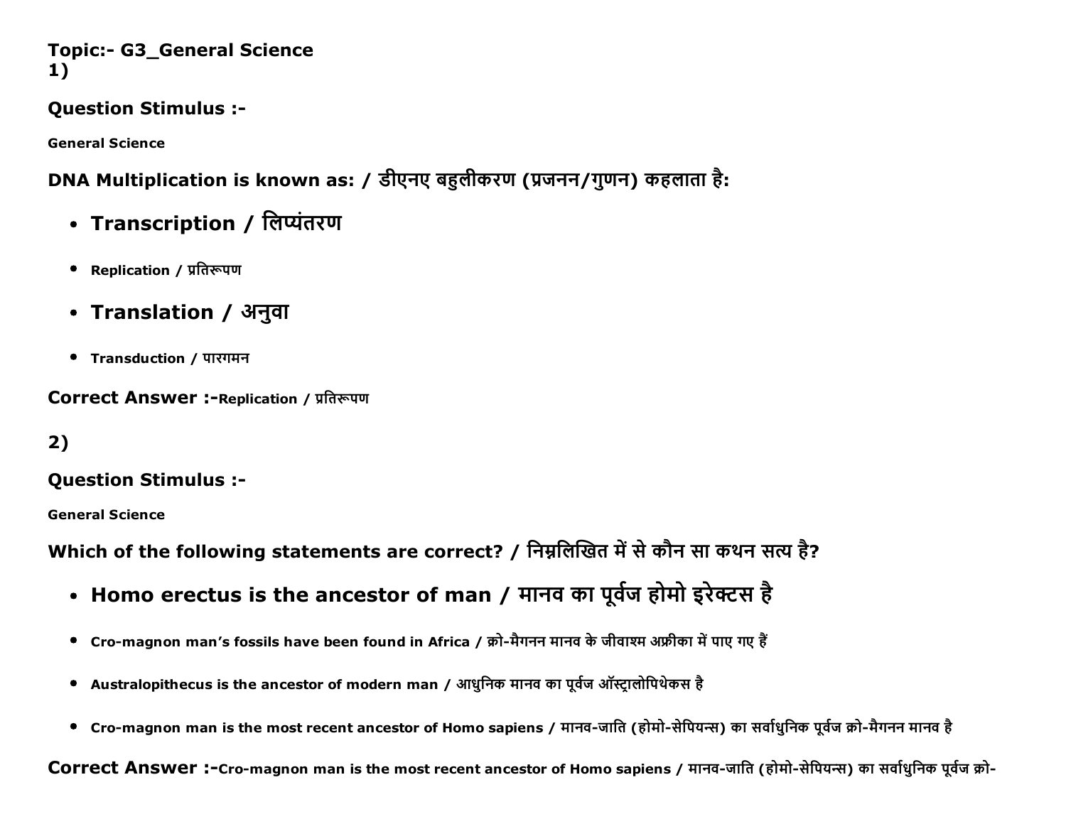**Topic:- G3_General Science**
**1)**

**Question Stimulus :-**

**General Science**

**DNA Multiplication is known as: / डीएनए बहुलीकरण (प्रजनन/गुणन) कहलाता है:**

- **Transcription / लिप्यंतरण**
- **Replication / प्रतिरूपण**
- **Translation / अनुवा**
- **Transduction / पारगमन**

**Correct Answer :-Replication / प्रतिरूपण**

**2)**

**Question Stimulus :-**

**General Science**

**Which of the following statements are correct? / निम्नलिखित में से कौन सा कथन सत्य है?**

- **Homo erectus is the ancestor of man / मानव का पूर्वज होमो इरेक्टस है**
- **Cro-magnon man's fossils have been found in Africa / क्रो-मैगनन मानव के जीवाश्म अफ्रीका में पाए गए हैं**
- **Australopithecus is the ancestor of modern man / आधुनिक मानव का पूर्वज ऑस्ट्रालोपिथेकस है**
- **Cro-magnon man is the most recent ancestor of Homo sapiens / मानव-जाति (होमो-सेपियन्स) का सर्वाधुनिक पूर्वज क्रो-मैगनन मानव है**

**Correct Answer :-Cro-magnon man is the most recent ancestor of Homo sapiens / मानव-जाति (होमो-सेपियन्स) का सर्वाधुनिक पूर्वज क्रो-**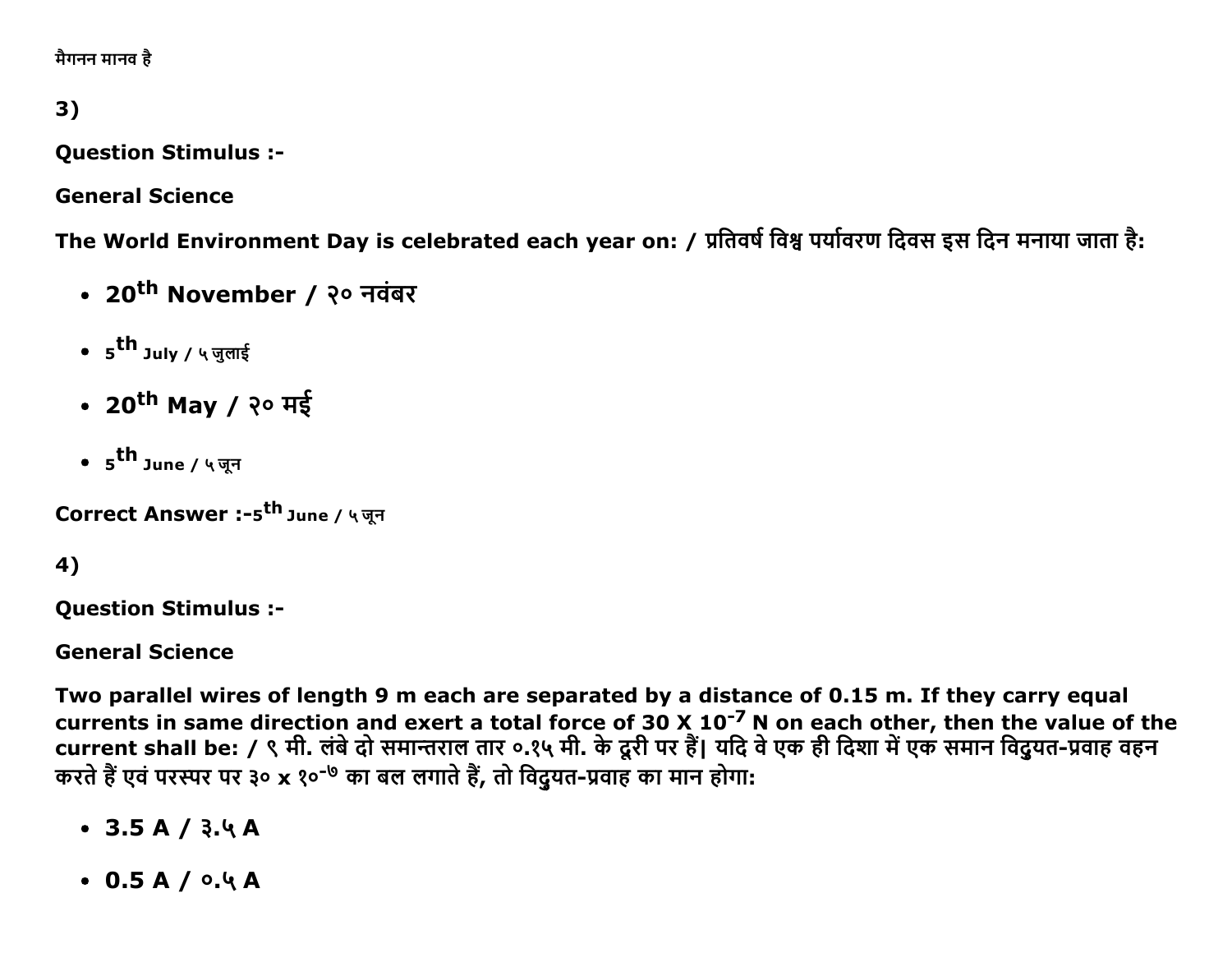मैगनन मानव है

3)

**Question Stimulus :-**

**General Science**

**The World Environment Day is celebrated each year on: / प्रतिवर्ष विश्व पर्यावरण दिवस इस दिन मनाया जाता है:**

- **20$^{th}$ November / २० नवंबर**
- 5$^{th}$ July / ५ जुलाई
- **20$^{th}$ May / २० मई**
- 5$^{th}$ June / ५ जून

**Correct Answer :-**5$^{th}$ June / ५ जून

4)

**Question Stimulus :-**

**General Science**

**Two parallel wires of length 9 m each are separated by a distance of 0.15 m. If they carry equal currents in same direction and exert a total force of 30 X $10^{-7}$ N on each other, then the value of the current shall be: / ९ मी. लंबे दो समान्तराल तार ०.१५ मी. के दूरी पर हैं| यदि वे एक ही दिशा में एक समान विदुयत-प्रवाह वहन करते हैं एवं परस्पर पर ३० x १०$^{-७}$ का बल लगाते हैं, तो विदुयत-प्रवाह का मान होगा:**

- **3.5 A / ३.५ A**
- **0.5 A / ०.५ A**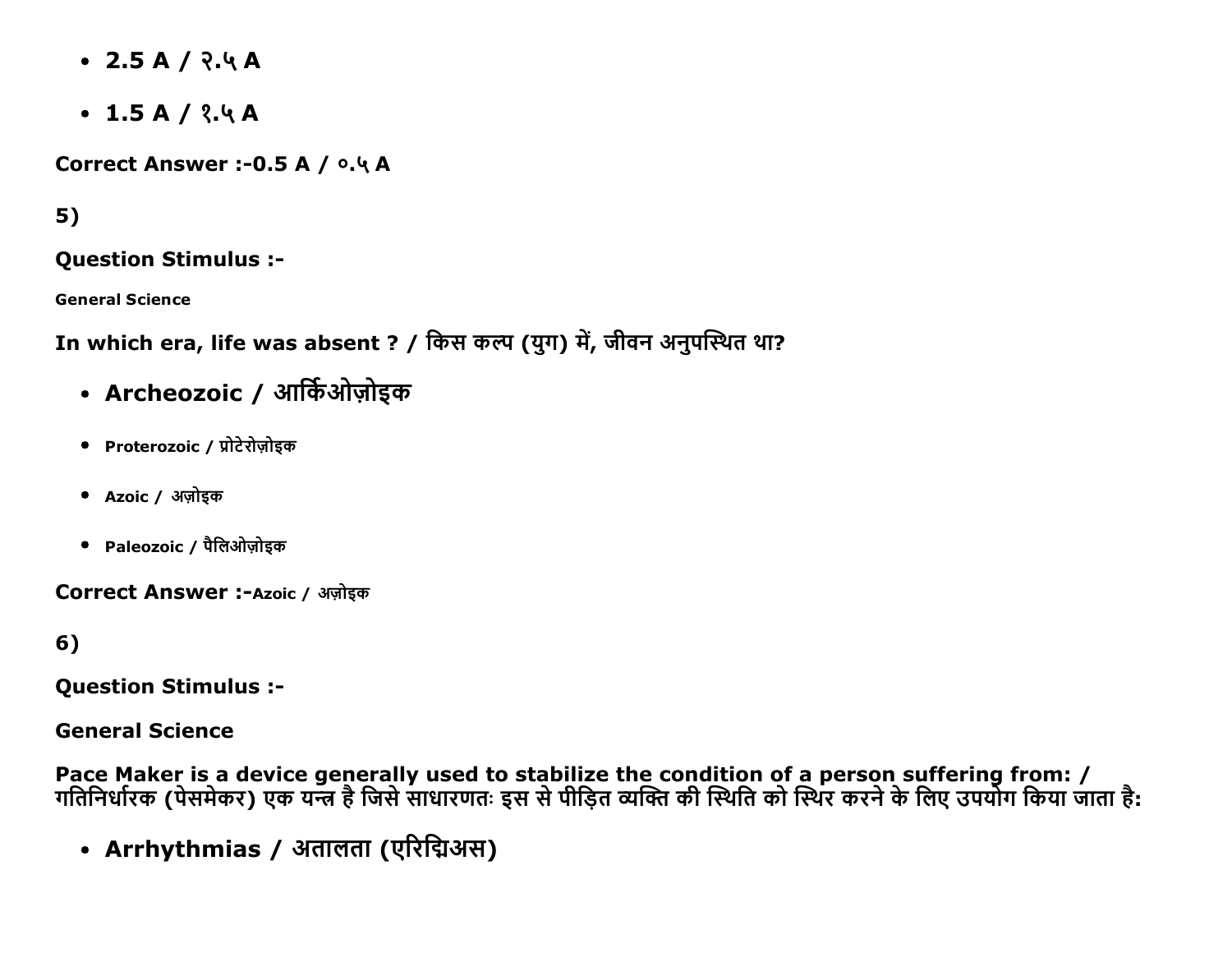- **2.5 A / २.५ A**
- **1.5 A / १.५ A**

**Correct Answer :-0.5 A / ०.५ A**

**5)**

**Question Stimulus :-**

**General Science**

**In which era, life was absent ? / किस कल्प (युग) में, जीवन अनुपस्थित था?**

- **Archeozoic / आर्किओज़ोइक**
- **Proterozoic / प्रोटेरोज़ोइक**
- **Azoic / अज़ोइक**
- **Paleozoic / पैलिओज़ोइक**

**Correct Answer :-Azoic / अज़ोइक**

**6)**

**Question Stimulus :-**

**General Science**

**Pace Maker is a device generally used to stabilize the condition of a person suffering from: / गतिनिर्धारक (पेसमेकर) एक यन्त्र है जिसे साधारणतः इस से पीड़ित व्यक्ति की स्थिति को स्थिर करने के लिए उपयोग किया जाता है:**

- **Arrhythmias / अतालता (एरिद्मिअस)**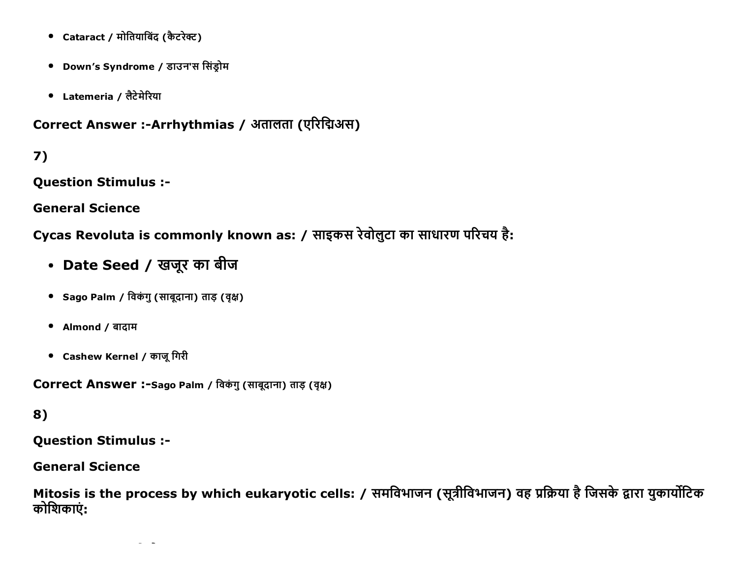- Cataract / मोतियाबिंद (कैटरेक्ट)
- Down's Syndrome / डाउन'स सिंड्रोम
- Latemeria / लैटेमेरिया

**Correct Answer :-Arrhythmias / अतालता (एरिद्मिअस)**

**7)**

**Question Stimulus :-**

**General Science**

**Cycas Revoluta is commonly known as: / साइकस रेवोलुटा का साधारण परिचय है:**

- Date Seed / खजूर का बीज
- Sago Palm / विकंगु (साबूदाना) ताड़ (वृक्ष)
- Almond / बादाम
- Cashew Kernel / काजू गिरी

**Correct Answer :-Sago Palm / विकंगु (साबूदाना) ताड़ (वृक्ष)**

**8)**

**Question Stimulus :-**

**General Science**

**Mitosis is the process by which eukaryotic cells: / समविभाजन (सूत्रीविभाजन) वह प्रक्रिया है जिसके द्वारा युकार्योटिक कोशिकाएं:**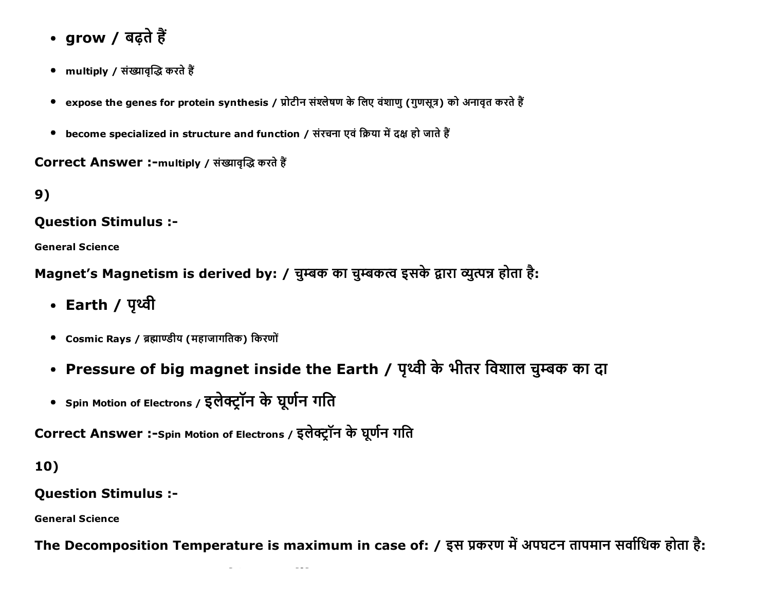- grow / बढ़ते हैं
- multiply / संख्यावृद्धि करते हैं
- expose the genes for protein synthesis / प्रोटीन संश्लेषण के लिए वंशाणु (गुणसूत्र) को अनावृत करते हैं
- become specialized in structure and function / संरचना एवं क्रिया में दक्ष हो जाते हैं

**Correct Answer :-**multiply / संख्यावृद्धि करते हैं

**9)**

**Question Stimulus :-**

**General Science**

**Magnet's Magnetism is derived by: / चुम्बक का चुम्बकत्व इसके द्वारा व्युत्पन्न होता है:**

- Earth / पृथ्वी
- Cosmic Rays / ब्रह्माण्डीय (महाजागतिक) किरणों
- Pressure of big magnet inside the Earth / पृथ्वी के भीतर विशाल चुम्बक का दा
- Spin Motion of Electrons / इलेक्ट्रॉन के घूर्णन गति

**Correct Answer :-**Spin Motion of Electrons / इलेक्ट्रॉन के घूर्णन गति

**10)**

**Question Stimulus :-**

**General Science**

**The Decomposition Temperature is maximum in case of: / इस प्रकरण में अपघटन तापमान सर्वाधिक होता है:**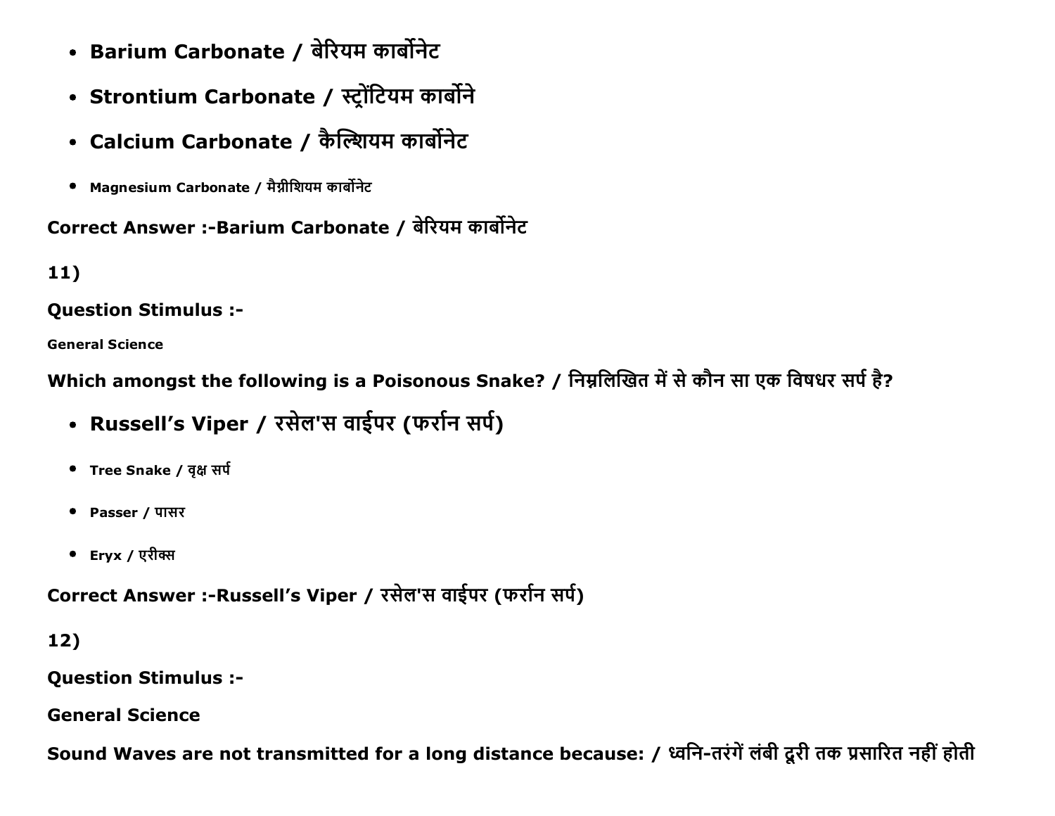- **Barium Carbonate / बेरियम कार्बोनेट**
- **Strontium Carbonate / स्ट्रोंटियम कार्बोने**
- **Calcium Carbonate / कैल्शियम कार्बोनेट**
- **Magnesium Carbonate / मैग्नीशियम कार्बोनेट**

**Correct Answer :-Barium Carbonate / बेरियम कार्बोनेट**

**11)**

**Question Stimulus :-**

**General Science**

**Which amongst the following is a Poisonous Snake? / निम्नलिखित में से कौन सा एक विषधर सर्प है?**

- **Russell's Viper / रसेल'स वाईपर (फर्रान सर्प)**
- **Tree Snake / वृक्ष सर्प**
- **Passer / पासर**
- **Eryx / एरीक्स**

**Correct Answer :-Russell's Viper / रसेल'स वाईपर (फर्रान सर्प)**

**12)**

**Question Stimulus :-**

**General Science**

**Sound Waves are not transmitted for a long distance because: / ध्वनि-तरंगें लंबी दूरी तक प्रसारित नहीं होती**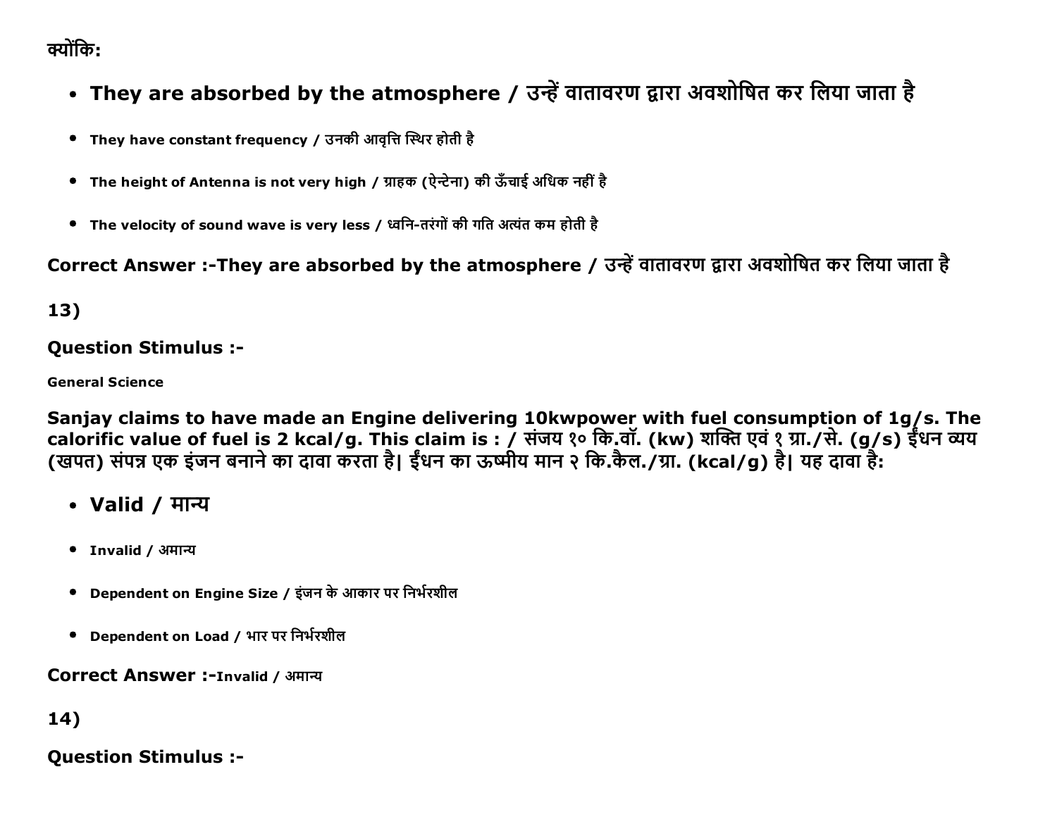क्योंकि:

- **They are absorbed by the atmosphere / उन्हें वातावरण द्वारा अवशोषित कर लिया जाता है**
- They have constant frequency / उनकी आवृत्ति स्थिर होती है
- The height of Antenna is not very high / ग्राहक (ऐन्टेना) की ऊँचाई अधिक नहीं है
- The velocity of sound wave is very less / ध्वनि-तरंगों की गति अत्यंत कम होती है

**Correct Answer :-They are absorbed by the atmosphere / उन्हें वातावरण द्वारा अवशोषित कर लिया जाता है**

**13)**

**Question Stimulus :-**

**General Science**

**Sanjay claims to have made an Engine delivering 10kwpower with fuel consumption of 1g/s. The calorific value of fuel is 2 kcal/g. This claim is : / संजय १० कि.वॉ. (kw) शक्ति एवं १ ग्रा./से. (g/s) ईंधन व्यय (खपत) संपन्न एक इंजन बनाने का दावा करता है| ईंधन का ऊष्मीय मान २ कि.कैल./ग्रा. (kcal/g) है| यह दावा है:**

- **Valid / मान्य**
- Invalid / अमान्य
- Dependent on Engine Size / इंजन के आकार पर निर्भरशील
- Dependent on Load / भार पर निर्भरशील

**Correct Answer :-**Invalid / अमान्य

**14)**

**Question Stimulus :-**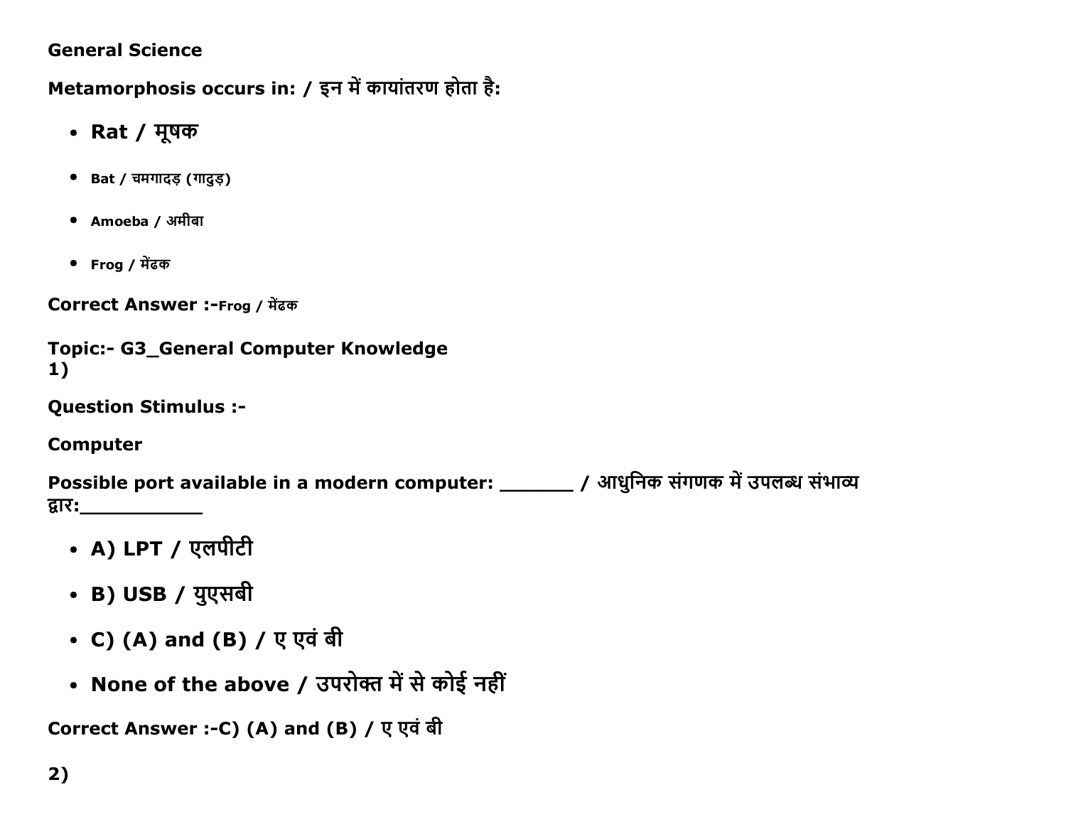**General Science**

**Metamorphosis occurs in: / इन में कायांतरण होता है:**

- **Rat / मूषक**
- **Bat / चमगादड़ (गादुड़)**
- **Amoeba / अमीबा**
- **Frog / मेंढक**

**Correct Answer :-Frog / मेंढक**

**Topic:- G3_General Computer Knowledge**
**1)**

**Question Stimulus :-**

**Computer**

**Possible port available in a modern computer: _______ / आधुनिक संगणक में उपलब्ध संभाव्य द्वार:___________**

- **A) LPT / एलपीटी**
- **B) USB / युएसबी**
- **C) (A) and (B) / ए एवं बी**
- **None of the above / उपरोक्त में से कोई नहीं**

**Correct Answer :-C) (A) and (B) / ए एवं बी**

**2)**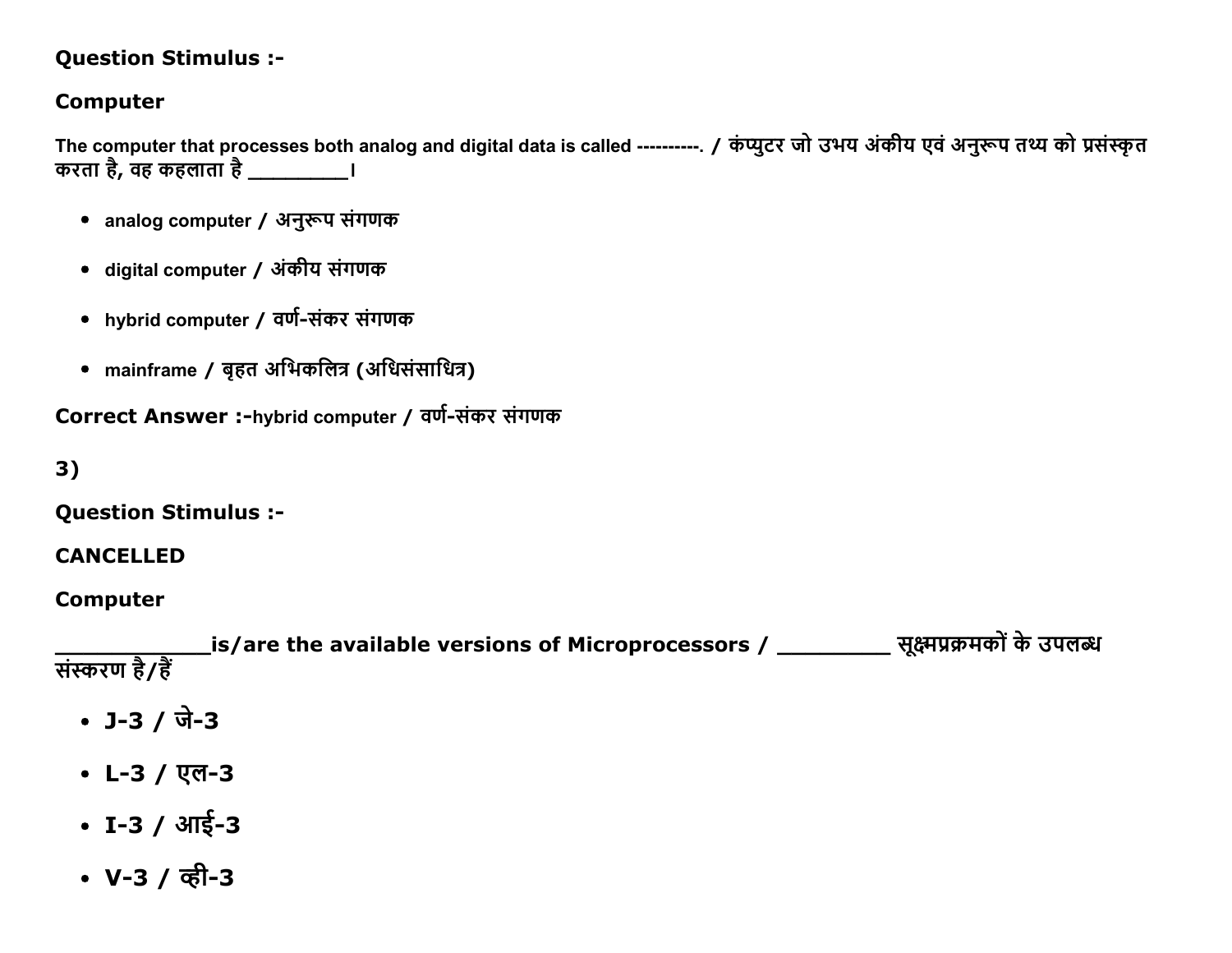**Question Stimulus :-**

**Computer**

The computer that processes both analog and digital data is called ----------. / कंप्युटर जो उभय अंकीय एवं अनुरूप तथ्य को प्रसंस्कृत करता है, वह कहलाता है _________।

- analog computer / अनुरूप संगणक
- digital computer / अंकीय संगणक
- hybrid computer / वर्ण-संकर संगणक
- mainframe / बृहत अभिकलित्र (अधिसंसाधित्र)

**Correct Answer :-**hybrid computer / वर्ण-संकर संगणक

**3)**

**Question Stimulus :-**

**CANCELLED**

**Computer**

____________is/are the available versions of Microprocessors / _________ सूक्ष्मप्रक्रमकों के उपलब्ध संस्करण है/हैं

- J-3 / जे-3
- L-3 / एल-3
- I-3 / आई-3
- V-3 / व्ही-3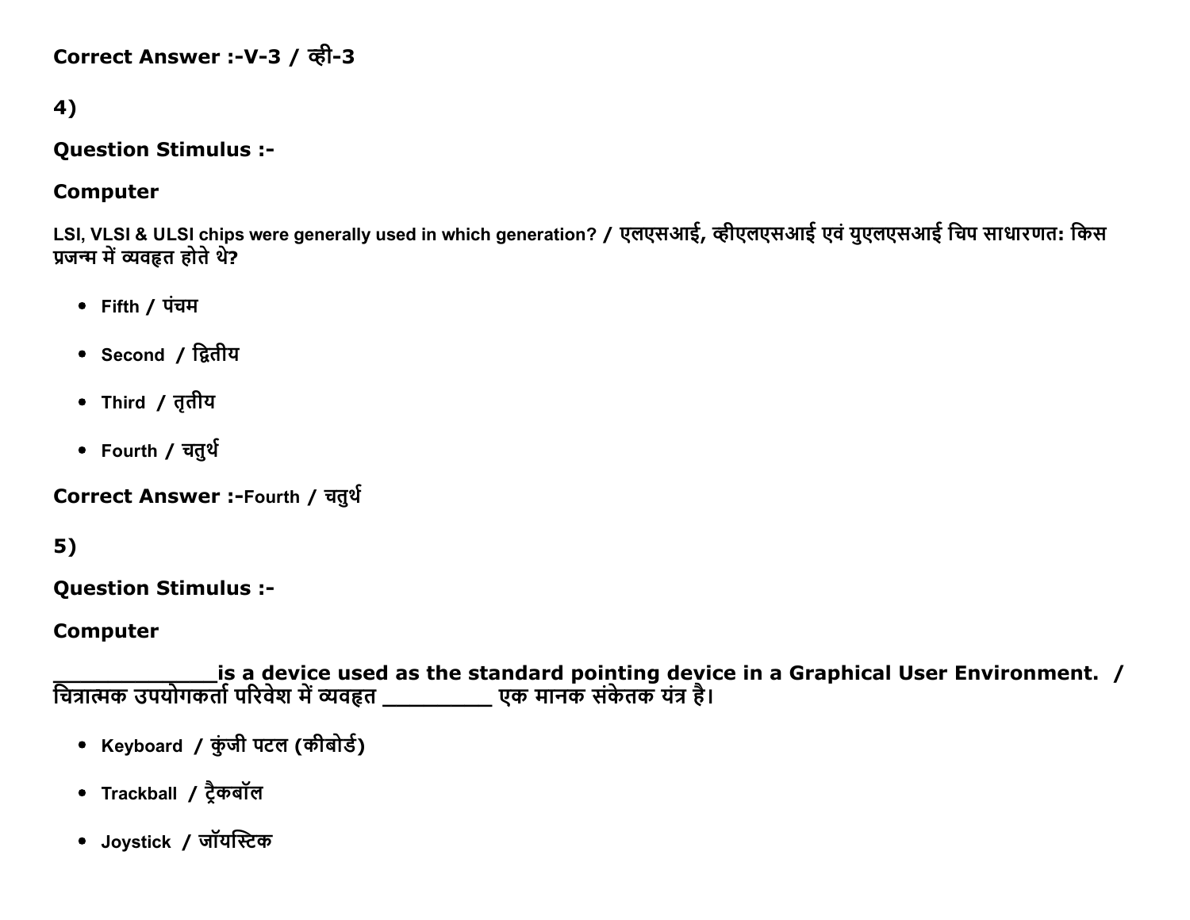**Correct Answer :-V-3 / व्ही-3**

**4)**

**Question Stimulus :-**

**Computer**

**LSI, VLSI & ULSI chips were generally used in which generation? / एलएसआई, व्हीएलएसआई एवं युएलएसआई चिप साधारणतः किस प्रजन्म में व्यवहृत होते थे?**

- Fifth / पंचम
- Second / द्वितीय
- Third / तृतीय
- Fourth / चतुर्थ

**Correct Answer :-Fourth / चतुर्थ**

**5)**

**Question Stimulus :-**

**Computer**

**______________is a device used as the standard pointing device in a Graphical User Environment. / चित्रात्मक उपयोगकर्ता परिवेश में व्यवहृत _________ एक मानक संकेतक यंत्र है।**

- Keyboard / कुंजी पटल (कीबोर्ड)
- Trackball / ट्रैकबॉल
- Joystick / जॉयस्टिक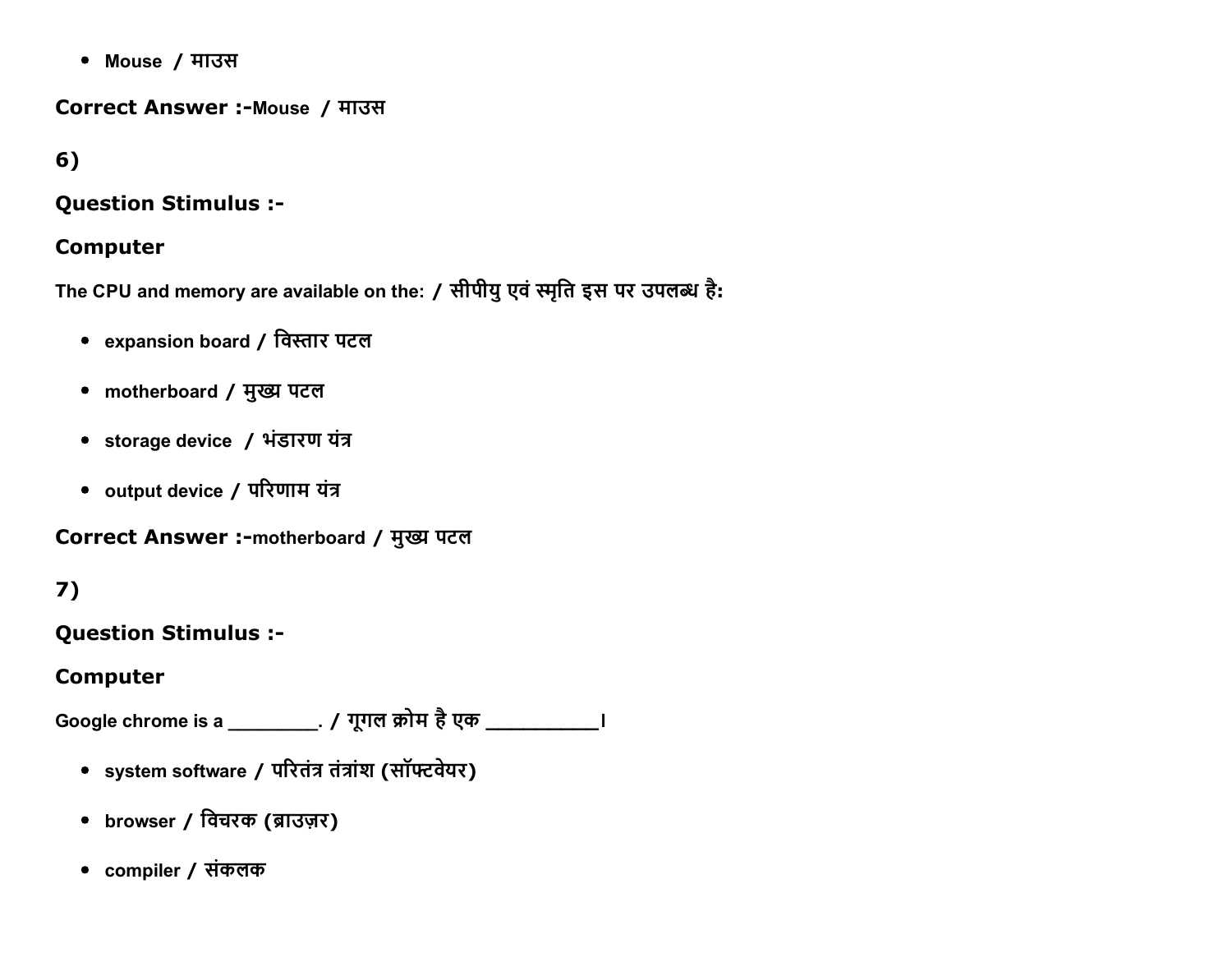- Mouse / माउस

**Correct Answer :-**Mouse / माउस

**6)**

**Question Stimulus :-**

**Computer**

The CPU and memory are available on the: / सीपीयु एवं स्मृति इस पर उपलब्ध है:

- expansion board / विस्तार पटल
- motherboard / मुख्य पटल
- storage device / भंडारण यंत्र
- output device / परिणाम यंत्र

**Correct Answer :-**motherboard / मुख्य पटल

**7)**

**Question Stimulus :-**

**Computer**

Google chrome is a _________. / गूगल क्रोम है एक ___________।

- system software / परितंत्र तंत्रांश (सॉफ्टवेयर)
- browser / विचरक (ब्राउज़र)
- compiler / संकलक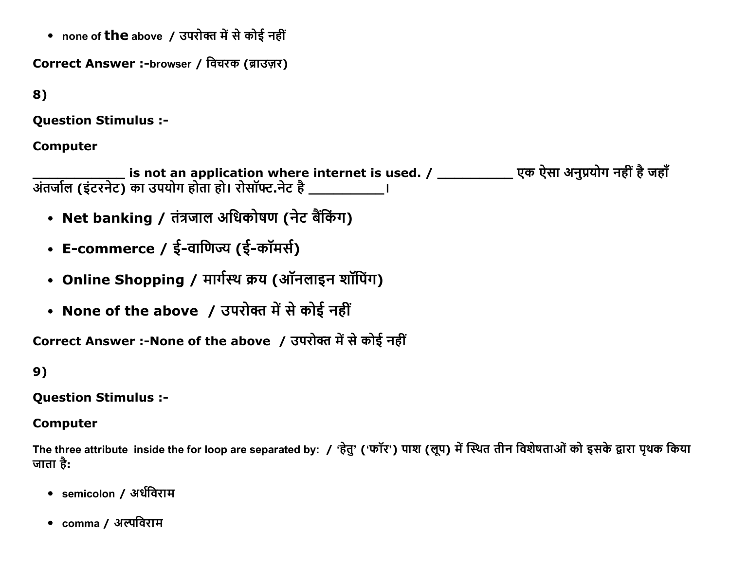- none of **the** above / उपरोक्त में से कोई नहीं

**Correct Answer :-**browser / विचरक (ब्राउज़र)

**8)**

**Question Stimulus :-**

**Computer**

**____________ is not an application where internet is used. / __________ एक ऐसा अनुप्रयोग नहीं है जहाँ अंतर्जाल (इंटरनेट) का उपयोग होता हो। रोसॉफ्ट.नेट है __________।**

- **Net banking / तंत्रजाल अधिकोषण (नेट बैंकिंग)**
- **E-commerce / ई-वाणिज्य (ई-कॉमर्स)**
- **Online Shopping / मार्गस्थ क्रय (ऑनलाइन शॉपिंग)**
- **None of the above / उपरोक्त में से कोई नहीं**

**Correct Answer :-None of the above / उपरोक्त में से कोई नहीं**

**9)**

**Question Stimulus :-**

**Computer**

**The three attribute inside the for loop are separated by: / 'हेतु' ('फॉर') पाश (लूप) में स्थित तीन विशेषताओं को इसके द्वारा पृथक किया जाता है:**

- semicolon / अर्धविराम
- comma / अल्पविराम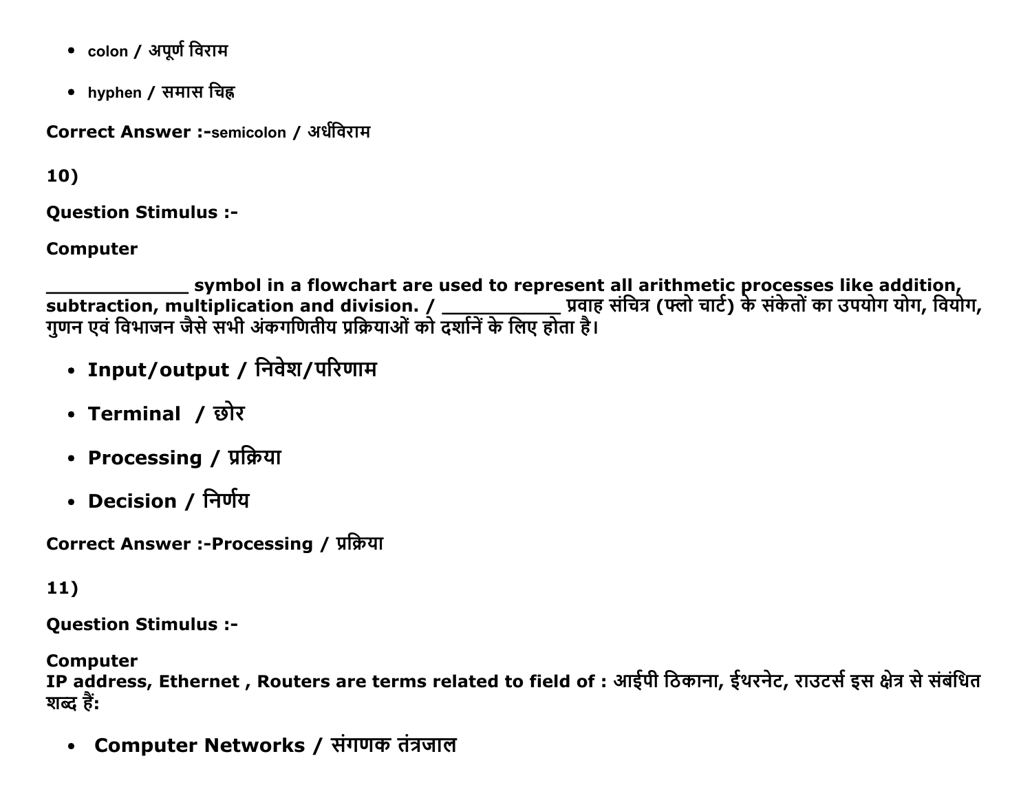- colon / अपूर्ण विराम
- hyphen / समास चिह्न

**Correct Answer :-**semicolon / अर्धविराम

**10)**

**Question Stimulus :-**

**Computer**

**_____________ symbol in a flowchart are used to represent all arithmetic processes like addition, subtraction, multiplication and division. / ___________ प्रवाह संचित्र (फ्लो चार्ट) के संकेतों का उपयोग योग, वियोग, गुणन एवं विभाजन जैसे सभी अंकगणितीय प्रक्रियाओं को दर्शानें के लिए होता है।**

- **Input/output / निवेश/परिणाम**
- **Terminal / छोर**
- **Processing / प्रक्रिया**
- **Decision / निर्णय**

**Correct Answer :-Processing / प्रक्रिया**

**11)**

**Question Stimulus :-**

**Computer**
**IP address, Ethernet , Routers are terms related to field of : आईपी ठिकाना, ईथरनेट, राउटर्स इस क्षेत्र से संबंधित शब्द हैं:**

- **Computer Networks / संगणक तंत्रजाल**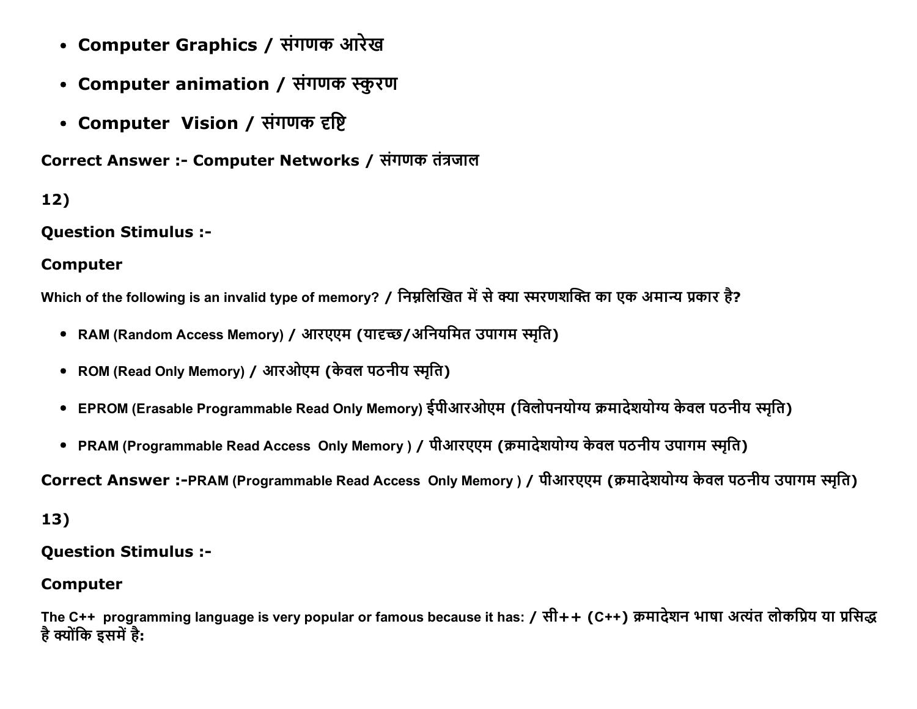- **Computer Graphics / संगणक आरेख**
- **Computer animation / संगणक स्कुरण**
- **Computer  Vision / संगणक दृष्टि**

**Correct Answer :- Computer Networks / संगणक तंत्रजाल**

**12)**

**Question Stimulus :-**

**Computer**

**Which of the following is an invalid type of memory? / निम्नलिखित में से क्या स्मरणशक्ति का एक अमान्य प्रकार है?**

- **RAM (Random Access Memory) / आरएएम (यादृच्छ/अनियमित उपागम स्मृति)**
- **ROM (Read Only Memory) / आरओएम (केवल पठनीय स्मृति)**
- **EPROM (Erasable Programmable Read Only Memory) ईपीआरओएम (विलोपनयोग्य क्रमादेशयोग्य केवल पठनीय स्मृति)**
- **PRAM (Programmable Read Access  Only Memory ) / पीआरएएम (क्रमादेशयोग्य केवल पठनीय उपागम स्मृति)**

**Correct Answer :-PRAM (Programmable Read Access  Only Memory ) / पीआरएएम (क्रमादेशयोग्य केवल पठनीय उपागम स्मृति)**

**13)**

**Question Stimulus :-**

**Computer**

**The C++  programming language is very popular or famous because it has: / सी++ (C++) क्रमादेशन भाषा अत्यंत लोकप्रिय या प्रसिद्ध है क्योंकि इसमें है:**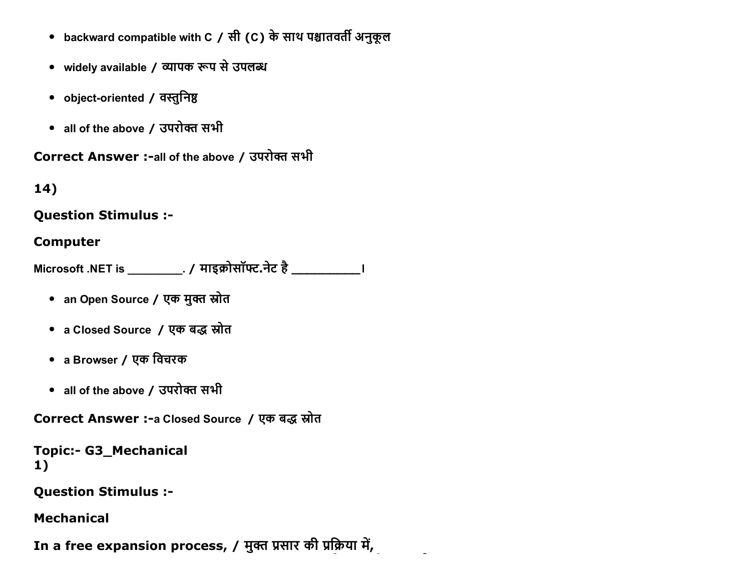- backward compatible with C / सी (C) के साथ पश्चातवर्ती अनुकूल
- widely available / व्यापक रूप से उपलब्ध
- object-oriented / वस्तुनिष्ठ
- all of the above / उपरोक्त सभी

**Correct Answer :-**all of the above / उपरोक्त सभी

**14)**

**Question Stimulus :-**

**Computer**

Microsoft .NET is ________. / माइक्रोसॉफ्ट.नेट है __________।

- an Open Source / एक मुक्त स्रोत
- a Closed Source / एक बद्ध स्रोत
- a Browser / एक विचरक
- all of the above / उपरोक्त सभी

**Correct Answer :-**a Closed Source / एक बद्ध स्रोत

**Topic:- G3_Mechanical**

**1)**

**Question Stimulus :-**

**Mechanical**

**In a free expansion process, / मुक्त प्रसार की प्रक्रिया में,**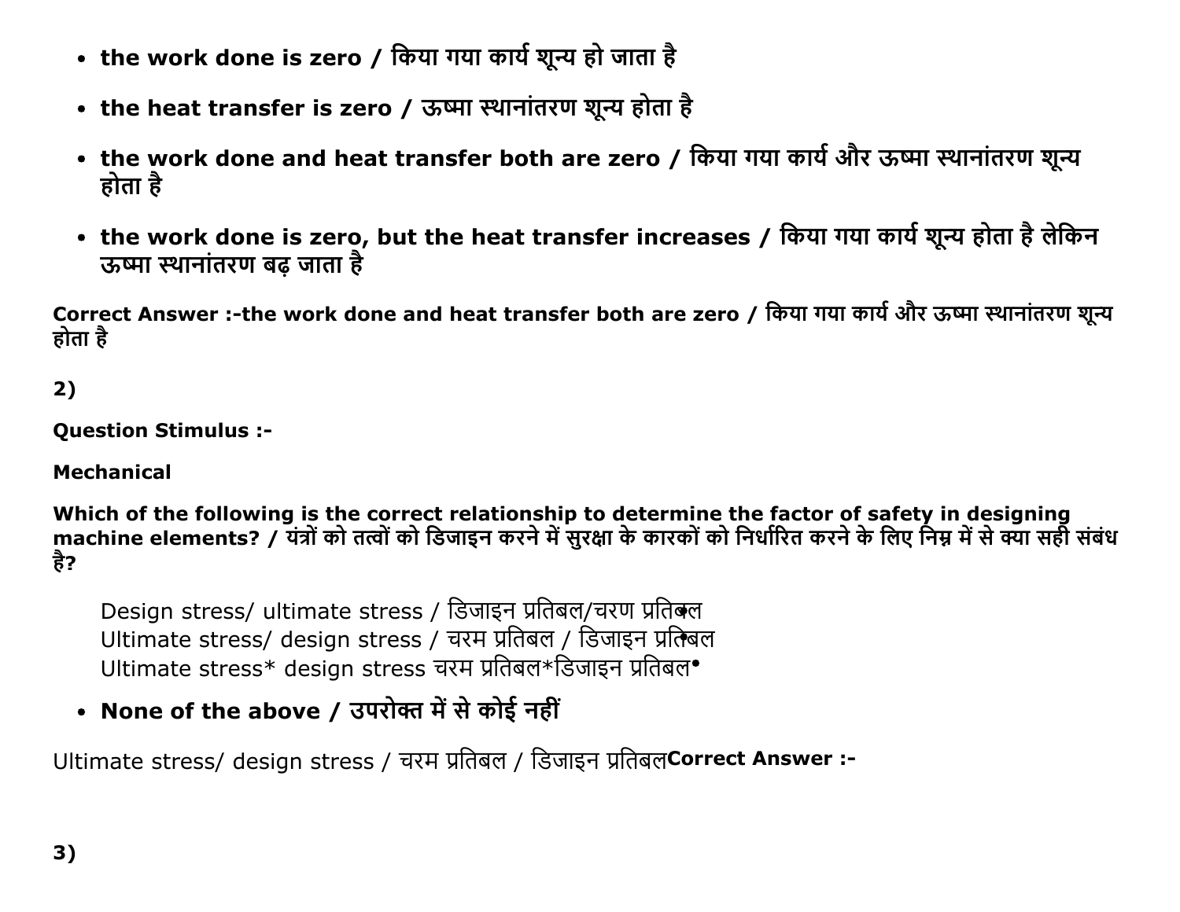- **the work done is zero / किया गया कार्य शून्य हो जाता है**
- **the heat transfer is zero / ऊष्मा स्थानांतरण शून्य होता है**
- **the work done and heat transfer both are zero / किया गया कार्य और ऊष्मा स्थानांतरण शून्य होता है**
- **the work done is zero, but the heat transfer increases / किया गया कार्य शून्य होता है लेकिन ऊष्मा स्थानांतरण बढ़ जाता है**

**Correct Answer :-the work done and heat transfer both are zero / किया गया कार्य और ऊष्मा स्थानांतरण शून्य होता है**

**2)**

**Question Stimulus :-**

**Mechanical**

**Which of the following is the correct relationship to determine the factor of safety in designing machine elements? / यंत्रों को तत्वों को डिजाइन करने में सुरक्षा के कारकों को निर्धारित करने के लिए निम्न में से क्या सही संबंध है?**

- Design stress/ ultimate stress / डिजाइन प्रतिबल/चरण प्रतिबल
- Ultimate stress/ design stress / चरम प्रतिबल / डिजाइन प्रतिबल
- Ultimate stress* design stress चरम प्रतिबल*डिजाइन प्रतिबल
- **None of the above / उपरोक्त में से कोई नहीं**

Ultimate stress/ design stress / चरम प्रतिबल / डिजाइन प्रतिबल**Correct Answer :-**

**3)**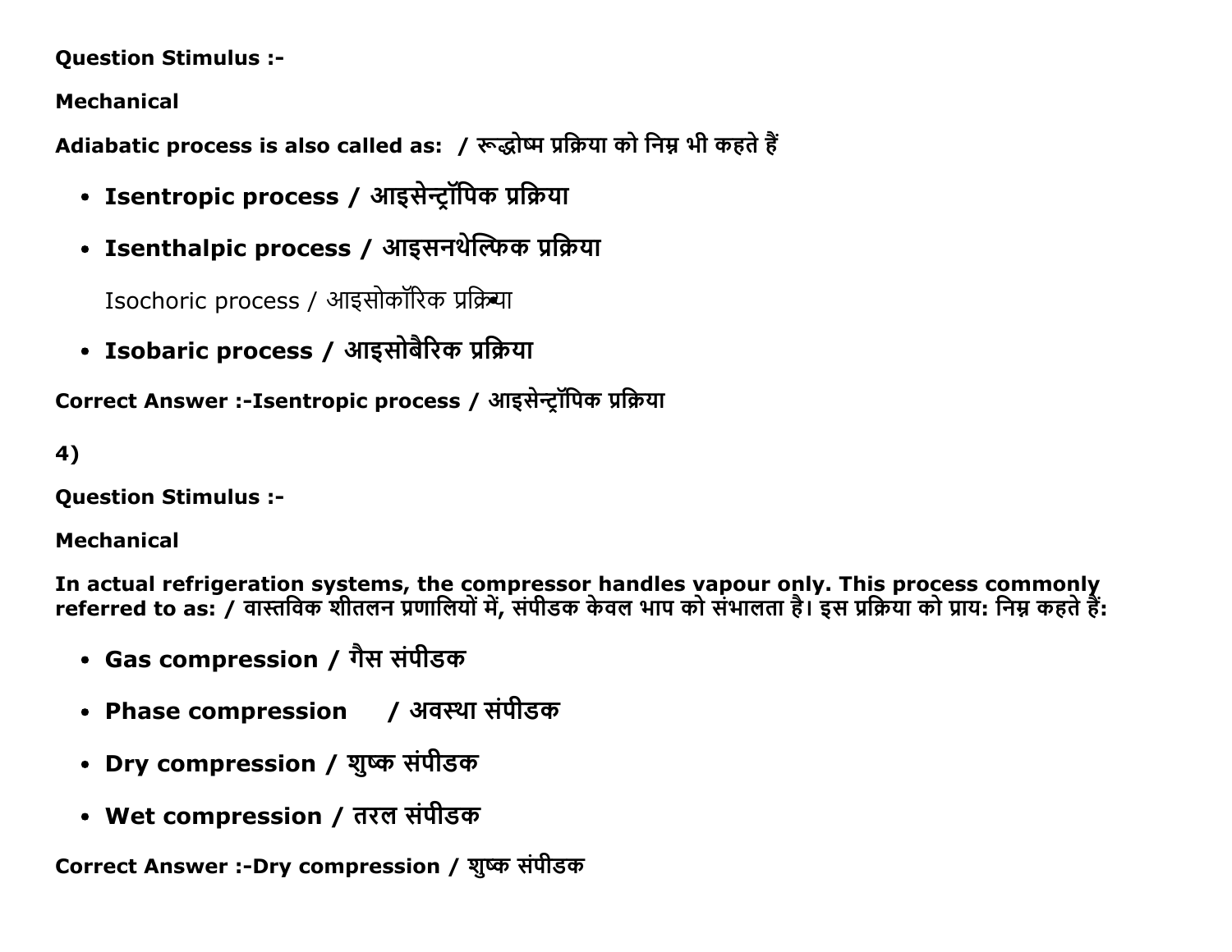**Question Stimulus :-**

**Mechanical**

**Adiabatic process is also called as: / रूद्धोष्म प्रक्रिया को निम्न भी कहते हैं**

- **Isentropic process / आइसेन्ट्रॉपिक प्रक्रिया**
- **Isenthalpic process / आइसनथेल्फिक प्रक्रिया**

  Isochoric process / आइसोकॉरिक प्रक्रिया
- **Isobaric process / आइसोबैरिक प्रक्रिया**

**Correct Answer :-Isentropic process / आइसेन्ट्रॉपिक प्रक्रिया**

**4)**

**Question Stimulus :-**

**Mechanical**

**In actual refrigeration systems, the compressor handles vapour only. This process commonly referred to as: / वास्तविक शीतलन प्रणालियों में, संपीडक केवल भाप को संभालता है। इस प्रक्रिया को प्राय: निम्न कहते हैं:**

- **Gas compression / गैस संपीडक**
- **Phase compression / अवस्था संपीडक**
- **Dry compression / शुष्क संपीडक**
- **Wet compression / तरल संपीडक**

**Correct Answer :-Dry compression / शुष्क संपीडक**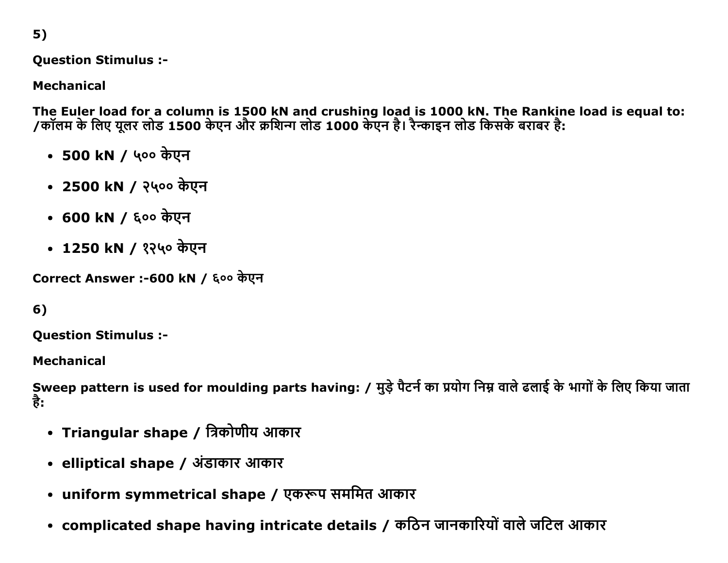5)

**Question Stimulus :-**

**Mechanical**

**The Euler load for a column is 1500 kN and crushing load is 1000 kN. The Rankine load is equal to: /कॉलम के लिए यूलर लोड 1500 केएन और क्रशिन्ग लोड 1000 केएन है। रैन्काइन लोड किसके बराबर है:**

- **500 kN / ५०० केएन**
- **2500 kN / २५०० केएन**
- **600 kN / ६०० केएन**
- **1250 kN / १२५० केएन**

**Correct Answer :-600 kN / ६०० केएन**

6)

**Question Stimulus :-**

**Mechanical**

**Sweep pattern is used for moulding parts having: / मुड़े पैटर्न का प्रयोग निम्न वाले ढलाई के भागों के लिए किया जाता है:**

- **Triangular shape / त्रिकोणीय आकार**
- **elliptical shape / अंडाकार आकार**
- **uniform symmetrical shape / एकरूप सममित आकार**
- **complicated shape having intricate details / कठिन जानकारियों वाले जटिल आकार**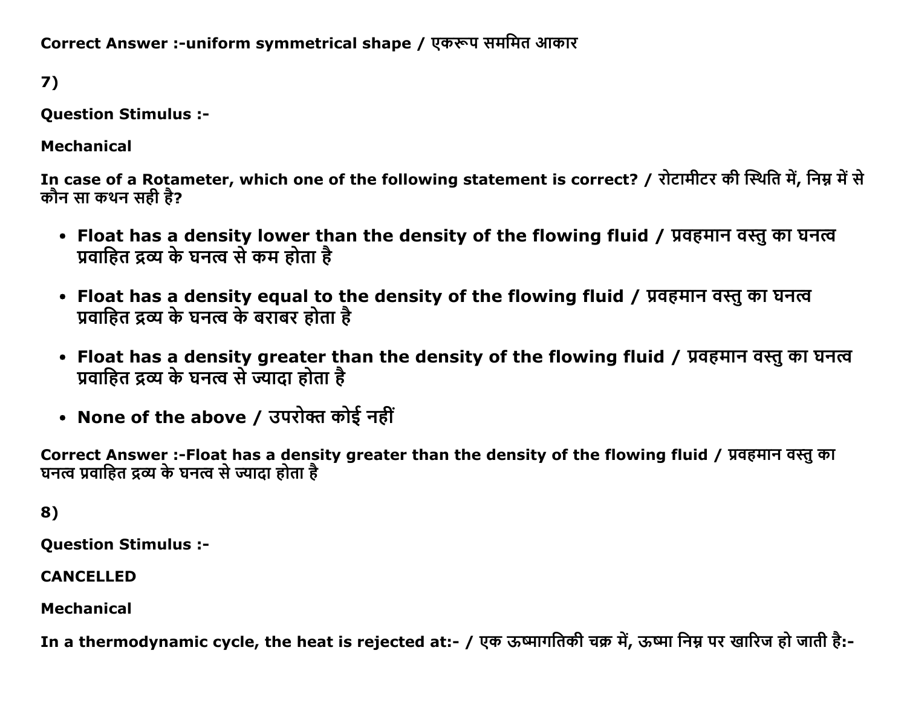**Correct Answer :-uniform symmetrical shape / एकरूप सममित आकार**

**7)**

**Question Stimulus :-**

**Mechanical**

**In case of a Rotameter, which one of the following statement is correct? / रोटामीटर की स्थिति में, निम्न में से कौन सा कथन सही है?**

- **Float has a density lower than the density of the flowing fluid / प्रवहमान वस्तु का घनत्व प्रवाहित द्रव्य के घनत्व से कम होता है**
- **Float has a density equal to the density of the flowing fluid / प्रवहमान वस्तु का घनत्व प्रवाहित द्रव्य के घनत्व के बराबर होता है**
- **Float has a density greater than the density of the flowing fluid / प्रवहमान वस्तु का घनत्व प्रवाहित द्रव्य के घनत्व से ज्यादा होता है**
- **None of the above / उपरोक्त कोई नहीं**

**Correct Answer :-Float has a density greater than the density of the flowing fluid / प्रवहमान वस्तु का घनत्व प्रवाहित द्रव्य के घनत्व से ज्यादा होता है**

**8)**

**Question Stimulus :-**

**CANCELLED**

**Mechanical**

**In a thermodynamic cycle, the heat is rejected at:- / एक ऊष्मागतिकी चक्र में, ऊष्मा निम्न पर खारिज हो जाती है:-**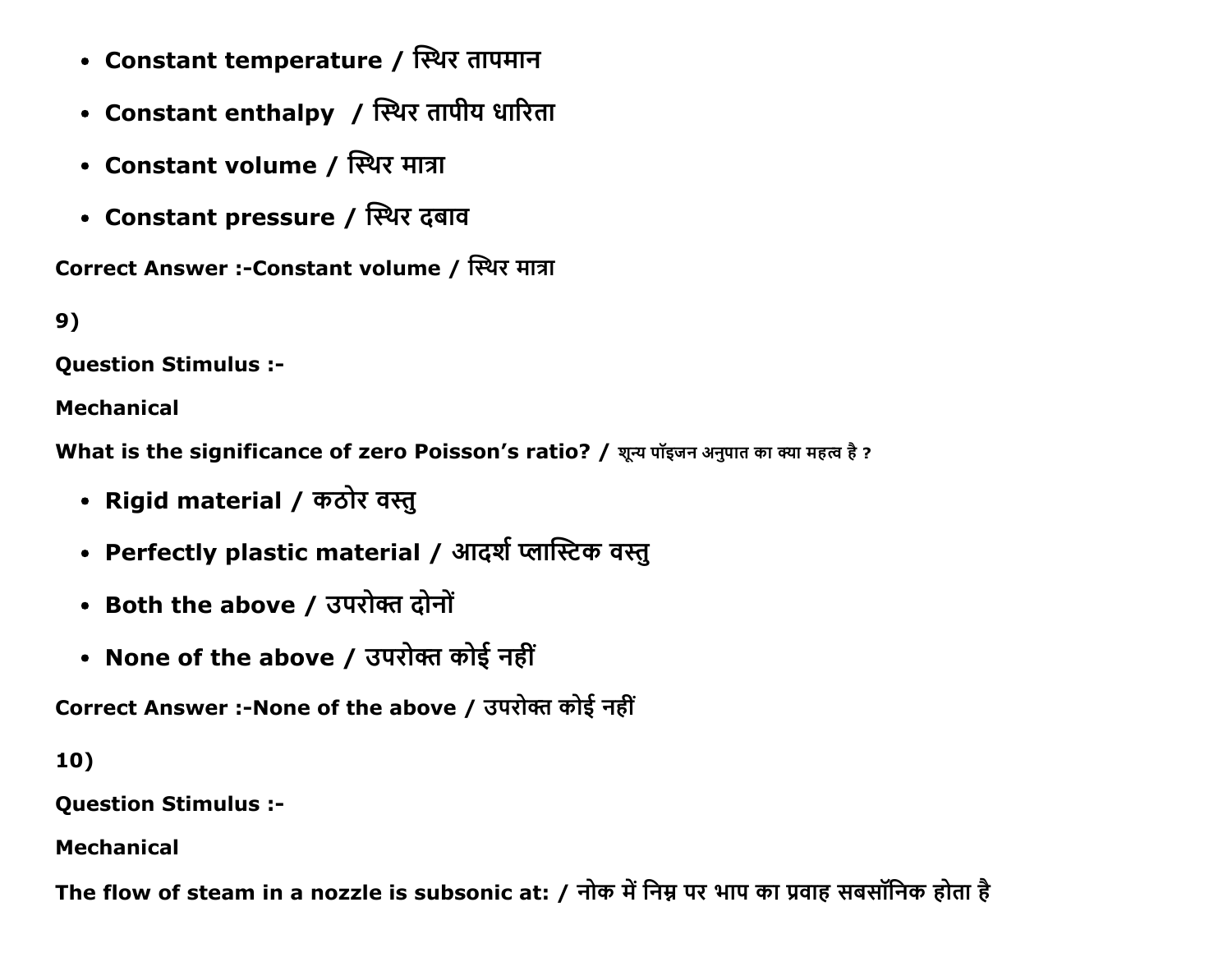- **Constant temperature / स्थिर तापमान**
- **Constant enthalpy  / स्थिर तापीय धारिता**
- **Constant volume / स्थिर मात्रा**
- **Constant pressure / स्थिर दबाव**

**Correct Answer :-Constant volume / स्थिर मात्रा**

**9)**

**Question Stimulus :-**

**Mechanical**

**What is the significance of zero Poisson's ratio? / शून्य पॉइजन अनुपात का क्या महत्व है ?**

- **Rigid material / कठोर वस्तु**
- **Perfectly plastic material / आदर्श प्लास्टिक वस्तु**
- **Both the above / उपरोक्त दोनों**
- **None of the above / उपरोक्त कोई नहीं**

**Correct Answer :-None of the above / उपरोक्त कोई नहीं**

**10)**

**Question Stimulus :-**

**Mechanical**

**The flow of steam in a nozzle is subsonic at: / नोक में निम्न पर भाप का प्रवाह सबसॉनिक होता है**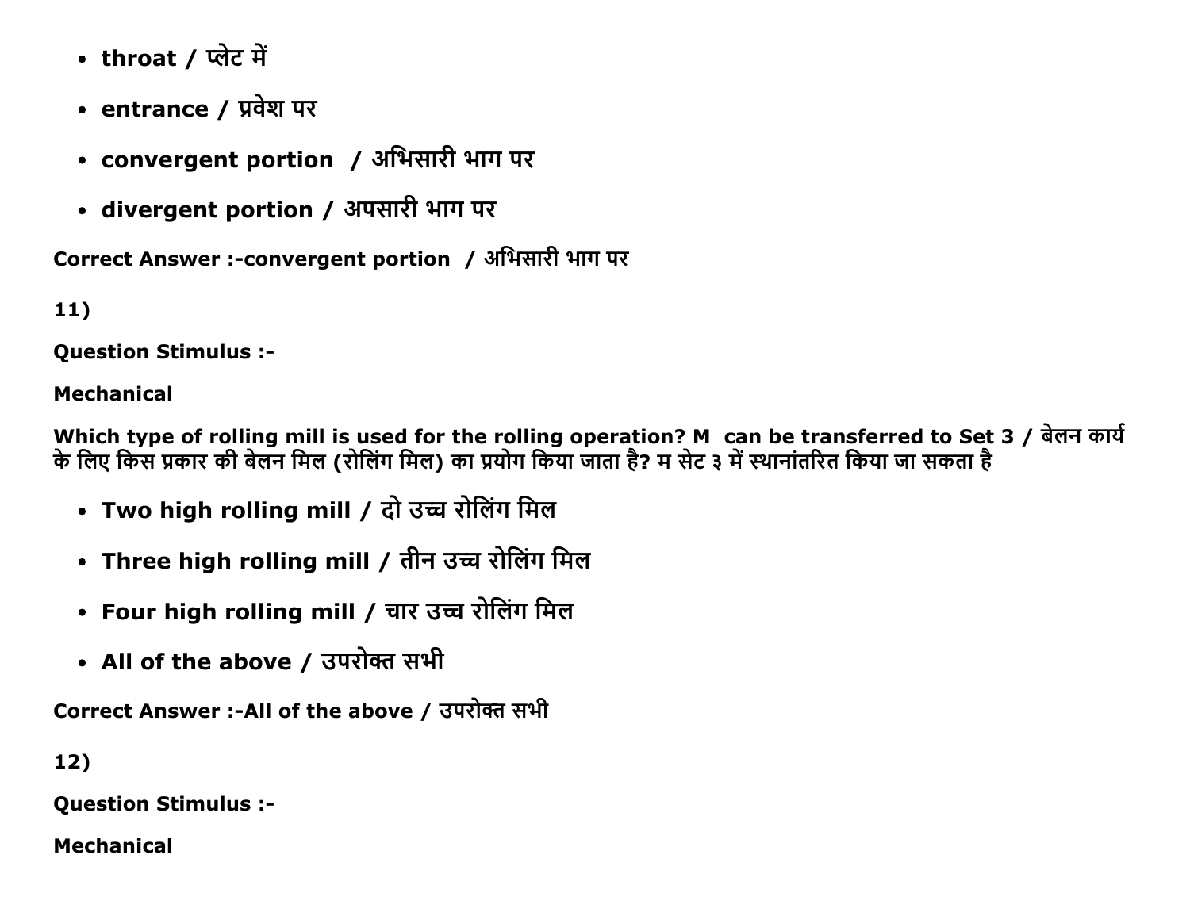- **throat / प्लेट में**
- **entrance / प्रवेश पर**
- **convergent portion / अभिसारी भाग पर**
- **divergent portion / अपसारी भाग पर**

**Correct Answer :-convergent portion / अभिसारी भाग पर**

**11)**

**Question Stimulus :-**

**Mechanical**

**Which type of rolling mill is used for the rolling operation? M can be transferred to Set 3 / बेलन कार्य के लिए किस प्रकार की बेलन मिल (रोलिंग मिल) का प्रयोग किया जाता है? म सेट ३ में स्थानांतरित किया जा सकता है**

- **Two high rolling mill / दो उच्च रोलिंग मिल**
- **Three high rolling mill / तीन उच्च रोलिंग मिल**
- **Four high rolling mill / चार उच्च रोलिंग मिल**
- **All of the above / उपरोक्त सभी**

**Correct Answer :-All of the above / उपरोक्त सभी**

**12)**

**Question Stimulus :-**

**Mechanical**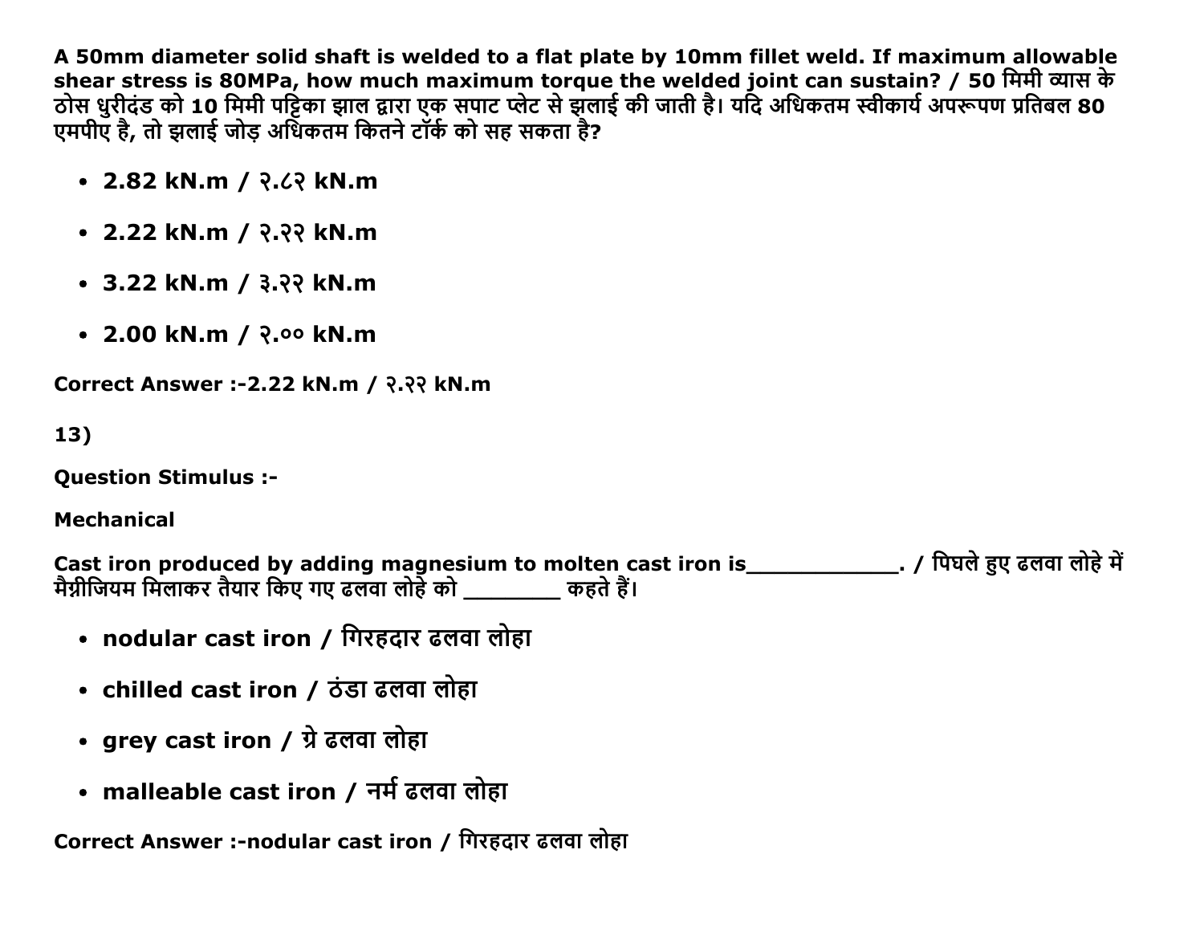**A 50mm diameter solid shaft is welded to a flat plate by 10mm fillet weld. If maximum allowable shear stress is 80MPa, how much maximum torque the welded joint can sustain? / 50 मिमी व्यास के ठोस धुरीदंड को 10 मिमी पट्टिका झाल द्वारा एक सपाट प्लेट से झलाई की जाती है। यदि अधिकतम स्वीकार्य अपरूपण प्रतिबल 80 एमपीए है, तो झलाई जोड़ अधिकतम कितने टॉर्क को सह सकता है?**

- **2.82 kN.m / २.८२ kN.m**
- **2.22 kN.m / २.२२ kN.m**
- **3.22 kN.m / ३.२२ kN.m**
- **2.00 kN.m / २.०० kN.m**

**Correct Answer :-2.22 kN.m / २.२२ kN.m**

**13)**

**Question Stimulus :-**

**Mechanical**

**Cast iron produced by adding magnesium to molten cast iron is____________. / पिघले हुए ढलवा लोहे में मैग्नीजियम मिलाकर तैयार किए गए ढलवा लोहे को ________ कहते हैं।**

- **nodular cast iron / गिरहदार ढलवा लोहा**
- **chilled cast iron / ठंडा ढलवा लोहा**
- **grey cast iron / ग्रे ढलवा लोहा**
- **malleable cast iron / नर्म ढलवा लोहा**

**Correct Answer :-nodular cast iron / गिरहदार ढलवा लोहा**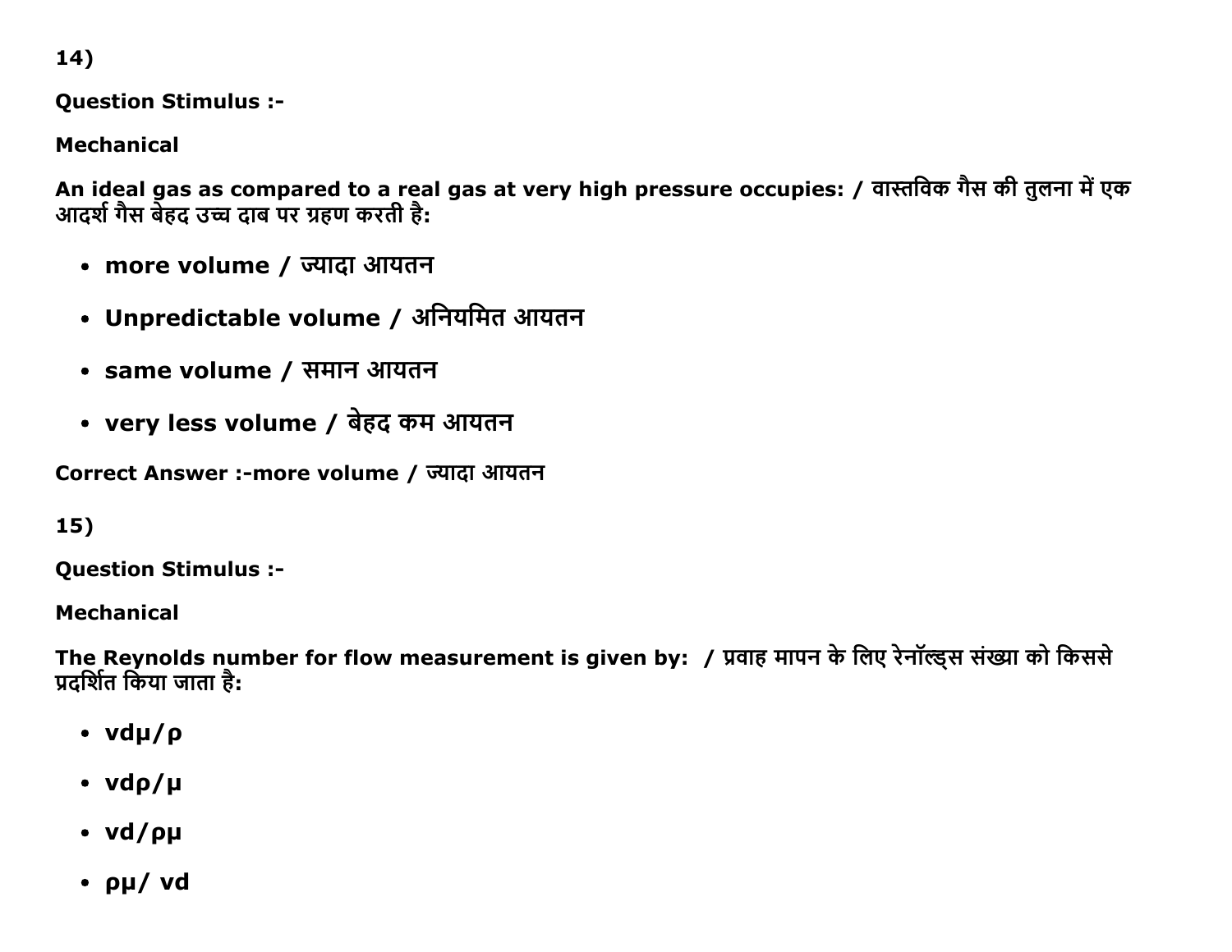14)

**Question Stimulus :-**

**Mechanical**

**An ideal gas as compared to a real gas at very high pressure occupies: / वास्तविक गैस की तुलना में एक आदर्श गैस बेहद उच्च दाब पर ग्रहण करती है:**

- **more volume / ज्यादा आयतन**
- **Unpredictable volume / अनियमित आयतन**
- **same volume / समान आयतन**
- **very less volume / बेहद कम आयतन**

**Correct Answer :-more volume / ज्यादा आयतन**

15)

**Question Stimulus :-**

**Mechanical**

**The Reynolds number for flow measurement is given by: / प्रवाह मापन के लिए रेनॉल्ड्स संख्या को किससे प्रदर्शित किया जाता है:**

- $v d \mu / \rho$
- $v d \rho / \mu$
- $v d / \rho \mu$
- $\rho \mu / v d$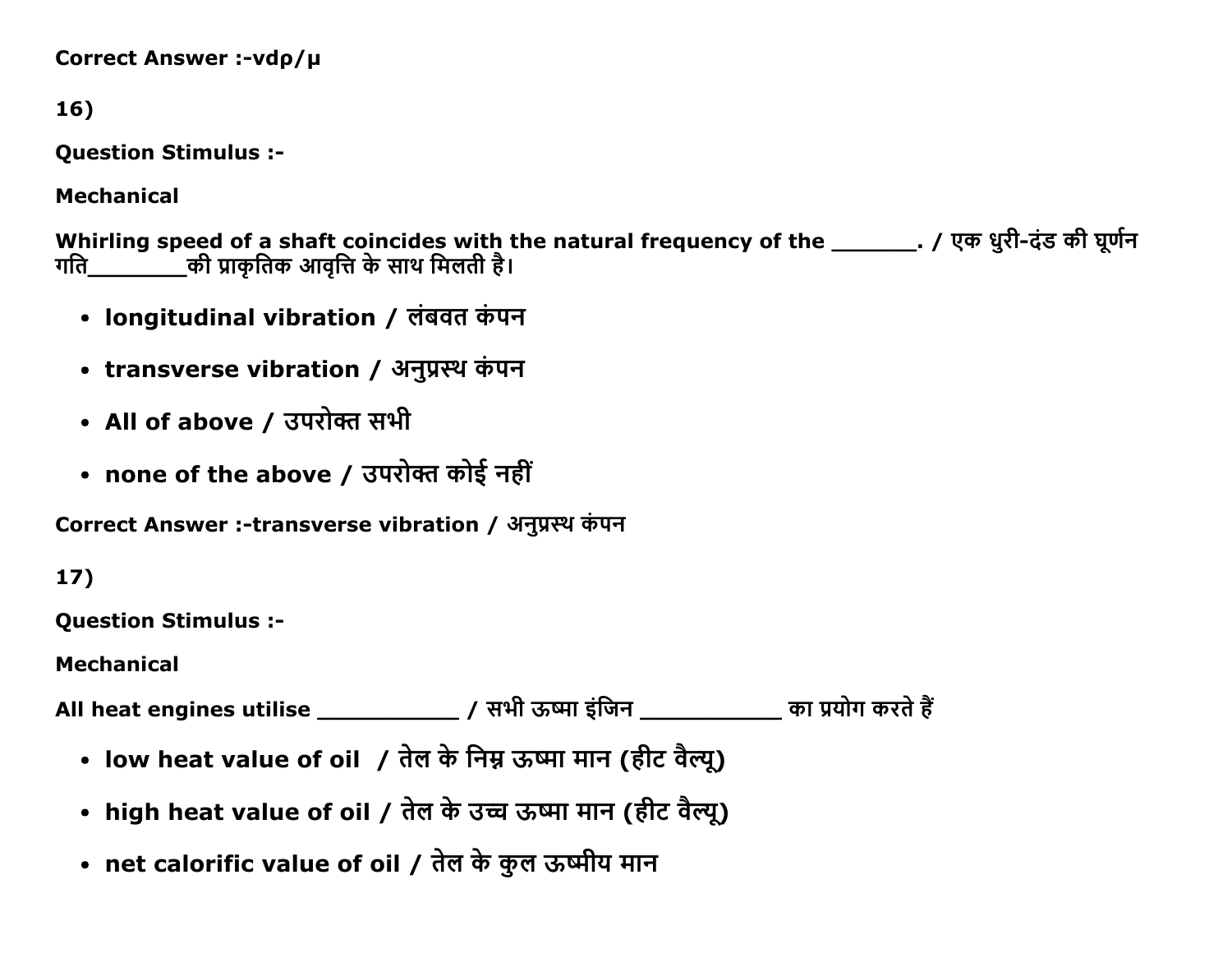**Correct Answer :-**$vd\rho/\mu$

**16)**

**Question Stimulus :-**

**Mechanical**

**Whirling speed of a shaft coincides with the natural frequency of the _______. / एक धुरी-दंड की घूर्णन गति________की प्राकृतिक आवृत्ति के साथ मिलती है।**

- **longitudinal vibration / लंबवत कंपन**
- **transverse vibration / अनुप्रस्थ कंपन**
- **All of above / उपरोक्त सभी**
- **none of the above / उपरोक्त कोई नहीं**

**Correct Answer :-transverse vibration / अनुप्रस्थ कंपन**

**17)**

**Question Stimulus :-**

**Mechanical**

**All heat engines utilise ___________ / सभी ऊष्मा इंजिन ___________ का प्रयोग करते हैं**

- **low heat value of oil / तेल के निम्न ऊष्मा मान (हीट वैल्यू)**
- **high heat value of oil / तेल के उच्च ऊष्मा मान (हीट वैल्यू)**
- **net calorific value of oil / तेल के कुल ऊष्मीय मान**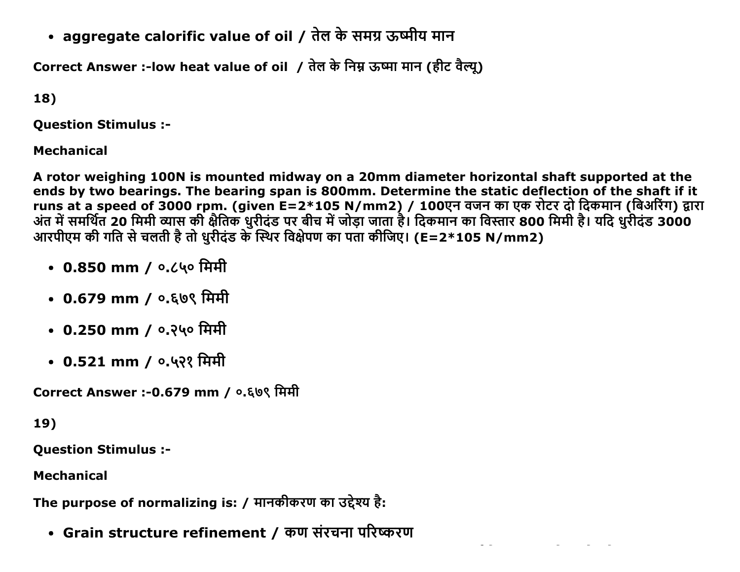- aggregate calorific value of oil / तेल के समग्र ऊष्मीय मान

**Correct Answer :-low heat value of oil / तेल के निम्न ऊष्मा मान (हीट वैल्यू)**

**18)**

**Question Stimulus :-**

**Mechanical**

**A rotor weighing 100N is mounted midway on a 20mm diameter horizontal shaft supported at the ends by two bearings. The bearing span is 800mm. Determine the static deflection of the shaft if it runs at a speed of 3000 rpm. (given E=2*105 N/mm2) / 100एन वजन का एक रोटर दो दिकमान (बिअरिंग) द्वारा अंत में समर्थित 20 मिमी व्यास की क्षैतिक धुरीदंड पर बीच में जोड़ा जाता है। दिकमान का विस्तार 800 मिमी है। यदि धुरीदंड 3000 आरपीएम की गति से चलती है तो धुरीदंड के स्थिर विक्षेपण का पता कीजिए। (E=2*105 N/mm2)**

- 0.850 mm / ०.८५० मिमी
- 0.679 mm / ०.६७९ मिमी
- 0.250 mm / ०.२५० मिमी
- 0.521 mm / ०.५२१ मिमी

**Correct Answer :-0.679 mm / ०.६७९ मिमी**

**19)**

**Question Stimulus :-**

**Mechanical**

**The purpose of normalizing is: / मानकीकरण का उद्देश्य है:**

- Grain structure refinement / कण संरचना परिष्करण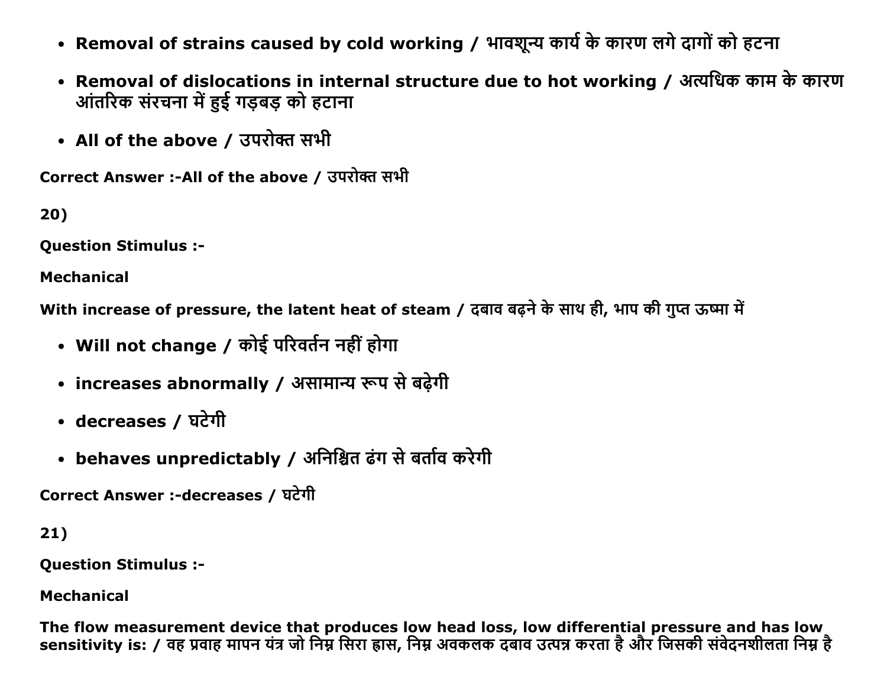- **Removal of strains caused by cold working / भावशून्य कार्य के कारण लगे दागों को हटना**
- **Removal of dislocations in internal structure due to hot working / अत्यधिक काम के कारण आंतरिक संरचना में हुई गड़बड़ को हटाना**
- **All of the above / उपरोक्त सभी**

**Correct Answer :-All of the above / उपरोक्त सभी**

**20)**

**Question Stimulus :-**

**Mechanical**

**With increase of pressure, the latent heat of steam / दबाव बढ़ने के साथ ही, भाप की गुप्त ऊष्मा में**

- **Will not change / कोई परिवर्तन नहीं होगा**
- **increases abnormally / असामान्य रूप से बढ़ेगी**
- **decreases / घटेगी**
- **behaves unpredictably / अनिश्चित ढंग से बर्ताव करेगी**

**Correct Answer :-decreases / घटेगी**

**21)**

**Question Stimulus :-**

**Mechanical**

**The flow measurement device that produces low head loss, low differential pressure and has low sensitivity is: / वह प्रवाह मापन यंत्र जो निम्न सिरा ह्रास, निम्न अवकलक दबाव उत्पन्न करता है और जिसकी संवेदनशीलता निम्न है**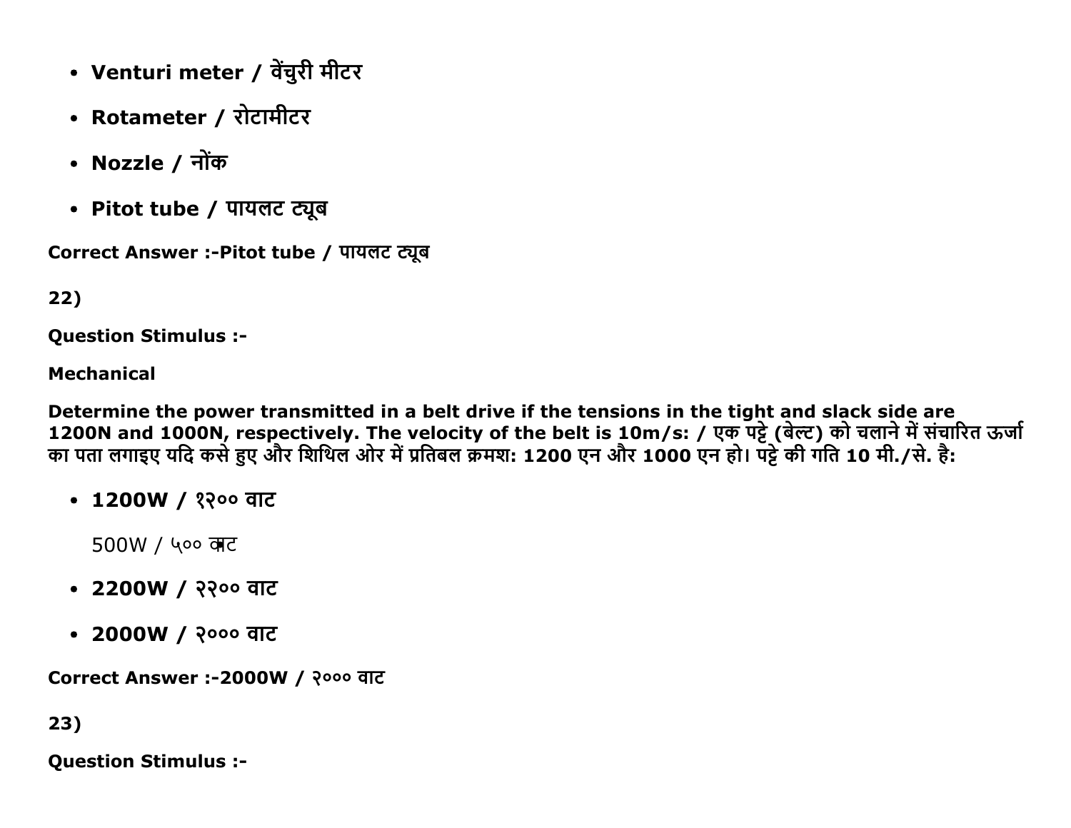- **Venturi meter / वेंचुरी मीटर**
- **Rotameter / रोटामीटर**
- **Nozzle / नोंक**
- **Pitot tube / पायलट ट्यूब**

**Correct Answer :-Pitot tube / पायलट ट्यूब**

**22)**

**Question Stimulus :-**

**Mechanical**

**Determine the power transmitted in a belt drive if the tensions in the tight and slack side are 1200N and 1000N, respectively. The velocity of the belt is 10m/s: / एक पट्टे (बेल्ट) को चलाने में संचारित ऊर्जा का पता लगाइए यदि कसे हुए और शिथिल ओर में प्रतिबल क्रमशः 1200 एन और 1000 एन हो। पट्टे की गति 10 मी./से. है:**

- **1200W / १२०० वाट**

  500W / ५०० वाट

- **2200W / २२०० वाट**
- **2000W / २००० वाट**

**Correct Answer :-2000W / २००० वाट**

**23)**

**Question Stimulus :-**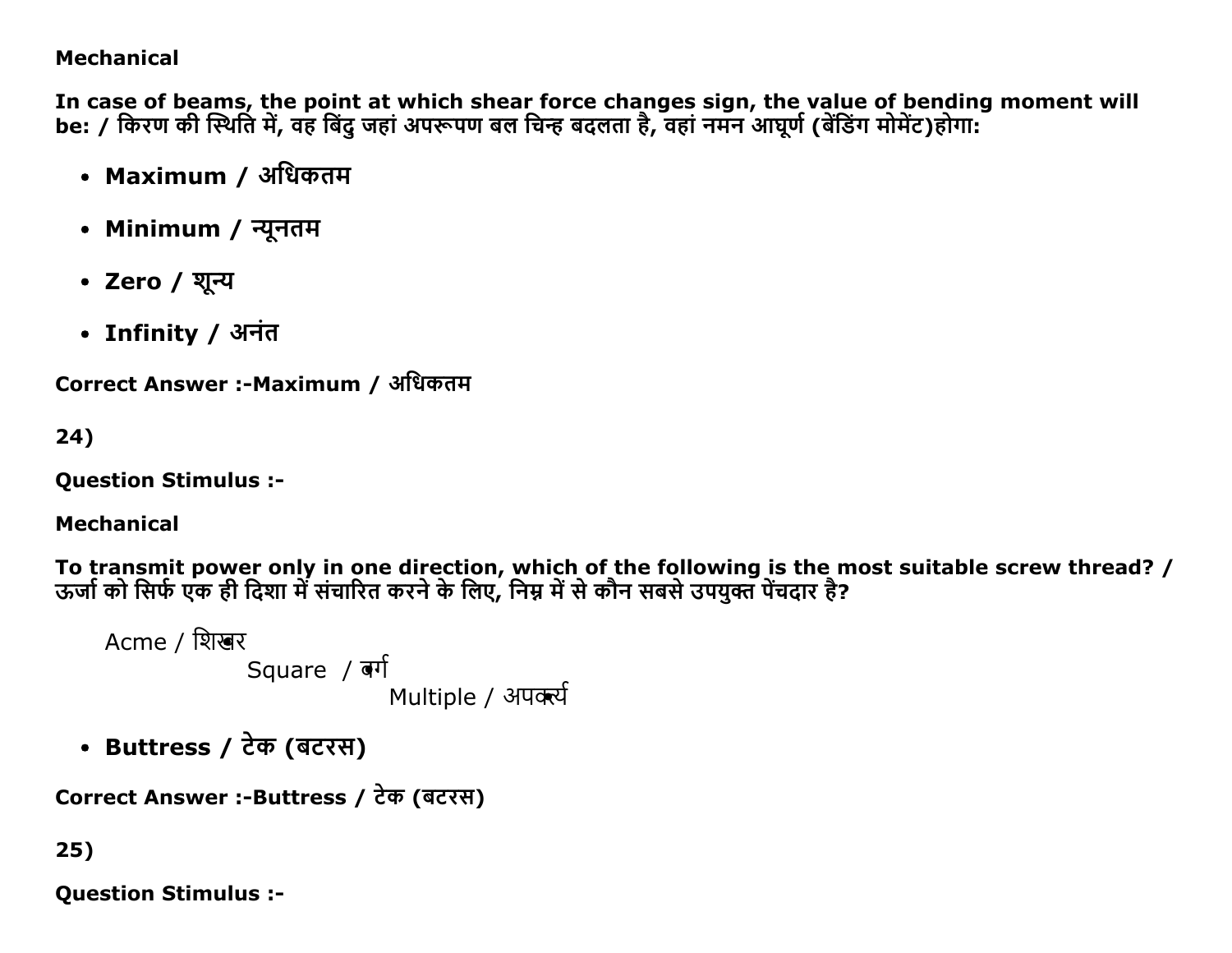**Mechanical**

**In case of beams, the point at which shear force changes sign, the value of bending moment will be: / किरण की स्थिति में, वह बिंदु जहां अपरूपण बल चिन्ह बदलता है, वहां नमन आघूर्ण (बेंडिंग मोमेंट)होगा:**

- **Maximum / अधिकतम**
- **Minimum / न्यूनतम**
- **Zero / शून्य**
- **Infinity / अनंत**

**Correct Answer :-Maximum / अधिकतम**

**24)**

**Question Stimulus :-**

**Mechanical**

**To transmit power only in one direction, which of the following is the most suitable screw thread? / ऊर्जा को सिर्फ एक ही दिशा में संचारित करने के लिए, निम्न में से कौन सबसे उपयुक्त पेंचदार है?**

Acme / शिखर
Square / वर्ग
Multiple / अपवर्त्य

- **Buttress / टेक (बटरस)**

**Correct Answer :-Buttress / टेक (बटरस)**

**25)**

**Question Stimulus :-**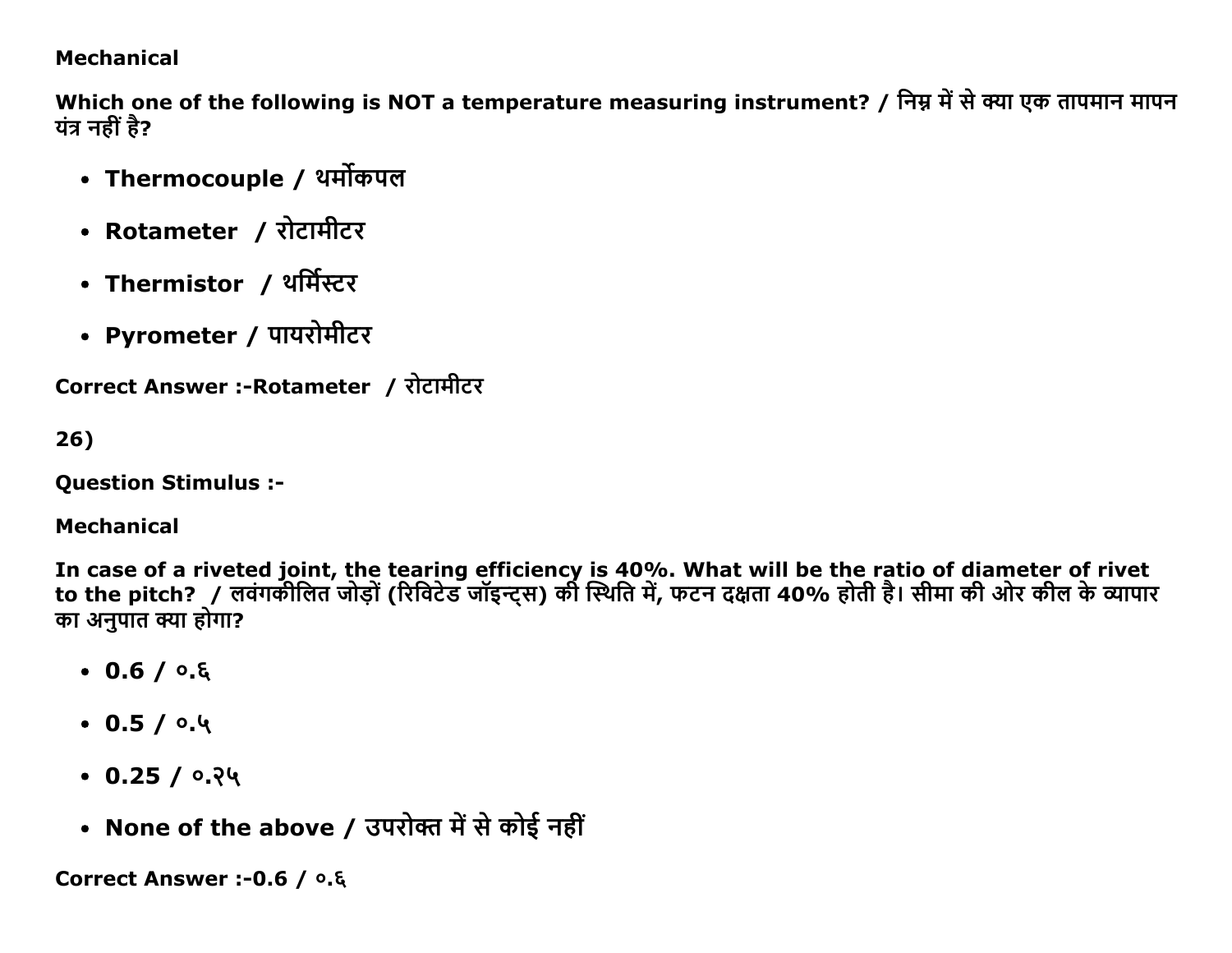**Mechanical**

**Which one of the following is NOT a temperature measuring instrument? / निम्न में से क्या एक तापमान मापन यंत्र नहीं है?**

- **Thermocouple / थर्मोकपल**
- **Rotameter / रोटामीटर**
- **Thermistor / थर्मिस्टर**
- **Pyrometer / पायरोमीटर**

**Correct Answer :-Rotameter / रोटामीटर**

**26)**

**Question Stimulus :-**

**Mechanical**

**In case of a riveted joint, the tearing efficiency is 40%. What will be the ratio of diameter of rivet to the pitch? / लवंगकीलित जोड़ों (रिविटेड जॉइन्ट्स) की स्थिति में, फटन दक्षता 40% होती है। सीमा की ओर कील के व्यापार का अनुपात क्या होगा?**

- **0.6 / ०.६**
- **0.5 / ०.५**
- **0.25 / ०.२५**
- **None of the above / उपरोक्त में से कोई नहीं**

**Correct Answer :-0.6 / ०.६**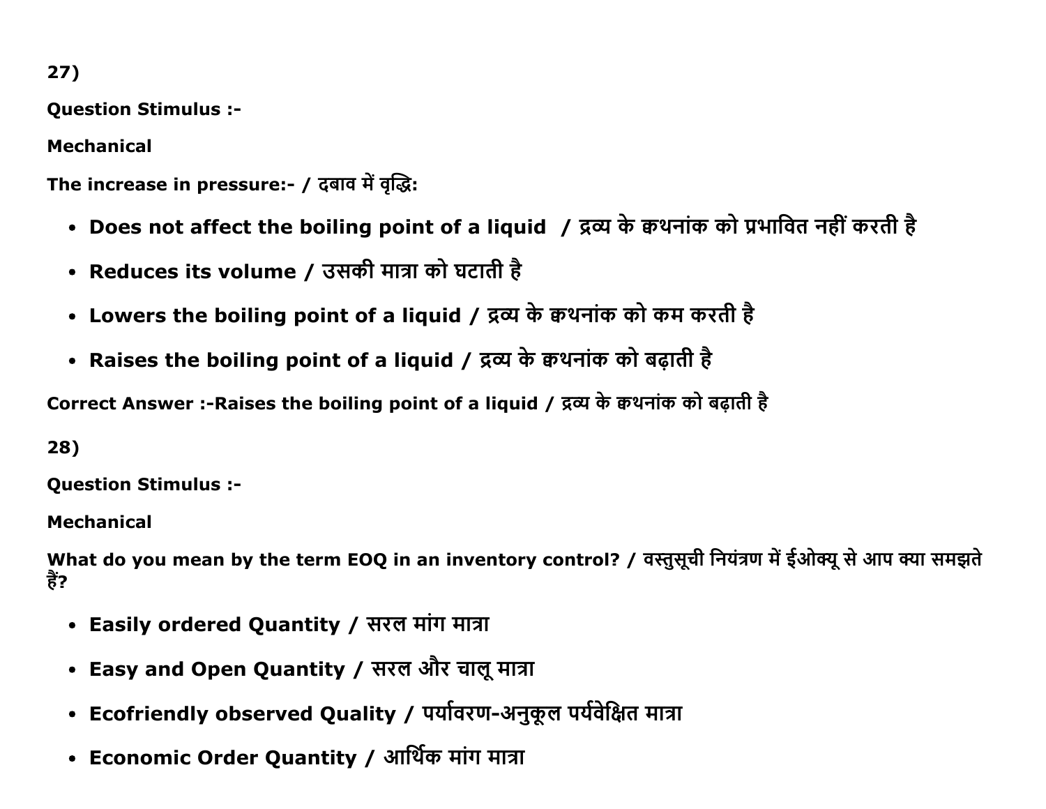27)

**Question Stimulus :-**

**Mechanical**

**The increase in pressure:- / दबाव में वृद्धि:**

- **Does not affect the boiling point of a liquid / द्रव्य के क्वथनांक को प्रभावित नहीं करती है**
- **Reduces its volume / उसकी मात्रा को घटाती है**
- **Lowers the boiling point of a liquid / द्रव्य के क्वथनांक को कम करती है**
- **Raises the boiling point of a liquid / द्रव्य के क्वथनांक को बढ़ाती है**

**Correct Answer :-Raises the boiling point of a liquid / द्रव्य के क्वथनांक को बढ़ाती है**

28)

**Question Stimulus :-**

**Mechanical**

**What do you mean by the term EOQ in an inventory control? / वस्तुसूची नियंत्रण में ईओक्यू से आप क्या समझते हैं?**

- **Easily ordered Quantity / सरल मांग मात्रा**
- **Easy and Open Quantity / सरल और चालू मात्रा**
- **Ecofriendly observed Quality / पर्यावरण-अनुकूल पर्यवेक्षित मात्रा**
- **Economic Order Quantity / आर्थिक मांग मात्रा**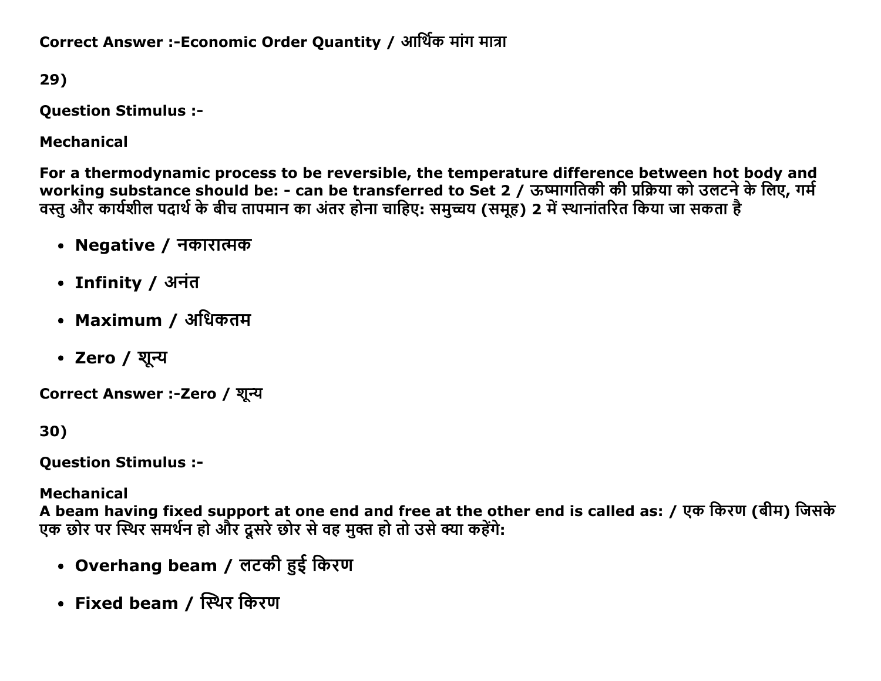**Correct Answer :-Economic Order Quantity / आर्थिक मांग मात्रा**

**29)**

**Question Stimulus :-**

**Mechanical**

**For a thermodynamic process to be reversible, the temperature difference between hot body and working substance should be: - can be transferred to Set 2 / ऊष्मागतिकी की प्रक्रिया को उलटने के लिए, गर्म वस्तु और कार्यशील पदार्थ के बीच तापमान का अंतर होना चाहिए: समुच्चय (समूह) 2 में स्थानांतरित किया जा सकता है**

- **Negative / नकारात्मक**
- **Infinity / अनंत**
- **Maximum / अधिकतम**
- **Zero / शून्य**

**Correct Answer :-Zero / शून्य**

**30)**

**Question Stimulus :-**

**Mechanical**
**A beam having fixed support at one end and free at the other end is called as: / एक किरण (बीम) जिसके एक छोर पर स्थिर समर्थन हो और दूसरे छोर से वह मुक्त हो तो उसे क्या कहेंगे:**

- **Overhang beam / लटकी हुई किरण**
- **Fixed beam / स्थिर किरण**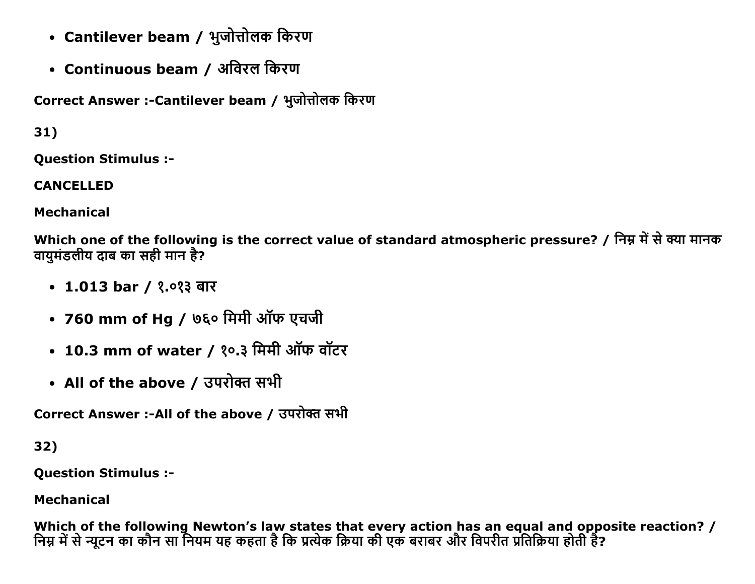- **Cantilever beam / भुजोत्तोलक किरण**
- **Continuous beam / अविरल किरण**

**Correct Answer :-Cantilever beam / भुजोत्तोलक किरण**

**31)**

**Question Stimulus :-**

**CANCELLED**

**Mechanical**

**Which one of the following is the correct value of standard atmospheric pressure? / निम्न में से क्या मानक वायुमंडलीय दाब का सही मान है?**

- **1.013 bar / १.०१३ बार**
- **760 mm of Hg / ७६० मिमी ऑफ एचजी**
- **10.3 mm of water / १०.३ मिमी ऑफ वॉटर**
- **All of the above / उपरोक्त सभी**

**Correct Answer :-All of the above / उपरोक्त सभी**

**32)**

**Question Stimulus :-**

**Mechanical**

**Which of the following Newton's law states that every action has an equal and opposite reaction? / निम्न में से न्यूटन का कौन सा नियम यह कहता है कि प्रत्येक क्रिया की एक बराबर और विपरीत प्रतिक्रिया होती है?**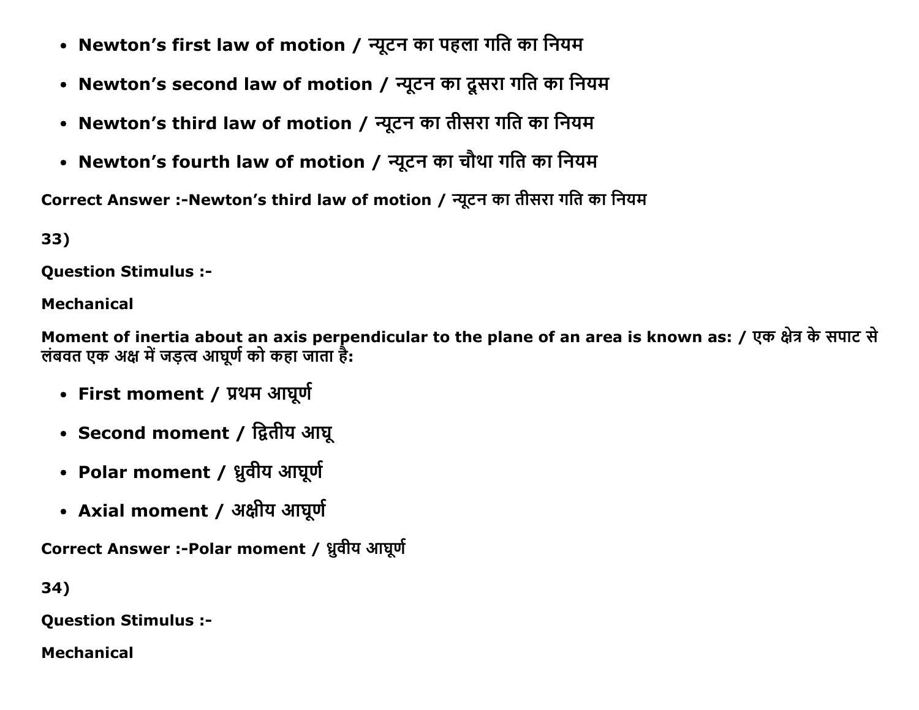- **Newton’s first law of motion / न्यूटन का पहला गति का नियम**
- **Newton’s second law of motion / न्यूटन का दूसरा गति का नियम**
- **Newton’s third law of motion / न्यूटन का तीसरा गति का नियम**
- **Newton’s fourth law of motion / न्यूटन का चौथा गति का नियम**

**Correct Answer :-Newton’s third law of motion / न्यूटन का तीसरा गति का नियम**

**33)**

**Question Stimulus :-**

**Mechanical**

**Moment of inertia about an axis perpendicular to the plane of an area is known as: / एक क्षेत्र के सपाट से लंबवत एक अक्ष में जड़त्व आघूर्ण को कहा जाता है:**

- **First moment / प्रथम आघूर्ण**
- **Second moment / द्वितीय आघू**
- **Polar moment / ध्रुवीय आघूर्ण**
- **Axial moment / अक्षीय आघूर्ण**

**Correct Answer :-Polar moment / ध्रुवीय आघूर्ण**

**34)**

**Question Stimulus :-**

**Mechanical**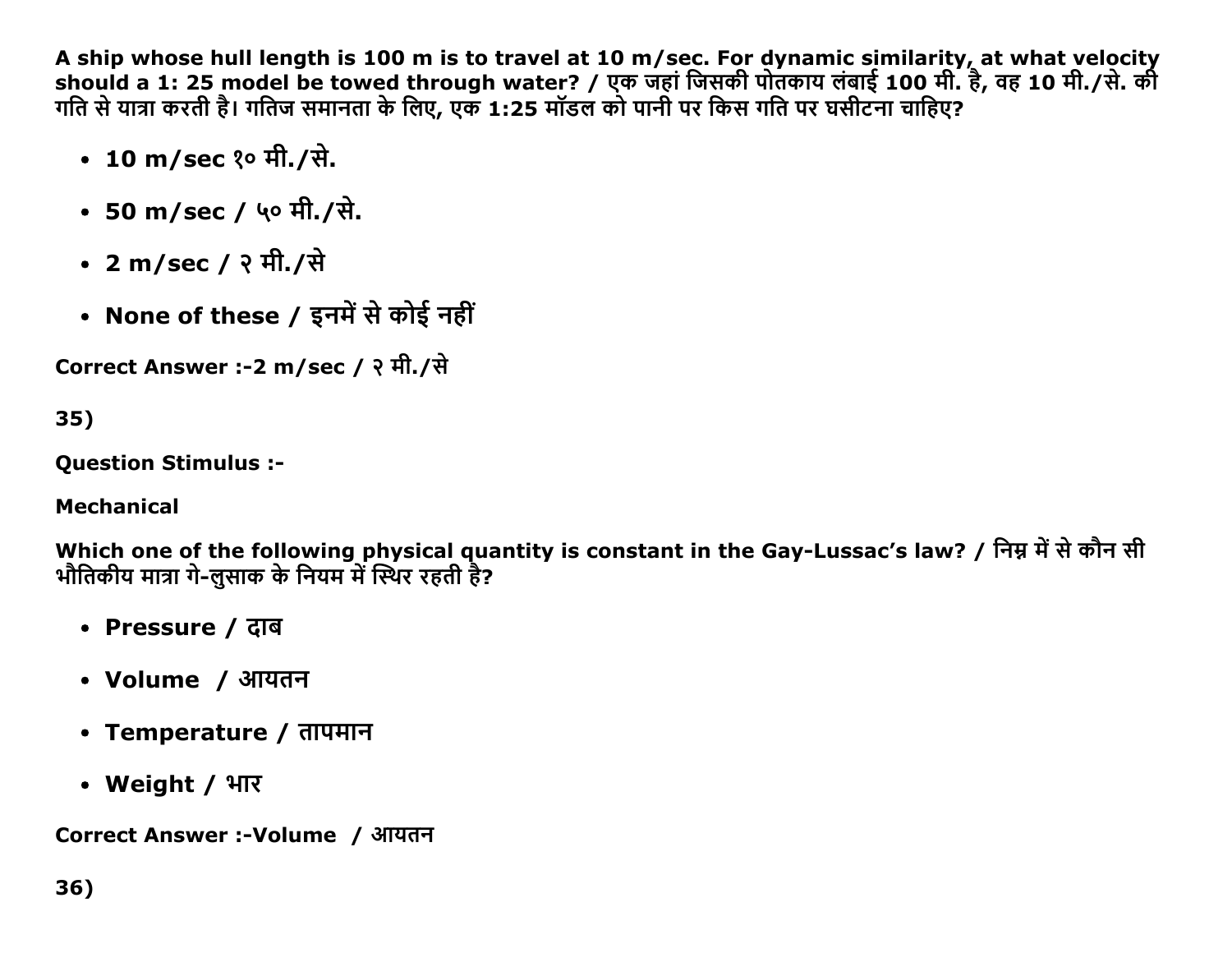**A ship whose hull length is 100 m is to travel at 10 m/sec. For dynamic similarity, at what velocity should a 1: 25 model be towed through water? / एक जहां जिसकी पोतकाय लंबाई 100 मी. है, वह 10 मी./से. की गति से यात्रा करती है। गतिज समानता के लिए, एक 1:25 मॉडल को पानी पर किस गति पर घसीटना चाहिए?**

- **10 m/sec १० मी./से.**
- **50 m/sec / ५० मी./से.**
- **2 m/sec / २ मी./से**
- **None of these / इनमें से कोई नहीं**

**Correct Answer :-2 m/sec / २ मी./से**

**35)**

**Question Stimulus :-**

**Mechanical**

**Which one of the following physical quantity is constant in the Gay-Lussac's law? / निम्न में से कौन सी भौतिकीय मात्रा गे-लुसाक के नियम में स्थिर रहती है?**

- **Pressure / दाब**
- **Volume / आयतन**
- **Temperature / तापमान**
- **Weight / भार**

**Correct Answer :-Volume / आयतन**

**36)**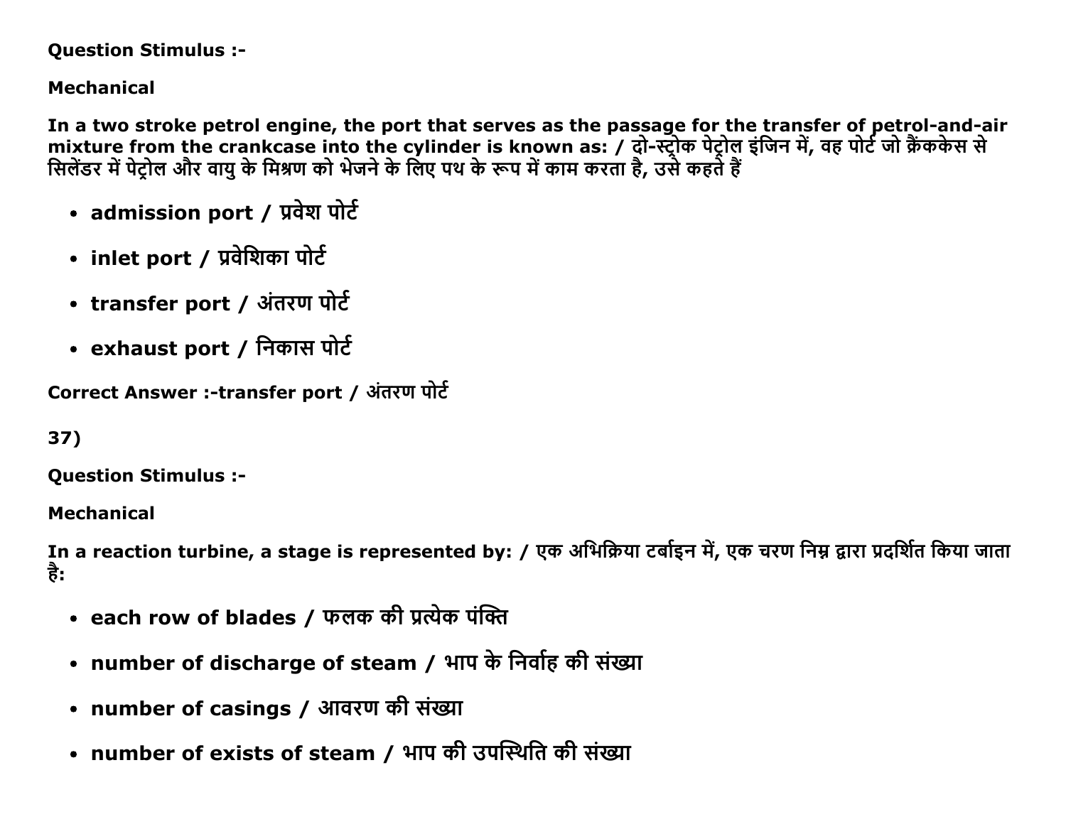**Question Stimulus :-**

**Mechanical**

**In a two stroke petrol engine, the port that serves as the passage for the transfer of petrol-and-air mixture from the crankcase into the cylinder is known as: / दो-स्ट्रोक पेट्रोल इंजिन में, वह पोर्ट जो क्रैंककेस से सिलेंडर में पेट्रोल और वायु के मिश्रण को भेजने के लिए पथ के रूप में काम करता है, उसे कहते हैं**

- **admission port / प्रवेश पोर्ट**
- **inlet port / प्रवेशिका पोर्ट**
- **transfer port / अंतरण पोर्ट**
- **exhaust port / निकास पोर्ट**

**Correct Answer :-transfer port / अंतरण पोर्ट**

**37)**

**Question Stimulus :-**

**Mechanical**

**In a reaction turbine, a stage is represented by: / एक अभिक्रिया टर्बाइन में, एक चरण निम्न द्वारा प्रदर्शित किया जाता है:**

- **each row of blades / फलक की प्रत्येक पंक्ति**
- **number of discharge of steam / भाप के निर्वाह की संख्या**
- **number of casings / आवरण की संख्या**
- **number of exists of steam / भाप की उपस्थिति की संख्या**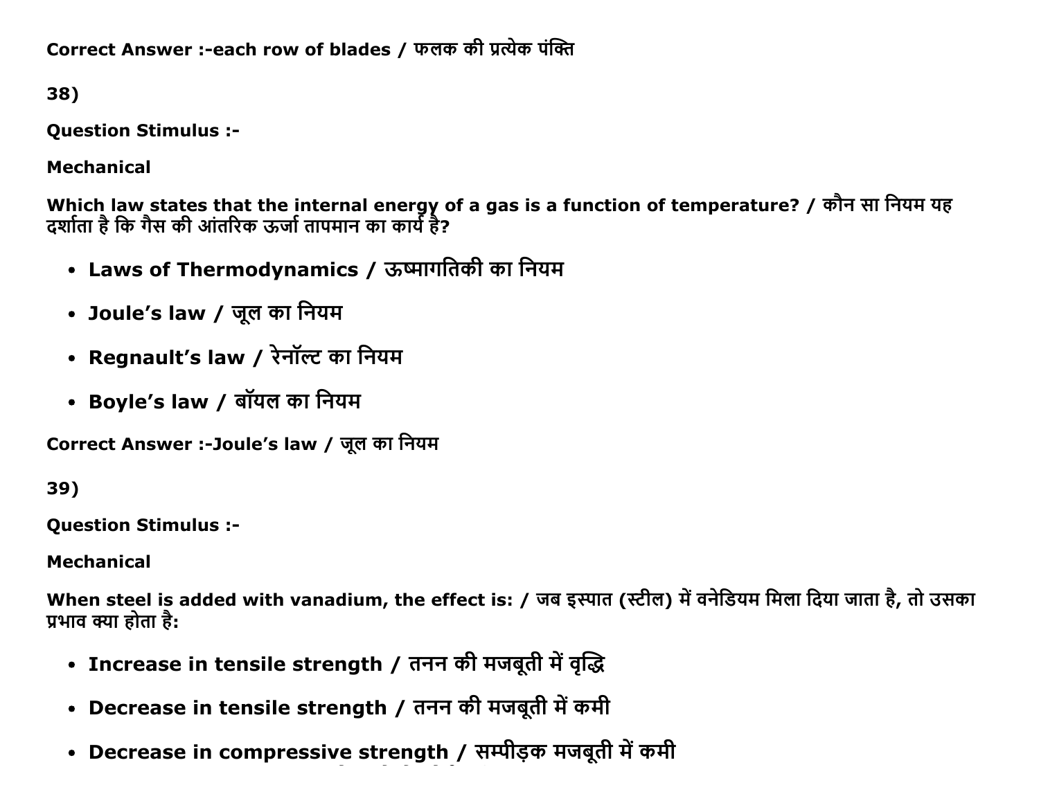Correct Answer :-each row of blades / फलक की प्रत्येक पंक्ति

38)

**Question Stimulus :-**

**Mechanical**

**Which law states that the internal energy of a gas is a function of temperature? / कौन सा नियम यह दर्शाता है कि गैस की आंतरिक ऊर्जा तापमान का कार्य है?**

- **Laws of Thermodynamics / ऊष्मागतिकी का नियम**
- **Joule's law / जूल का नियम**
- **Regnault's law / रेनॉल्ट का नियम**
- **Boyle's law / बॉयल का नियम**

**Correct Answer :-Joule's law / जूल का नियम**

39)

**Question Stimulus :-**

**Mechanical**

**When steel is added with vanadium, the effect is: / जब इस्पात (स्टील) में वनेडियम मिला दिया जाता है, तो उसका प्रभाव क्या होता है:**

- **Increase in tensile strength / तनन की मजबूती में वृद्धि**
- **Decrease in tensile strength / तनन की मजबूती में कमी**
- **Decrease in compressive strength / सम्पीड़क मजबूती में कमी**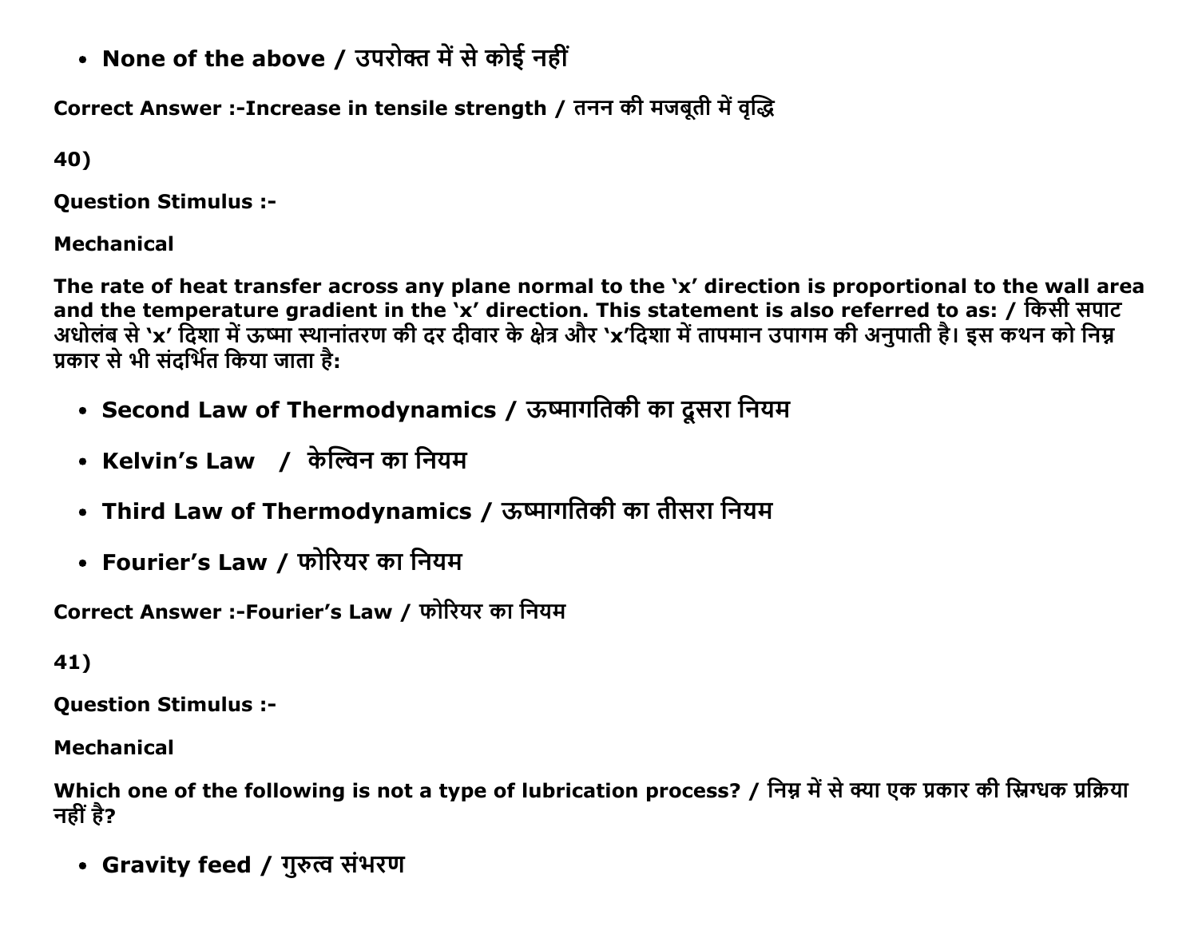- **None of the above / उपरोक्त में से कोई नहीं**

**Correct Answer :-Increase in tensile strength / तनन की मजबूती में वृद्धि**

**40)**

**Question Stimulus :-**

**Mechanical**

**The rate of heat transfer across any plane normal to the 'x' direction is proportional to the wall area and the temperature gradient in the 'x' direction. This statement is also referred to as: / किसी सपाट अधोलंब से 'x' दिशा में ऊष्मा स्थानांतरण की दर दीवार के क्षेत्र और 'x'दिशा में तापमान उपागम की अनुपाती है। इस कथन को निम्न प्रकार से भी संदर्भित किया जाता है:**

- **Second Law of Thermodynamics / ऊष्मागतिकी का दूसरा नियम**
- **Kelvin's Law / केल्विन का नियम**
- **Third Law of Thermodynamics / ऊष्मागतिकी का तीसरा नियम**
- **Fourier's Law / फोरियर का नियम**

**Correct Answer :-Fourier's Law / फोरियर का नियम**

**41)**

**Question Stimulus :-**

**Mechanical**

**Which one of the following is not a type of lubrication process? / निम्न में से क्या एक प्रकार की स्निग्धक प्रक्रिया नहीं है?**

- **Gravity feed / गुरुत्व संभरण**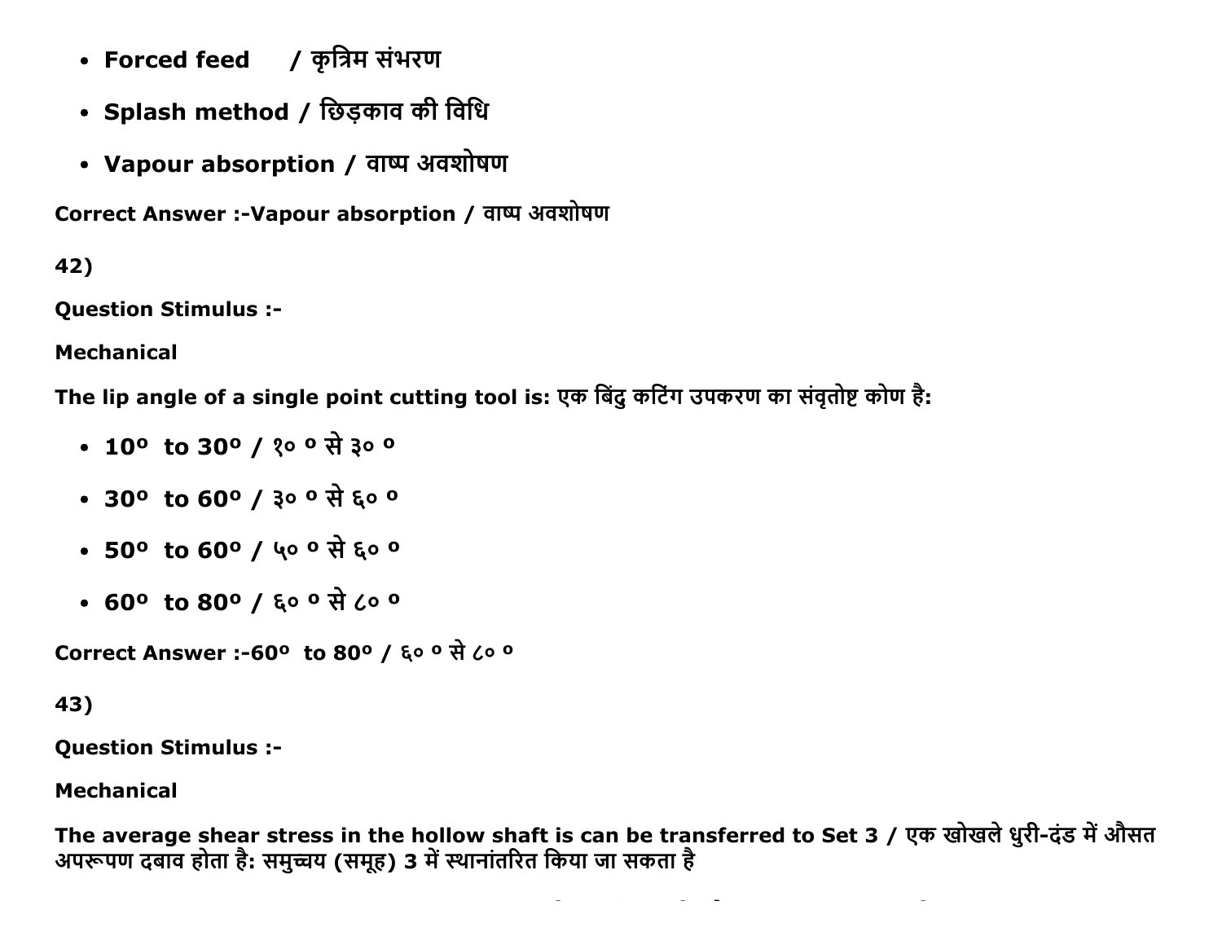- Forced feed / कृत्रिम संभरण
- Splash method / छिड़काव की विधि
- Vapour absorption / वाष्प अवशोषण

**Correct Answer :-Vapour absorption / वाष्प अवशोषण**

**42)**

**Question Stimulus :-**

**Mechanical**

**The lip angle of a single point cutting tool is: एक बिंदु कटिंग उपकरण का संवृतोष्ट कोण है:**

- **10º to 30º / १० º से ३० º**
- **30º to 60º / ३० º से ६० º**
- **50º to 60º / ५० º से ६० º**
- **60º to 80º / ६० º से ८० º**

**Correct Answer :-60º to 80º / ६० º से ८० º**

**43)**

**Question Stimulus :-**

**Mechanical**

**The average shear stress in the hollow shaft is can be transferred to Set 3 / एक खोखले धुरी-दंड में औसत अपरूपण दबाव होता है: समुच्चय (समूह) 3 में स्थानांतरित किया जा सकता है**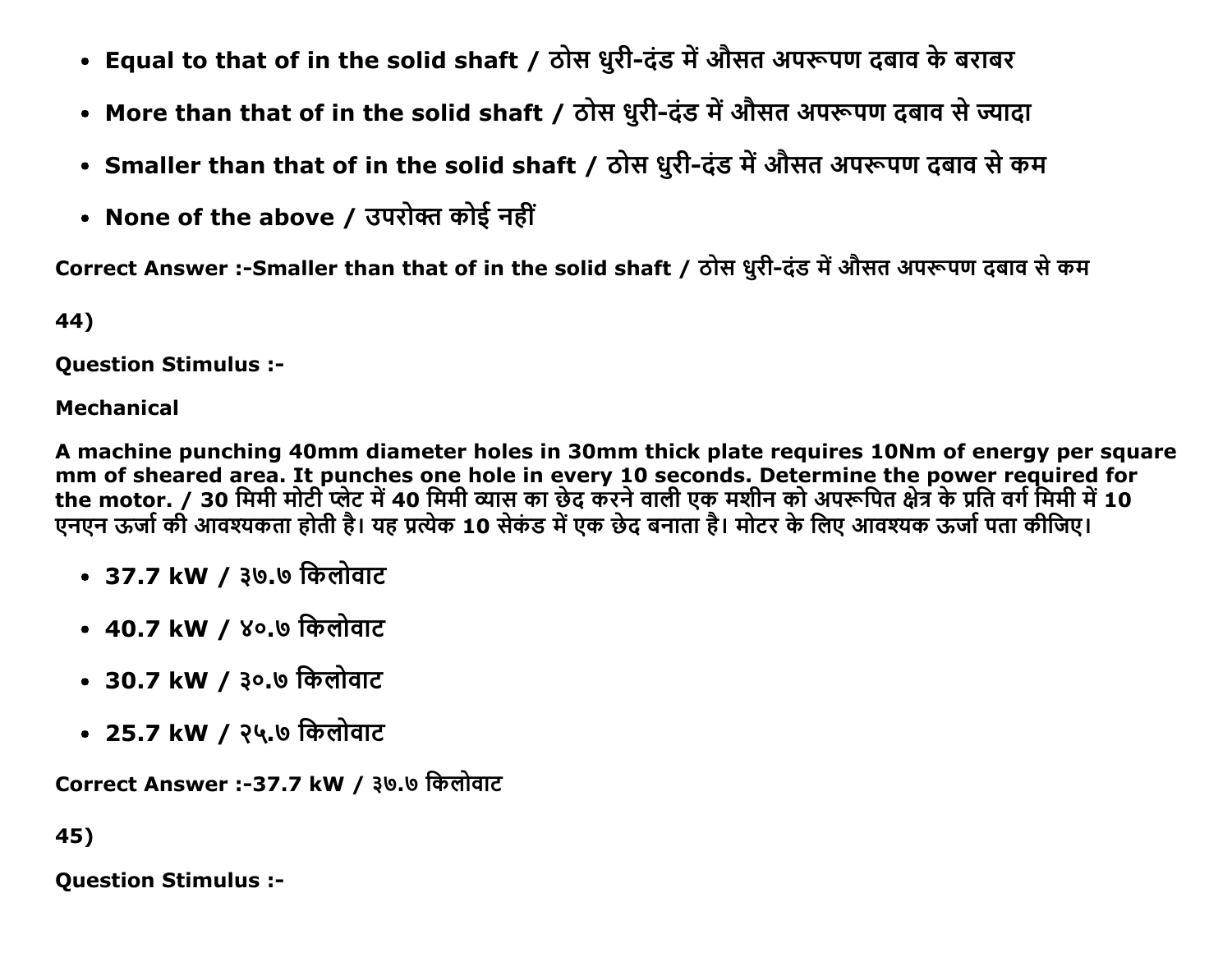- Equal to that of in the solid shaft / ठोस धुरी-दंड में औसत अपरूपण दबाव के बराबर
- More than that of in the solid shaft / ठोस धुरी-दंड में औसत अपरूपण दबाव से ज्यादा
- Smaller than that of in the solid shaft / ठोस धुरी-दंड में औसत अपरूपण दबाव से कम
- None of the above / उपरोक्त कोई नहीं

Correct Answer :-Smaller than that of in the solid shaft / ठोस धुरी-दंड में औसत अपरूपण दबाव से कम

44)

Question Stimulus :-

Mechanical

A machine punching 40mm diameter holes in 30mm thick plate requires 10Nm of energy per square mm of sheared area. It punches one hole in every 10 seconds. Determine the power required for the motor. / 30 मिमी मोटी प्लेट में 40 मिमी व्यास का छेद करने वाली एक मशीन को अपरूपित क्षेत्र के प्रति वर्ग मिमी में 10 एनएन ऊर्जा की आवश्यकता होती है। यह प्रत्येक 10 सेकंड में एक छेद बनाता है। मोटर के लिए आवश्यक ऊर्जा पता कीजिए।

- 37.7 kW / ३७.७ किलोवाट
- 40.7 kW / ४०.७ किलोवाट
- 30.7 kW / ३०.७ किलोवाट
- 25.7 kW / २५.७ किलोवाट

Correct Answer :-37.7 kW / ३७.७ किलोवाट

45)

Question Stimulus :-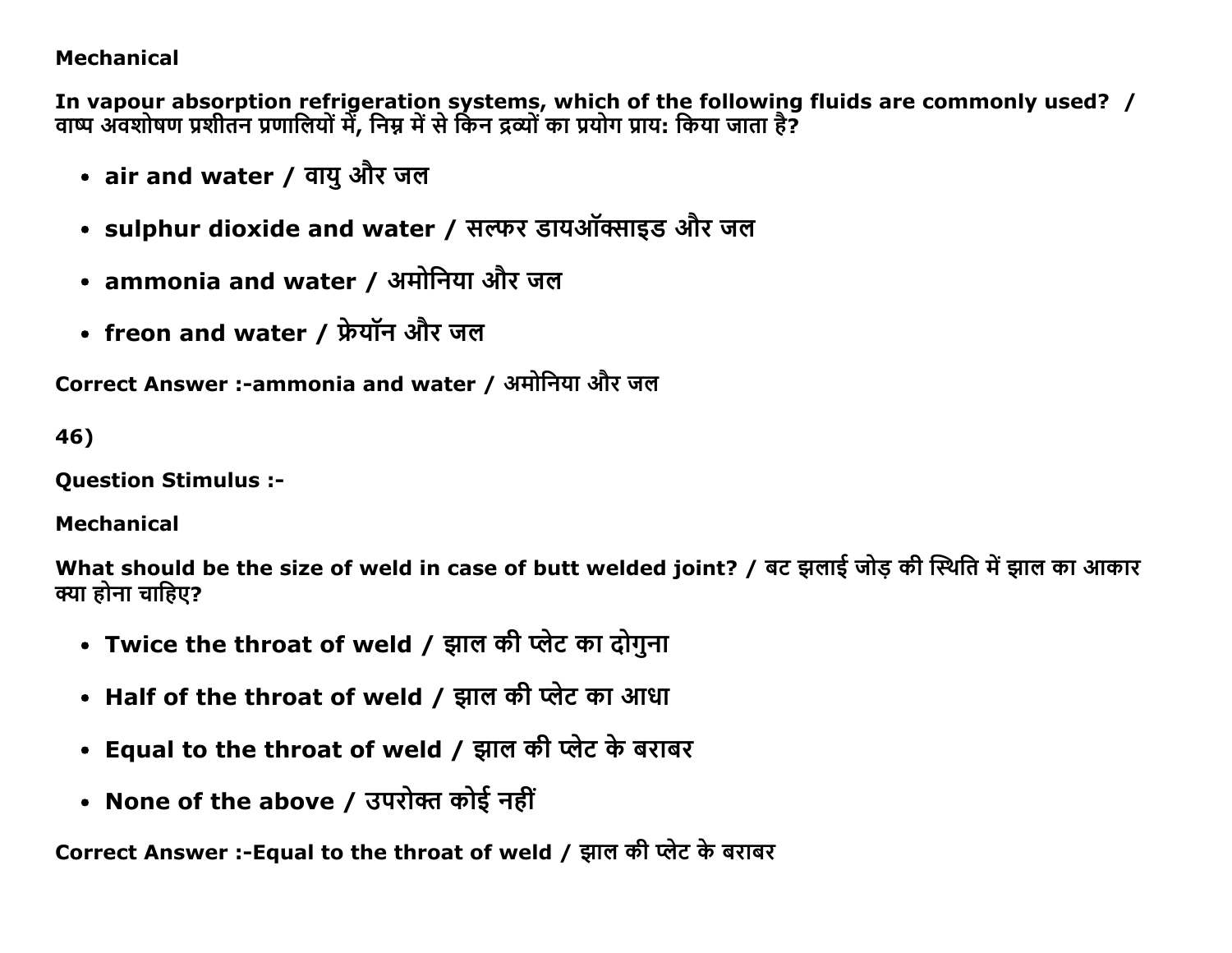**Mechanical**

**In vapour absorption refrigeration systems, which of the following fluids are commonly used? / वाष्प अवशोषण प्रशीतन प्रणालियों में, निम्न में से किन द्रव्यों का प्रयोग प्राय: किया जाता है?**

- **air and water / वायु और जल**
- **sulphur dioxide and water / सल्फर डायऑक्साइड और जल**
- **ammonia and water / अमोनिया और जल**
- **freon and water / फ्रेयॉन और जल**

**Correct Answer :-ammonia and water / अमोनिया और जल**

**46)**

**Question Stimulus :-**

**Mechanical**

**What should be the size of weld in case of butt welded joint? / बट झलाई जोड़ की स्थिति में झाल का आकार क्या होना चाहिए?**

- **Twice the throat of weld / झाल की प्लेट का दोगुना**
- **Half of the throat of weld / झाल की प्लेट का आधा**
- **Equal to the throat of weld / झाल की प्लेट के बराबर**
- **None of the above / उपरोक्त कोई नहीं**

**Correct Answer :-Equal to the throat of weld / झाल की प्लेट के बराबर**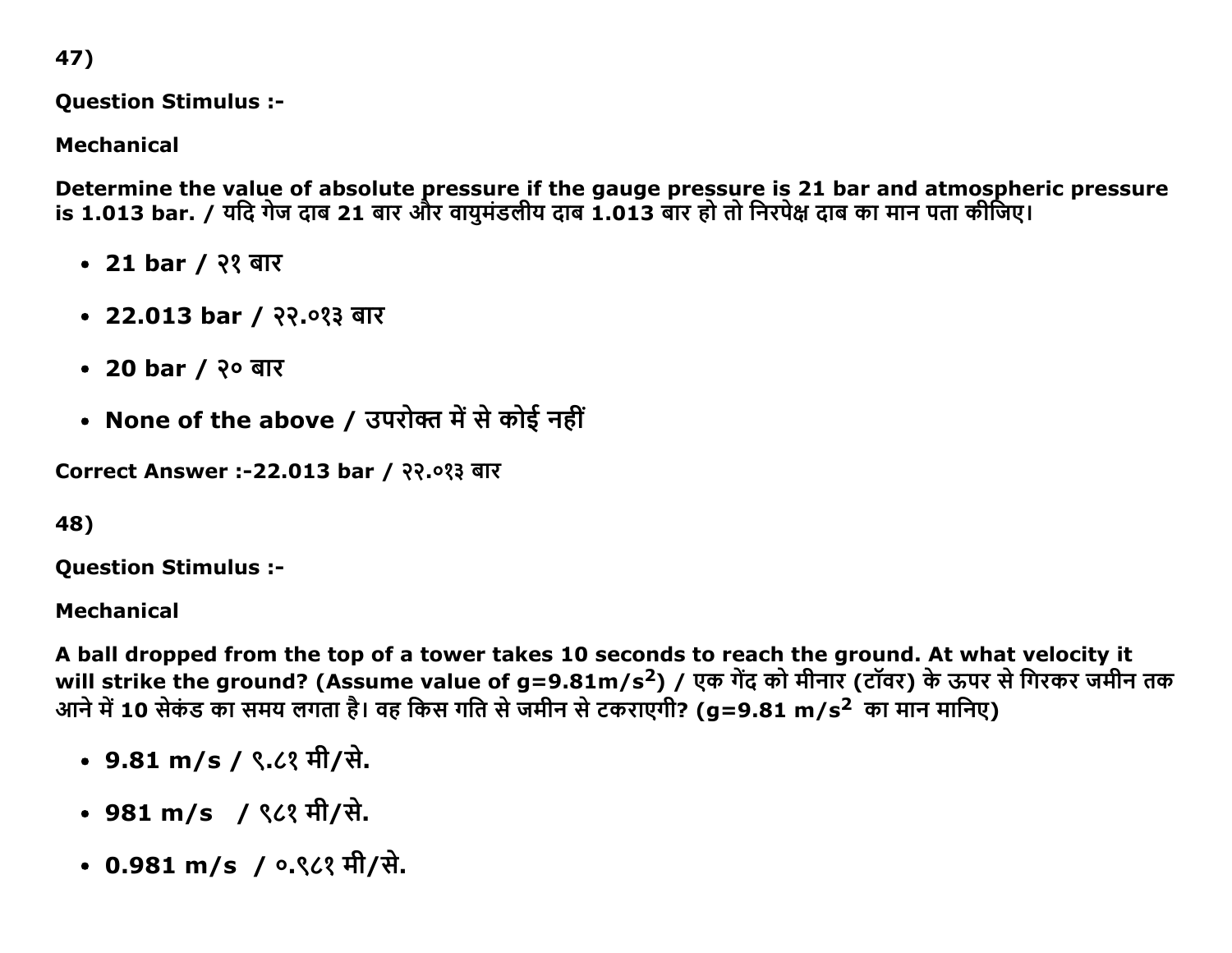47)

**Question Stimulus :-**

**Mechanical**

**Determine the value of absolute pressure if the gauge pressure is 21 bar and atmospheric pressure is 1.013 bar. / यदि गेज दाब 21 बार और वायुमंडलीय दाब 1.013 बार हो तो निरपेक्ष दाब का मान पता कीजिए।**

- **21 bar / २१ बार**
- **22.013 bar / २२.०१३ बार**
- **20 bar / २० बार**
- **None of the above / उपरोक्त में से कोई नहीं**

**Correct Answer :-22.013 bar / २२.०१३ बार**

48)

**Question Stimulus :-**

**Mechanical**

**A ball dropped from the top of a tower takes 10 seconds to reach the ground. At what velocity it will strike the ground? (Assume value of $g=9.81m/s^2$) / एक गेंद को मीनार (टॉवर) के ऊपर से गिरकर जमीन तक आने में 10 सेकंड का समय लगता है। वह किस गति से जमीन से टकराएगी? ($g=9.81\ m/s^2$ का मान मानिए)**

- **9.81 m/s / ९.८१ मी/से.**
- **981 m/s / ९८१ मी/से.**
- **0.981 m/s / ०.९८१ मी/से.**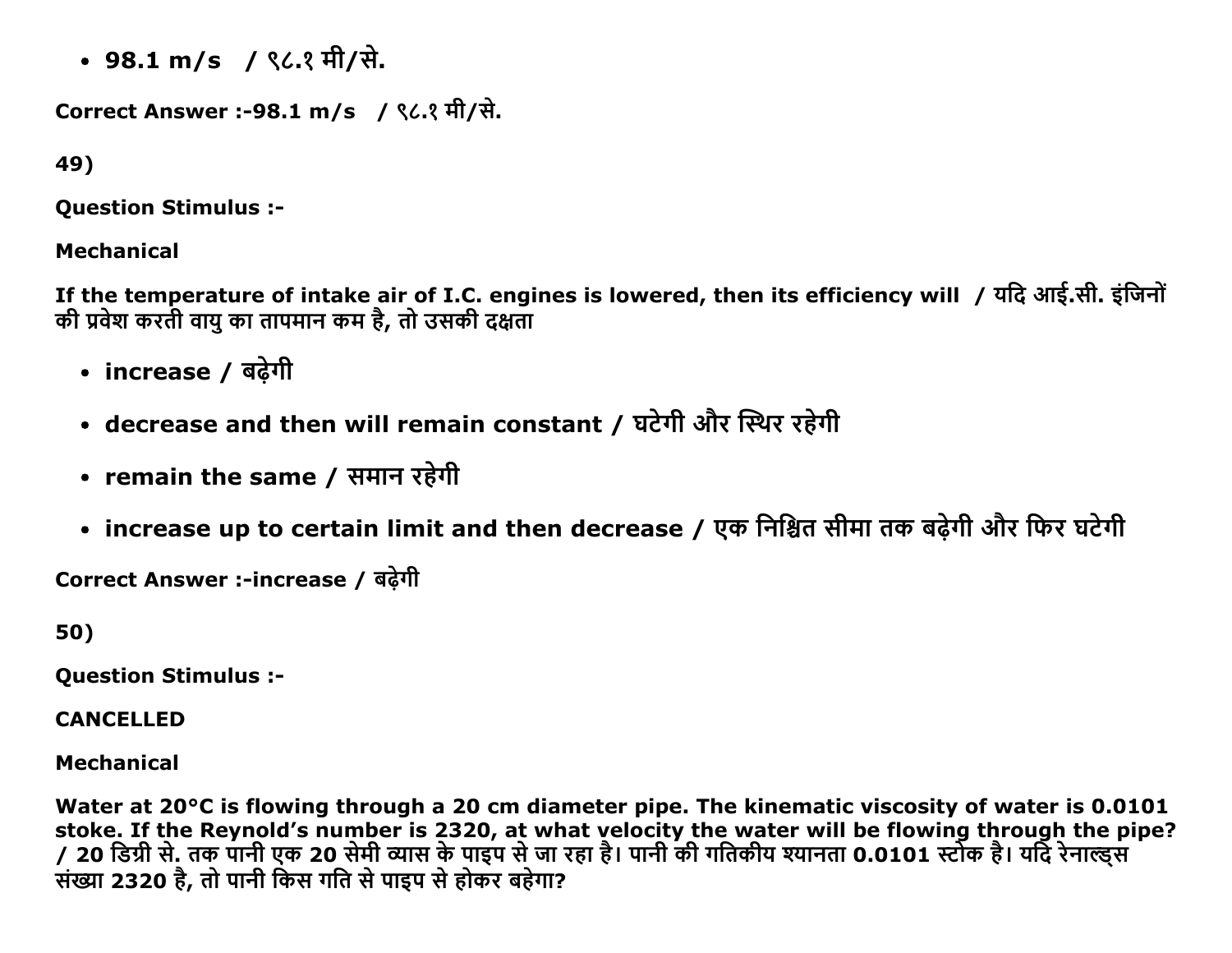- **98.1 m/s / ९८.१ मी/से.**

**Correct Answer :-98.1 m/s / ९८.१ मी/से.**

**49)**

**Question Stimulus :-**

**Mechanical**

**If the temperature of intake air of I.C. engines is lowered, then its efficiency will / यदि आई.सी. इंजिनों की प्रवेश करती वायु का तापमान कम है, तो उसकी दक्षता**

- **increase / बढ़ेगी**
- **decrease and then will remain constant / घटेगी और स्थिर रहेगी**
- **remain the same / समान रहेगी**
- **increase up to certain limit and then decrease / एक निश्चित सीमा तक बढ़ेगी और फिर घटेगी**

**Correct Answer :-increase / बढ़ेगी**

**50)**

**Question Stimulus :-**

**CANCELLED**

**Mechanical**

**Water at 20°C is flowing through a 20 cm diameter pipe. The kinematic viscosity of water is 0.0101 stoke. If the Reynold's number is 2320, at what velocity the water will be flowing through the pipe? / 20 डिग्री से. तक पानी एक 20 सेमी व्यास के पाइप से जा रहा है। पानी की गतिकीय श्यानता 0.0101 स्टोक है। यदि रेनाल्ड्स संख्या 2320 है, तो पानी किस गति से पाइप से होकर बहेगा?**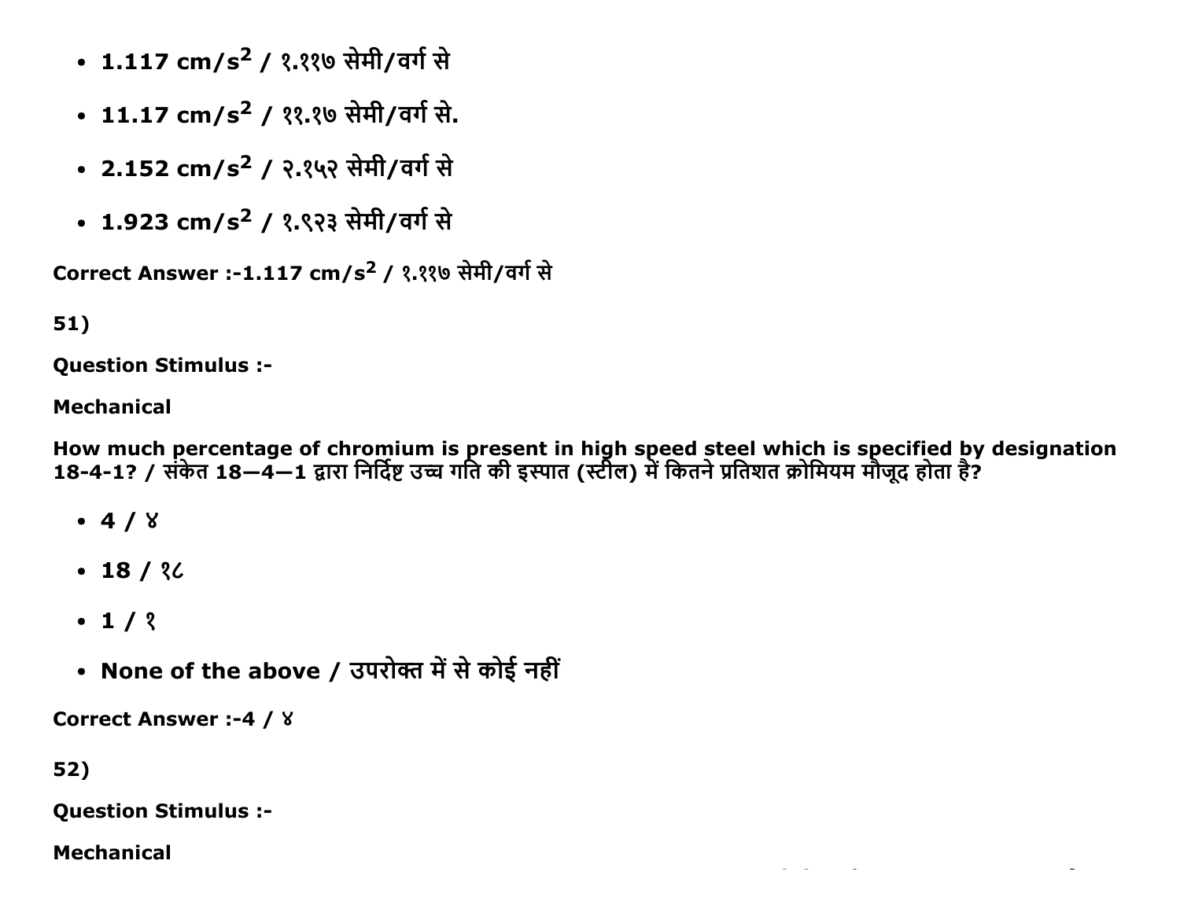- **1.117 cm/s$^2$ / १.११७ सेमी/वर्ग से**
- **11.17 cm/s$^2$ / ११.१७ सेमी/वर्ग से.**
- **2.152 cm/s$^2$ / २.१५२ सेमी/वर्ग से**
- **1.923 cm/s$^2$ / १.९२३ सेमी/वर्ग से**

**Correct Answer :-1.117 cm/s$^2$ / १.११७ सेमी/वर्ग से**

**51)**

**Question Stimulus :-**

**Mechanical**

**How much percentage of chromium is present in high speed steel which is specified by designation 18-4-1? / संकेत 18—4—1 द्वारा निर्दिष्ट उच्च गति की इस्पात (स्टील) में कितने प्रतिशत क्रोमियम मौजूद होता है?**

- **4 / ४**
- **18 / १८**
- **1 / १**
- **None of the above / उपरोक्त में से कोई नहीं**

**Correct Answer :-4 / ४**

**52)**

**Question Stimulus :-**

**Mechanical**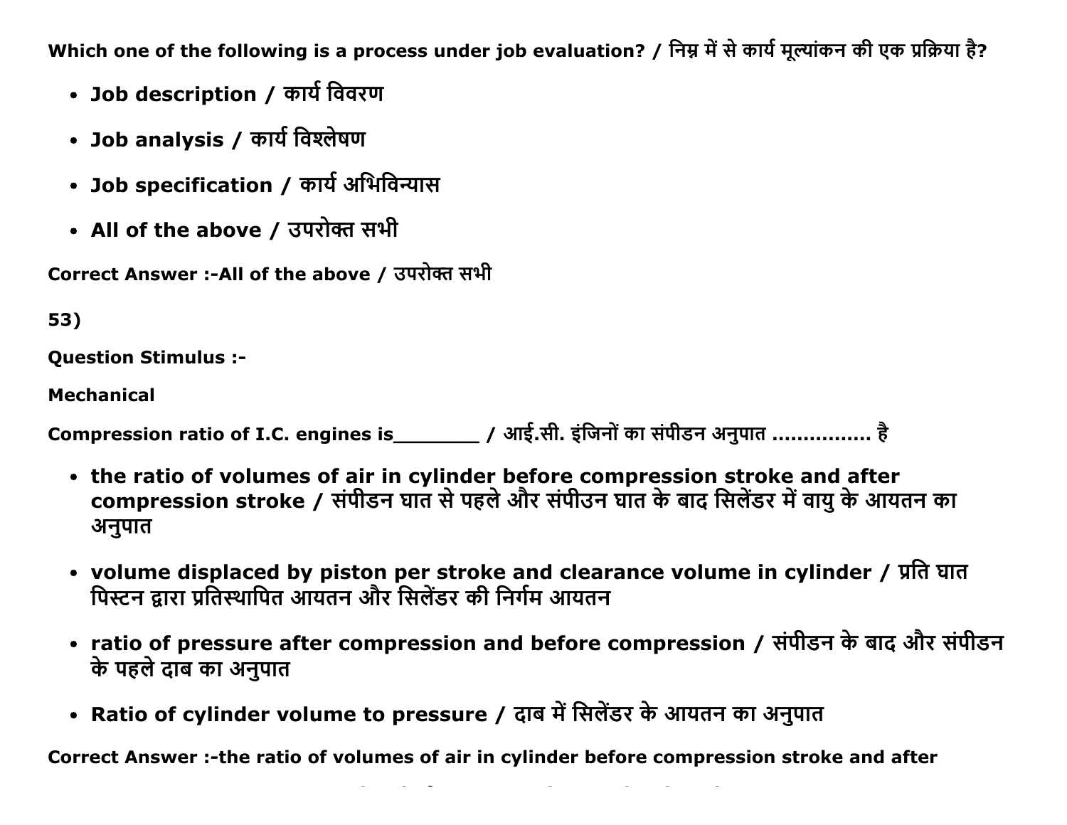**Which one of the following is a process under job evaluation? / निम्न में से कार्य मूल्यांकन की एक प्रक्रिया है?**

- **Job description / कार्य विवरण**
- **Job analysis / कार्य विश्लेषण**
- **Job specification / कार्य अभिविन्यास**
- **All of the above / उपरोक्त सभी**

**Correct Answer :-All of the above / उपरोक्त सभी**

**53)**

**Question Stimulus :-**

**Mechanical**

**Compression ratio of I.C. engines is________ / आई.सी. इंजिनों का संपीडन अनुपात ................ है**

- **the ratio of volumes of air in cylinder before compression stroke and after compression stroke / संपीडन घात से पहले और संपीउन घात के बाद सिलेंडर में वायु के आयतन का अनुपात**
- **volume displaced by piston per stroke and clearance volume in cylinder / प्रति घात पिस्टन द्वारा प्रतिस्थापित आयतन और सिलेंडर की निर्गम आयतन**
- **ratio of pressure after compression and before compression / संपीडन के बाद और संपीडन के पहले दाब का अनुपात**
- **Ratio of cylinder volume to pressure / दाब में सिलेंडर के आयतन का अनुपात**

**Correct Answer :-the ratio of volumes of air in cylinder before compression stroke and after**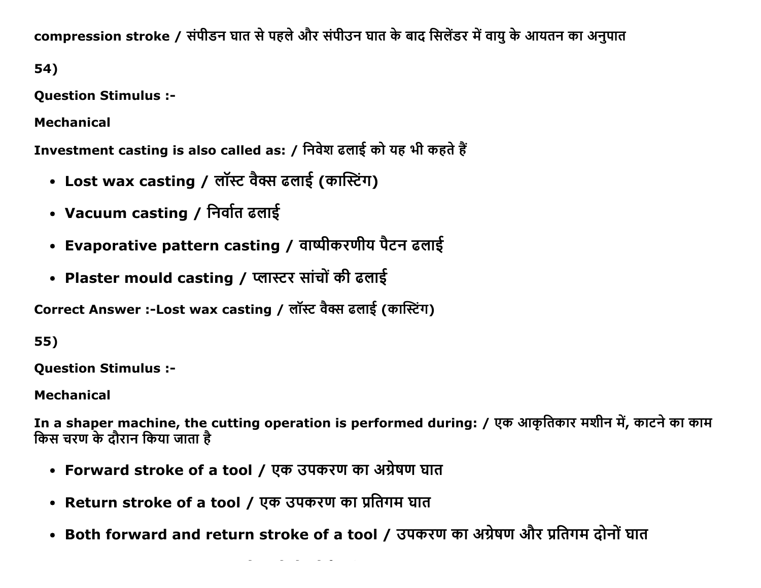compression stroke / संपीडन घात से पहले और संपीउन घात के बाद सिलेंडर में वायु के आयतन का अनुपात

54)

**Question Stimulus :-**

**Mechanical**

**Investment casting is also called as: / निवेश ढलाई को यह भी कहते हैं**

- **Lost wax casting / लॉस्ट वैक्स ढलाई (कास्टिंग)**
- **Vacuum casting / निर्वात ढलाई**
- **Evaporative pattern casting / वाष्पीकरणीय पैटन ढलाई**
- **Plaster mould casting / प्लास्टर सांचों की ढलाई**

**Correct Answer :-Lost wax casting / लॉस्ट वैक्स ढलाई (कास्टिंग)**

55)

**Question Stimulus :-**

**Mechanical**

**In a shaper machine, the cutting operation is performed during: / एक आकृतिकार मशीन में, काटने का काम किस चरण के दौरान किया जाता है**

- **Forward stroke of a tool / एक उपकरण का अग्रेषण घात**
- **Return stroke of a tool / एक उपकरण का प्रतिगम घात**
- **Both forward and return stroke of a tool / उपकरण का अग्रेषण और प्रतिगम दोनों घात**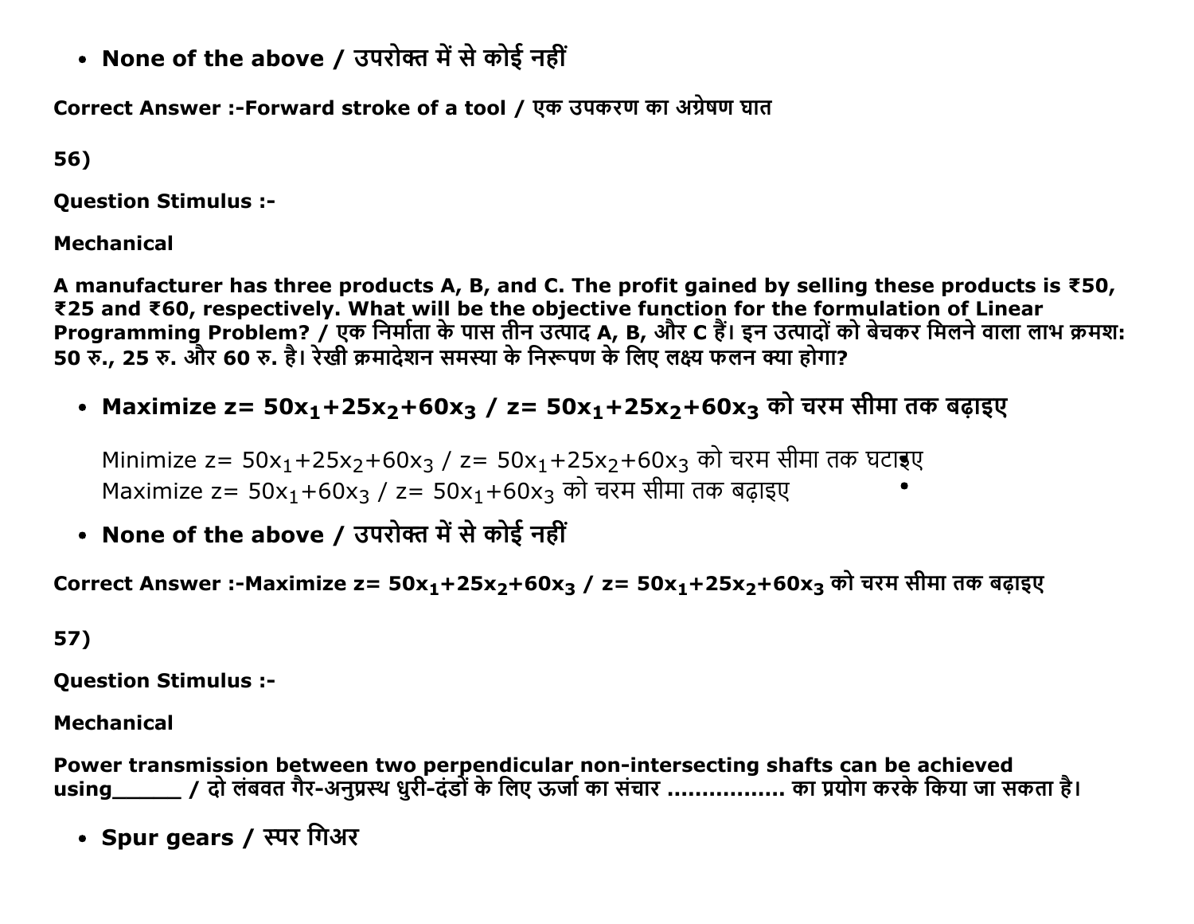- **None of the above / उपरोक्त में से कोई नहीं**

**Correct Answer :-Forward stroke of a tool / एक उपकरण का अग्रेषण घात**

**56)**

**Question Stimulus :-**

**Mechanical**

**A manufacturer has three products A, B, and C. The profit gained by selling these products is ₹50, ₹25 and ₹60, respectively. What will be the objective function for the formulation of Linear Programming Problem? / एक निर्माता के पास तीन उत्पाद A, B, और C हैं। इन उत्पादों को बेचकर मिलने वाला लाभ क्रमशः 50 रु., 25 रु. और 60 रु. है। रेखी क्रमादेशन समस्या के निरूपण के लिए लक्ष्य फलन क्या होगा?**

- **Maximize z= $50x_1+25x_2+60x_3$ / z= $50x_1+25x_2+60x_3$ को चरम सीमा तक बढ़ाइए**

  Minimize z= $50x_1+25x_2+60x_3$ / z= $50x_1+25x_2+60x_3$ को चरम सीमा तक घटाइए
  Maximize z= $50x_1+60x_3$ / z= $50x_1+60x_3$ को चरम सीमा तक बढ़ाइए

- **None of the above / उपरोक्त में से कोई नहीं**

**Correct Answer :-Maximize z= $50x_1+25x_2+60x_3$ / z= $50x_1+25x_2+60x_3$ को चरम सीमा तक बढ़ाइए**

**57)**

**Question Stimulus :-**

**Mechanical**

**Power transmission between two perpendicular non-intersecting shafts can be achieved using\_\_\_\_\_\_ / दो लंबवत गैर-अनुप्रस्थ धुरी-दंडों के लिए ऊर्जा का संचार ................ का प्रयोग करके किया जा सकता है।**

- **Spur gears / स्पर गिअर**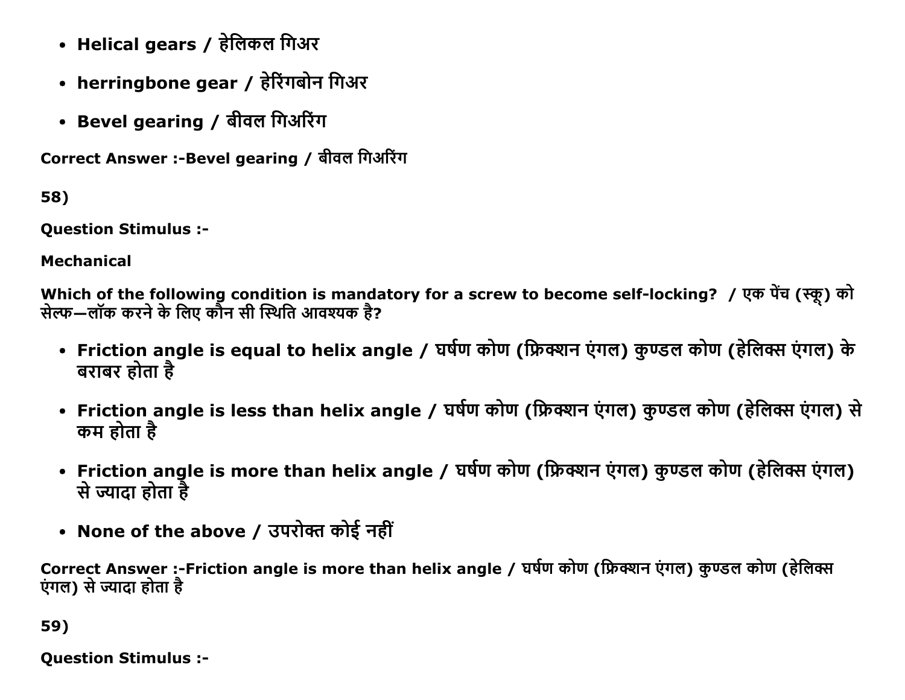- **Helical gears / हेलिकल गिअर**
- **herringbone gear / हेरिंगबोन गिअर**
- **Bevel gearing / बीवल गिअरिंग**

**Correct Answer :-Bevel gearing / बीवल गिअरिंग**

**58)**

**Question Stimulus :-**

**Mechanical**

**Which of the following condition is mandatory for a screw to become self-locking? / एक पेंच (स्क्रू) को सेल्फ—लॉक करने के लिए कौन सी स्थिति आवश्यक है?**

- **Friction angle is equal to helix angle / घर्षण कोण (फ्रिक्शन एंगल) कुण्डल कोण (हेलिक्स एंगल) के बराबर होता है**
- **Friction angle is less than helix angle / घर्षण कोण (फ्रिक्शन एंगल) कुण्डल कोण (हेलिक्स एंगल) से कम होता है**
- **Friction angle is more than helix angle / घर्षण कोण (फ्रिक्शन एंगल) कुण्डल कोण (हेलिक्स एंगल) से ज्यादा होता है**
- **None of the above / उपरोक्त कोई नहीं**

**Correct Answer :-Friction angle is more than helix angle / घर्षण कोण (फ्रिक्शन एंगल) कुण्डल कोण (हेलिक्स एंगल) से ज्यादा होता है**

**59)**

**Question Stimulus :-**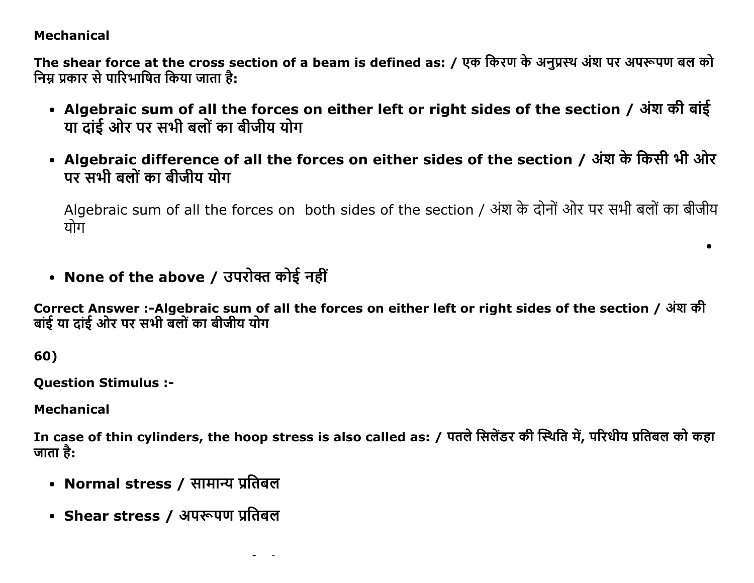**Mechanical**

**The shear force at the cross section of a beam is defined as: / एक किरण के अनुप्रस्थ अंश पर अपरूपण बल को निम्न प्रकार से पारिभाषित किया जाता है:**

- **Algebraic sum of all the forces on either left or right sides of the section / अंश की बांई या दांई ओर पर सभी बलों का बीजीय योग**
- **Algebraic difference of all the forces on either sides of the section / अंश के किसी भी ओर पर सभी बलों का बीजीय योग**

  Algebraic sum of all the forces on both sides of the section / अंश के दोनों ओर पर सभी बलों का बीजीय योग

- **None of the above / उपरोक्त कोई नहीं**

**Correct Answer :-Algebraic sum of all the forces on either left or right sides of the section / अंश की बांई या दांई ओर पर सभी बलों का बीजीय योग**

**60)**

**Question Stimulus :-**

**Mechanical**

**In case of thin cylinders, the hoop stress is also called as: / पतले सिलेंडर की स्थिति में, परिधीय प्रतिबल को कहा जाता है:**

- **Normal stress / सामान्य प्रतिबल**
- **Shear stress / अपरूपण प्रतिबल**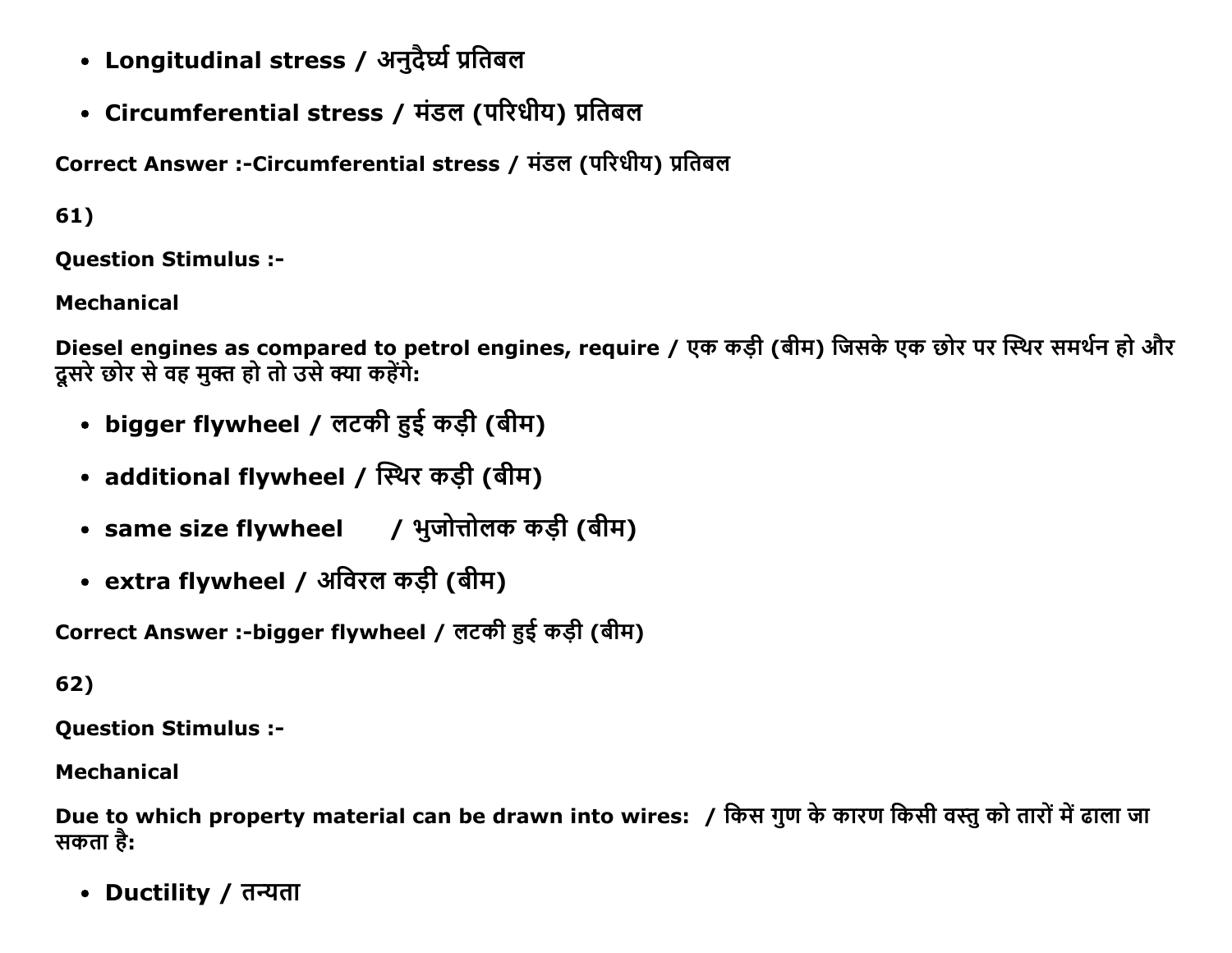- Longitudinal stress / अनुदैर्घ्य प्रतिबल
- Circumferential stress / मंडल (परिधीय) प्रतिबल

Correct Answer :-Circumferential stress / मंडल (परिधीय) प्रतिबल

61)

Question Stimulus :-

Mechanical

Diesel engines as compared to petrol engines, require / एक कड़ी (बीम) जिसके एक छोर पर स्थिर समर्थन हो और दूसरे छोर से वह मुक्त हो तो उसे क्या कहेंगे:

- bigger flywheel / लटकी हुई कड़ी (बीम)
- additional flywheel / स्थिर कड़ी (बीम)
- same size flywheel / भुजोत्तोलक कड़ी (बीम)
- extra flywheel / अविरल कड़ी (बीम)

Correct Answer :-bigger flywheel / लटकी हुई कड़ी (बीम)

62)

Question Stimulus :-

Mechanical

Due to which property material can be drawn into wires: / किस गुण के कारण किसी वस्तु को तारों में ढाला जा सकता है:

- Ductility / तन्यता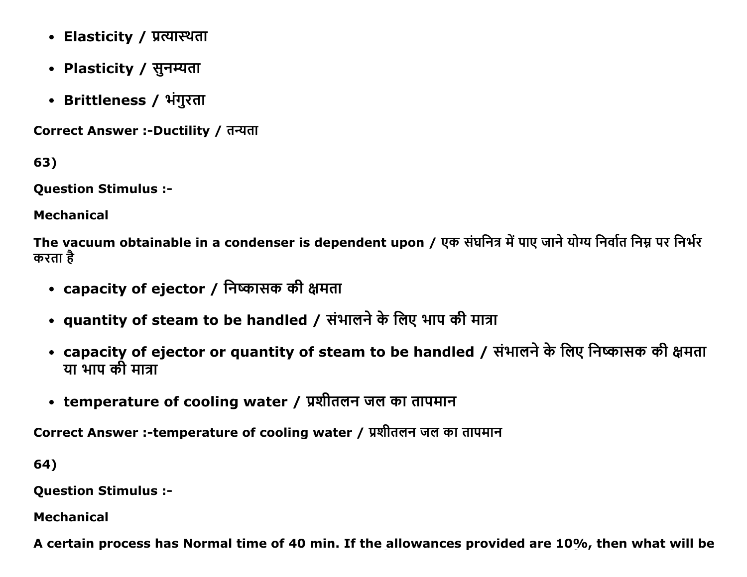- Elasticity / प्रत्यास्थता
- Plasticity / सुनम्यता
- Brittleness / भंगुरता

Correct Answer :-Ductility / तन्यता

63)

Question Stimulus :-

Mechanical

The vacuum obtainable in a condenser is dependent upon / एक संघनित्र में पाए जाने योग्य निर्वात निम्न पर निर्भर करता है

- capacity of ejector / निष्कासक की क्षमता
- quantity of steam to be handled / संभालने के लिए भाप की मात्रा
- capacity of ejector or quantity of steam to be handled / संभालने के लिए निष्कासक की क्षमता या भाप की मात्रा
- temperature of cooling water / प्रशीतलन जल का तापमान

Correct Answer :-temperature of cooling water / प्रशीतलन जल का तापमान

64)

Question Stimulus :-

Mechanical

A certain process has Normal time of 40 min. If the allowances provided are 10%, then what will be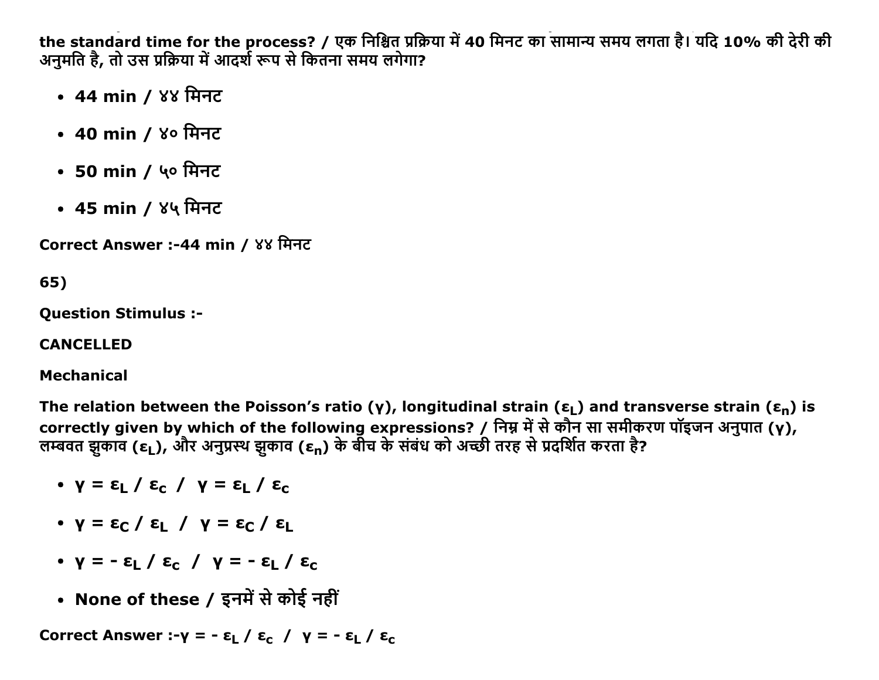the standard time for the process? / एक निश्चित प्रक्रिया में 40 मिनट का सामान्य समय लगता है। यदि 10% की देरी की अनुमति है, तो उस प्रक्रिया में आदर्श रूप से कितना समय लगेगा?

- 44 min / ४४ मिनट
- 40 min / ४० मिनट
- 50 min / ५० मिनट
- 45 min / ४५ मिनट

Correct Answer :-44 min / ४४ मिनट

65)

Question Stimulus :-

CANCELLED

Mechanical

The relation between the Poisson's ratio ($\gamma$), longitudinal strain ($\varepsilon_L$) and transverse strain ($\varepsilon_n$) is correctly given by which of the following expressions? / निम्न में से कौन सा समीकरण पॉइजन अनुपात ($\gamma$), लम्बवत झुकाव ($\varepsilon_L$), और अनुप्रस्थ झुकाव ($\varepsilon_n$) के बीच के संबंध को अच्छी तरह से प्रदर्शित करता है?

- $\gamma = \varepsilon_L / \varepsilon_c$ / $\gamma = \varepsilon_L / \varepsilon_c$
- $\gamma = \varepsilon_C / \varepsilon_L$ / $\gamma = \varepsilon_C / \varepsilon_L$
- $\gamma = - \varepsilon_L / \varepsilon_c$ / $\gamma = - \varepsilon_L / \varepsilon_c$
- None of these / इनमें से कोई नहीं

Correct Answer :-$\gamma = - \varepsilon_L / \varepsilon_c$ / $\gamma = - \varepsilon_L / \varepsilon_c$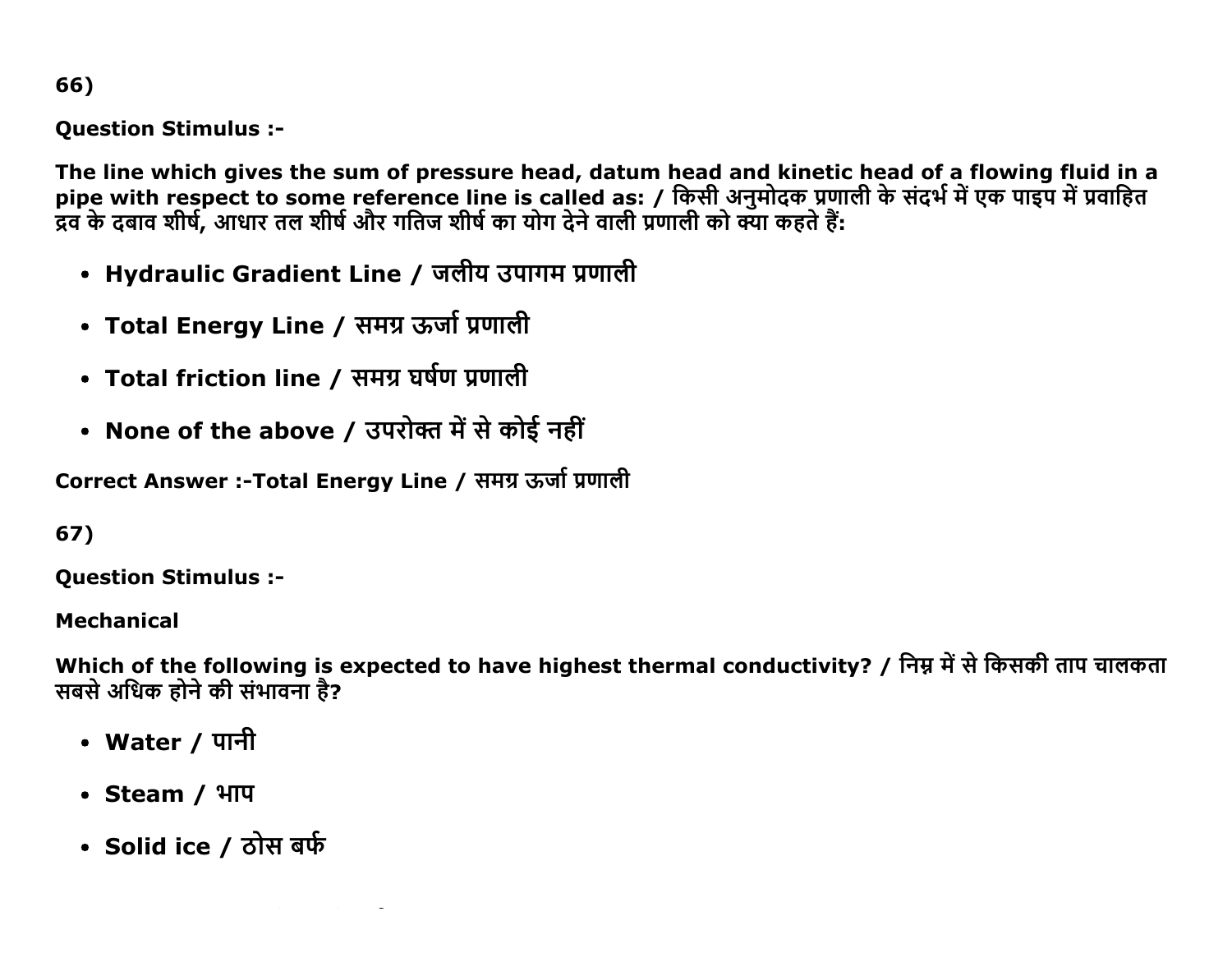66)

**Question Stimulus :-**

**The line which gives the sum of pressure head, datum head and kinetic head of a flowing fluid in a pipe with respect to some reference line is called as: / किसी अनुमोदक प्रणाली के संदर्भ में एक पाइप में प्रवाहित द्रव के दबाव शीर्ष, आधार तल शीर्ष और गतिज शीर्ष का योग देने वाली प्रणाली को क्या कहते हैं:**

- **Hydraulic Gradient Line / जलीय उपागम प्रणाली**
- **Total Energy Line / समग्र ऊर्जा प्रणाली**
- **Total friction line / समग्र घर्षण प्रणाली**
- **None of the above / उपरोक्त में से कोई नहीं**

**Correct Answer :-Total Energy Line / समग्र ऊर्जा प्रणाली**

67)

**Question Stimulus :-**

**Mechanical**

**Which of the following is expected to have highest thermal conductivity? / निम्न में से किसकी ताप चालकता सबसे अधिक होने की संभावना है?**

- **Water / पानी**
- **Steam / भाप**
- **Solid ice / ठोस बर्फ**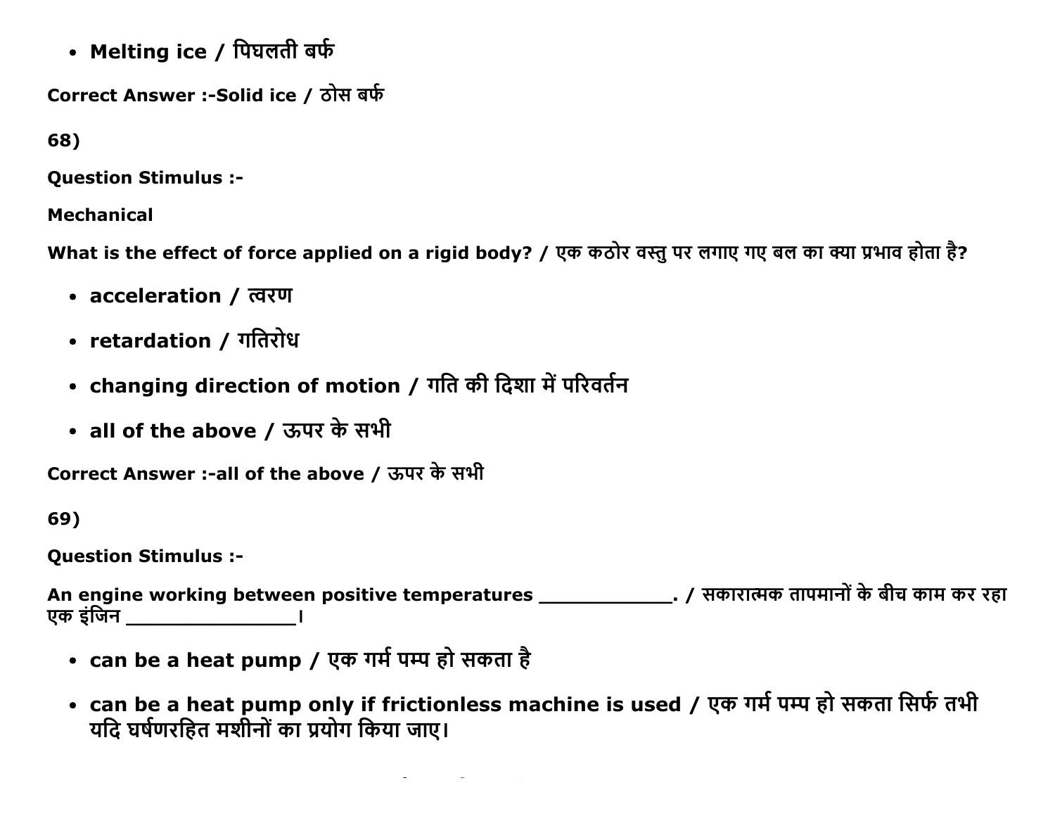- **Melting ice / पिघलती बर्फ**

**Correct Answer :-Solid ice / ठोस बर्फ**

**68)**

**Question Stimulus :-**

**Mechanical**

**What is the effect of force applied on a rigid body? / एक कठोर वस्तु पर लगाए गए बल का क्या प्रभाव होता है?**

- **acceleration / त्वरण**
- **retardation / गतिरोध**
- **changing direction of motion / गति की दिशा में परिवर्तन**
- **all of the above / ऊपर के सभी**

**Correct Answer :-all of the above / ऊपर के सभी**

**69)**

**Question Stimulus :-**

**An engine working between positive temperatures ____________. / सकारात्मक तापमानों के बीच काम कर रहा एक इंजिन _______________।**

- **can be a heat pump / एक गर्म पम्प हो सकता है**
- **can be a heat pump only if frictionless machine is used / एक गर्म पम्प हो सकता सिर्फ तभी यदि घर्षणरहित मशीनों का प्रयोग किया जाए।**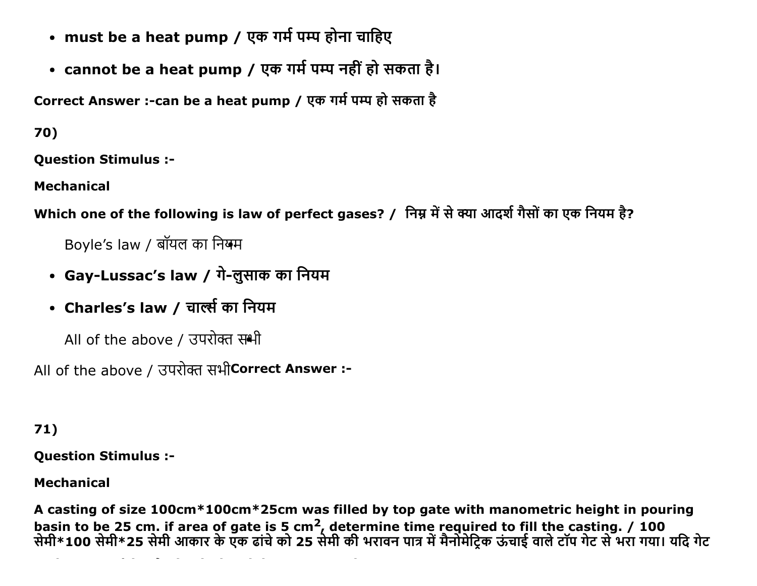- **must be a heat pump / एक गर्म पम्प होना चाहिए**
- **cannot be a heat pump / एक गर्म पम्प नहीं हो सकता है।**

**Correct Answer :-can be a heat pump / एक गर्म पम्प हो सकता है**

**70)**

**Question Stimulus :-**

**Mechanical**

**Which one of the following is law of perfect gases? / निम्न में से क्या आदर्श गैसों का एक नियम है?**

Boyle's law / बॉयल का नियम

- **Gay-Lussac's law / गे-लुसाक का नियम**
- **Charles's law / चार्ल्स का नियम**

All of the above / उपरोक्त सभी

All of the above / उपरोक्त सभी**Correct Answer :-**

**71)**

**Question Stimulus :-**

**Mechanical**

**A casting of size 100cm*100cm*25cm was filled by top gate with manometric height in pouring basin to be 25 cm. if area of gate is 5 $cm^2$, determine time required to fill the casting. / 100 सेमी*100 सेमी*25 सेमी आकार के एक ढांचे को 25 सेमी की भरावन पात्र में मैनोमेट्रिक ऊंचाई वाले टॉप गेट से भरा गया। यदि गेट**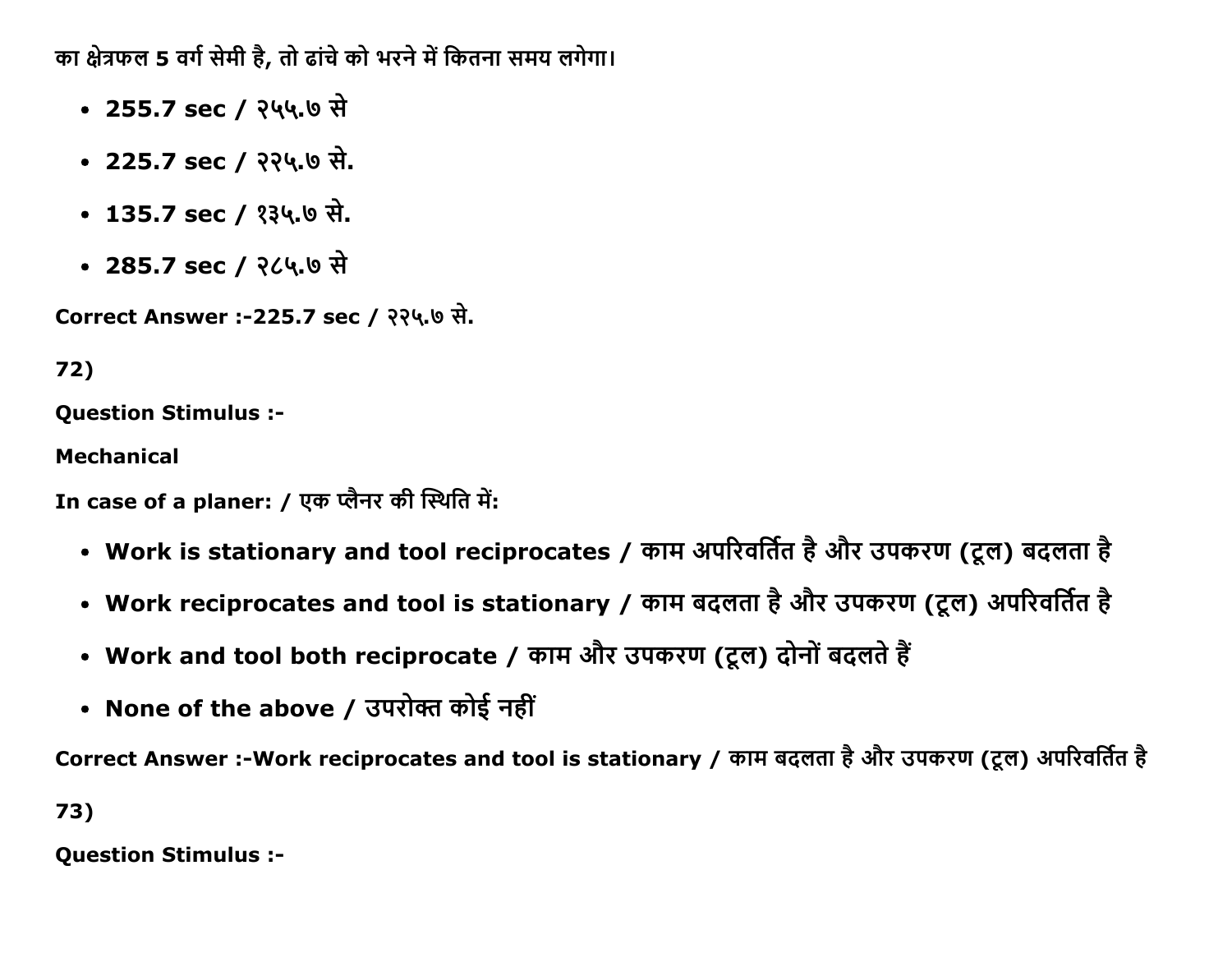का क्षेत्रफल 5 वर्ग सेमी है, तो ढांचे को भरने में कितना समय लगेगा।

- 255.7 sec / २५५.७ से
- 225.7 sec / २२५.७ से.
- 135.7 sec / १३५.७ से.
- 285.7 sec / २८५.७ से

Correct Answer :-225.7 sec / २२५.७ से.

72)

Question Stimulus :-

Mechanical

In case of a planer: / एक प्लैनर की स्थिति में:

- Work is stationary and tool reciprocates / काम अपरिवर्तित है और उपकरण (टूल) बदलता है
- Work reciprocates and tool is stationary / काम बदलता है और उपकरण (टूल) अपरिवर्तित है
- Work and tool both reciprocate / काम और उपकरण (टूल) दोनों बदलते हैं
- None of the above / उपरोक्त कोई नहीं

Correct Answer :-Work reciprocates and tool is stationary / काम बदलता है और उपकरण (टूल) अपरिवर्तित है

73)

Question Stimulus :-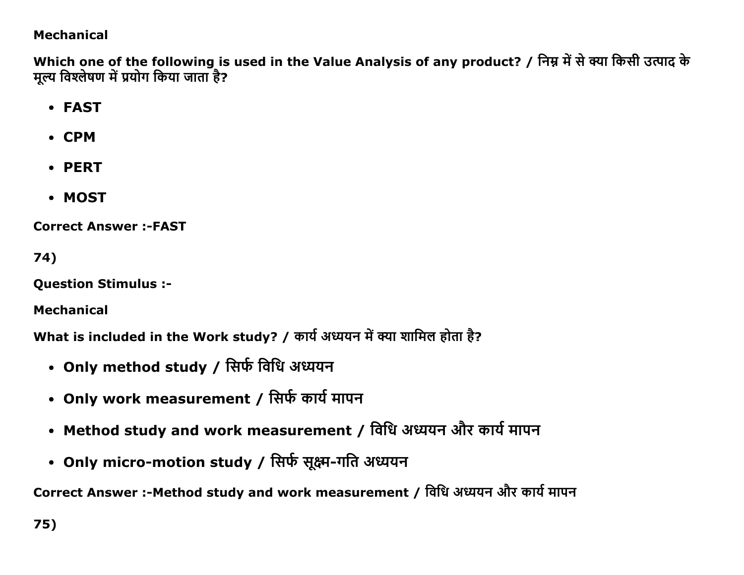Mechanical

**Which one of the following is used in the Value Analysis of any product? / निम्न में से क्या किसी उत्पाद के मूल्य विश्लेषण में प्रयोग किया जाता है?**

- **FAST**
- **CPM**
- **PERT**
- **MOST**

**Correct Answer :-FAST**

**74)**

**Question Stimulus :-**

**Mechanical**

**What is included in the Work study? / कार्य अध्ययन में क्या शामिल होता है?**

- **Only method study / सिर्फ विधि अध्ययन**
- **Only work measurement / सिर्फ कार्य मापन**
- **Method study and work measurement / विधि अध्ययन और कार्य मापन**
- **Only micro-motion study / सिर्फ सूक्ष्म-गति अध्ययन**

**Correct Answer :-Method study and work measurement / विधि अध्ययन और कार्य मापन**

**75)**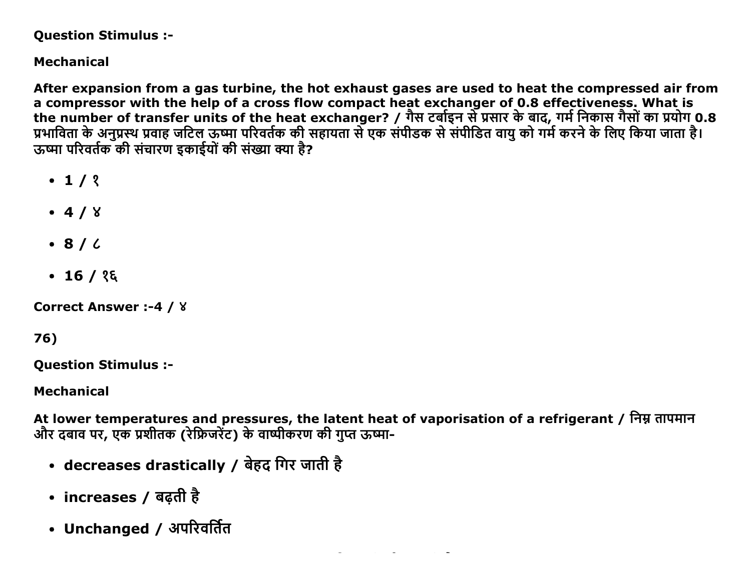**Question Stimulus :-**

**Mechanical**

**After expansion from a gas turbine, the hot exhaust gases are used to heat the compressed air from a compressor with the help of a cross flow compact heat exchanger of 0.8 effectiveness. What is the number of transfer units of the heat exchanger? / गैस टर्बाइन से प्रसार के बाद, गर्म निकास गैसों का प्रयोग 0.8 प्रभाविता के अनुप्रस्थ प्रवाह जटिल ऊष्मा परिवर्तक की सहायता से एक संपीडक से संपीडित वायु को गर्म करने के लिए किया जाता है। ऊष्मा परिवर्तक की संचारण इकाईयों की संख्या क्या है?**

- **1 / १**
- **4 / ४**
- **8 / ८**
- **16 / १६**

**Correct Answer :-4 / ४**

**76)**

**Question Stimulus :-**

**Mechanical**

**At lower temperatures and pressures, the latent heat of vaporisation of a refrigerant / निम्न तापमान और दबाव पर, एक प्रशीतक (रेफ्रिजरेंट) के वाष्पीकरण की गुप्त ऊष्मा-**

- **decreases drastically / बेहद गिर जाती है**
- **increases / बढ़ती है**
- **Unchanged / अपरिवर्तित**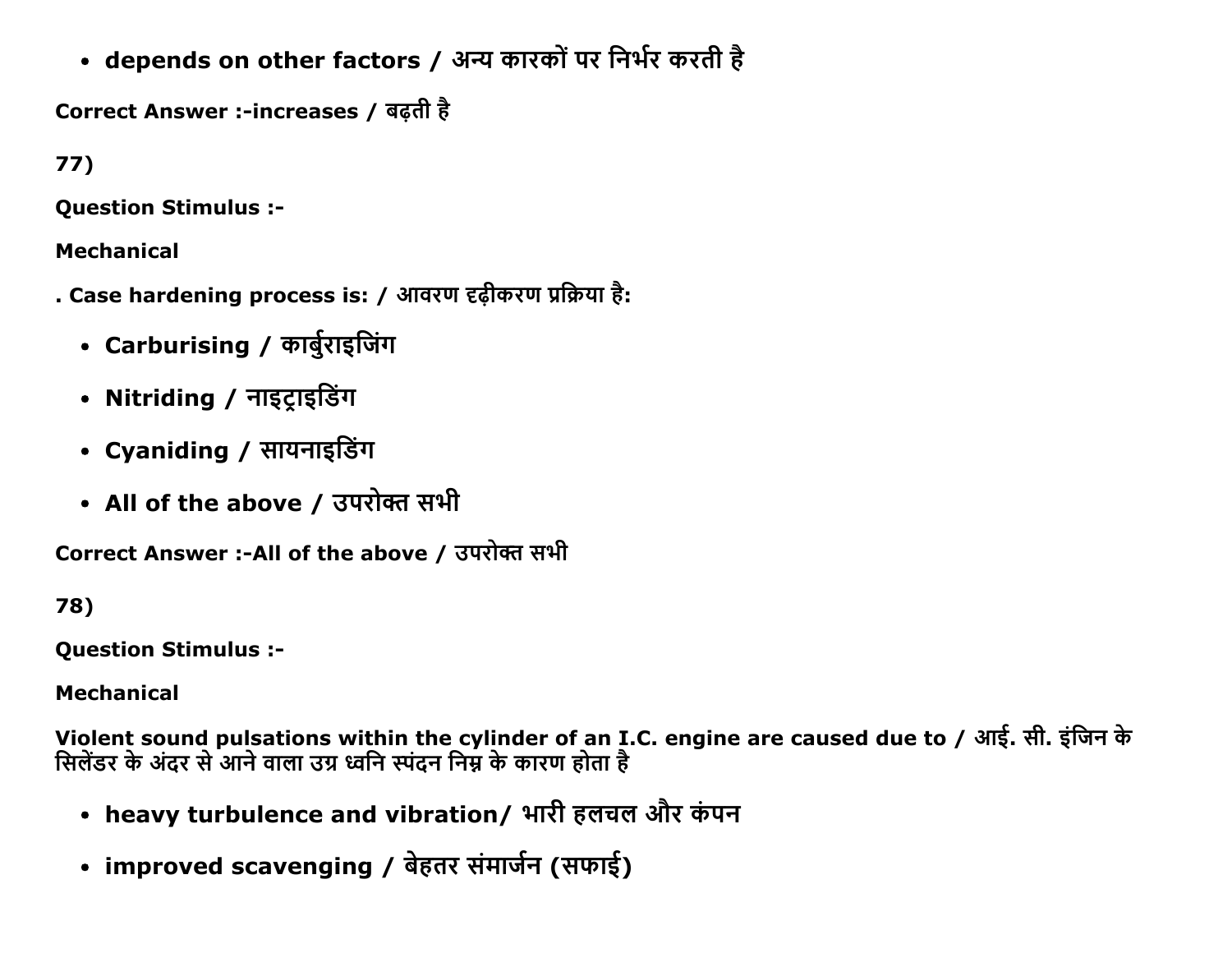- depends on other factors / अन्य कारकों पर निर्भर करती है

Correct Answer :-increases / बढ़ती है

77)

Question Stimulus :-

Mechanical

. Case hardening process is: / आवरण दृढ़ीकरण प्रक्रिया है:

- Carburising / कार्बुराइजिंग
- Nitriding / नाइट्राइडिंग
- Cyaniding / सायनाइडिंग
- All of the above / उपरोक्त सभी

Correct Answer :-All of the above / उपरोक्त सभी

78)

Question Stimulus :-

Mechanical

Violent sound pulsations within the cylinder of an I.C. engine are caused due to / आई. सी. इंजिन के सिलेंडर के अंदर से आने वाला उग्र ध्वनि स्पंदन निम्न के कारण होता है

- heavy turbulence and vibration/ भारी हलचल और कंपन
- improved scavenging / बेहतर संमार्जन (सफाई)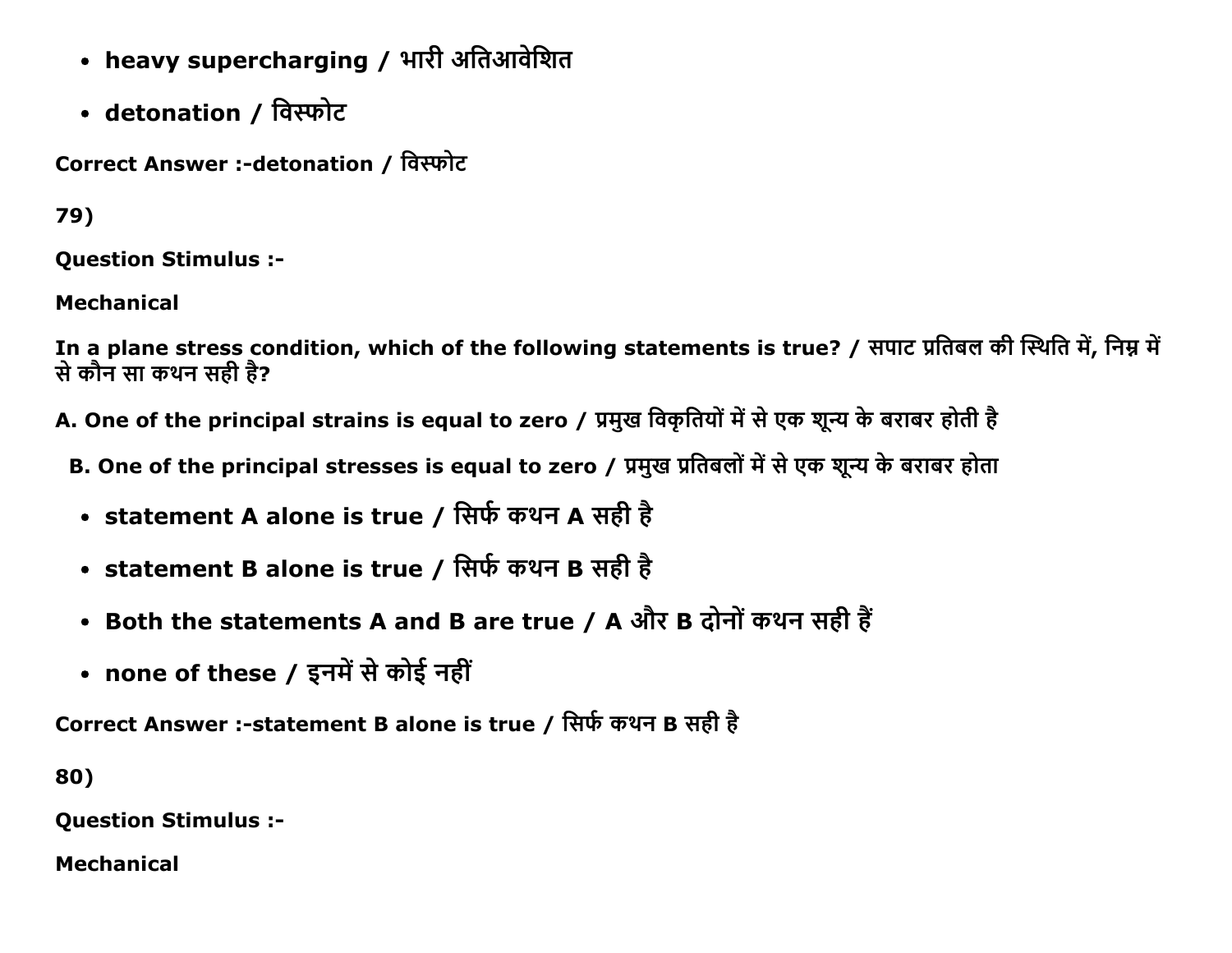- **heavy supercharging / भारी अतिआवेशित**
- **detonation / विस्फोट**

**Correct Answer :-detonation / विस्फोट**

**79)**

**Question Stimulus :-**

**Mechanical**

**In a plane stress condition, which of the following statements is true? / सपाट प्रतिबल की स्थिति में, निम्न में से कौन सा कथन सही है?**

**A. One of the principal strains is equal to zero / प्रमुख विकृतियों में से एक शून्य के बराबर होती है**

**B. One of the principal stresses is equal to zero / प्रमुख प्रतिबलों में से एक शून्य के बराबर होता**

- **statement A alone is true / सिर्फ कथन A सही है**
- **statement B alone is true / सिर्फ कथन B सही है**
- **Both the statements A and B are true / A और B दोनों कथन सही हैं**
- **none of these / इनमें से कोई नहीं**

**Correct Answer :-statement B alone is true / सिर्फ कथन B सही है**

**80)**

**Question Stimulus :-**

**Mechanical**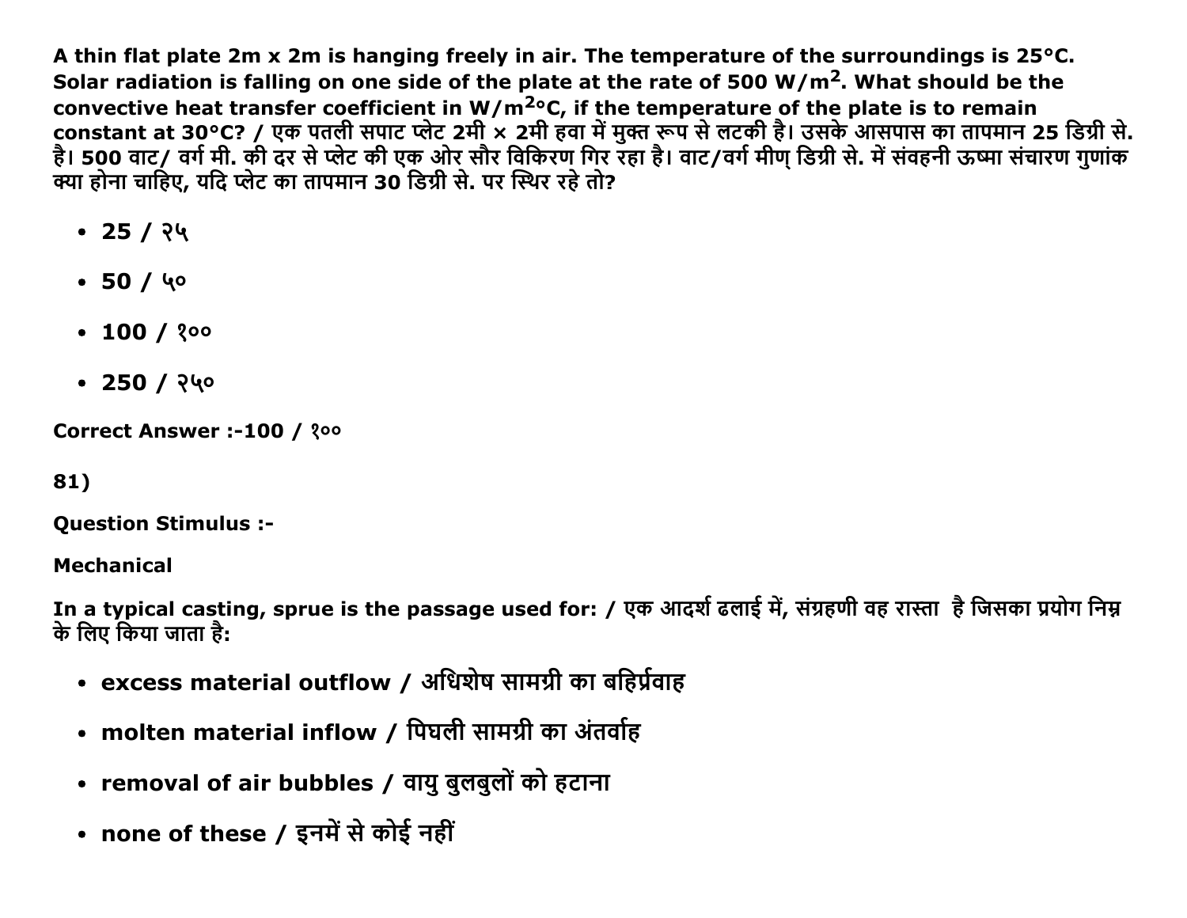**A thin flat plate 2m x 2m is hanging freely in air. The temperature of the surroundings is 25°C. Solar radiation is falling on one side of the plate at the rate of 500 W/$m^2$. What should be the convective heat transfer coefficient in W/$m^2$°C, if the temperature of the plate is to remain constant at 30°C? / एक पतली सपाट प्लेट 2मी × 2मी हवा में मुक्त रूप से लटकी है। उसके आसपास का तापमान 25 डिग्री से. है। 500 वाट/ वर्ग मी. की दर से प्लेट की एक ओर सौर विकिरण गिर रहा है। वाट/वर्ग मीण् डिग्री से. में संवहनी ऊष्मा संचारण गुणांक क्या होना चाहिए, यदि प्लेट का तापमान 30 डिग्री से. पर स्थिर रहे तो?**

- **25 / २५**
- **50 / ५०**
- **100 / १००**
- **250 / २५०**

**Correct Answer :-100 / १००**

**81)**

**Question Stimulus :-**

**Mechanical**

**In a typical casting, sprue is the passage used for: / एक आदर्श ढलाई में, संग्रहणी वह रास्ता है जिसका प्रयोग निम्न के लिए किया जाता है:**

- **excess material outflow / अधिशेष सामग्री का बहिर्प्रवाह**
- **molten material inflow / पिघली सामग्री का अंतर्वाह**
- **removal of air bubbles / वायु बुलबुलों को हटाना**
- **none of these / इनमें से कोई नहीं**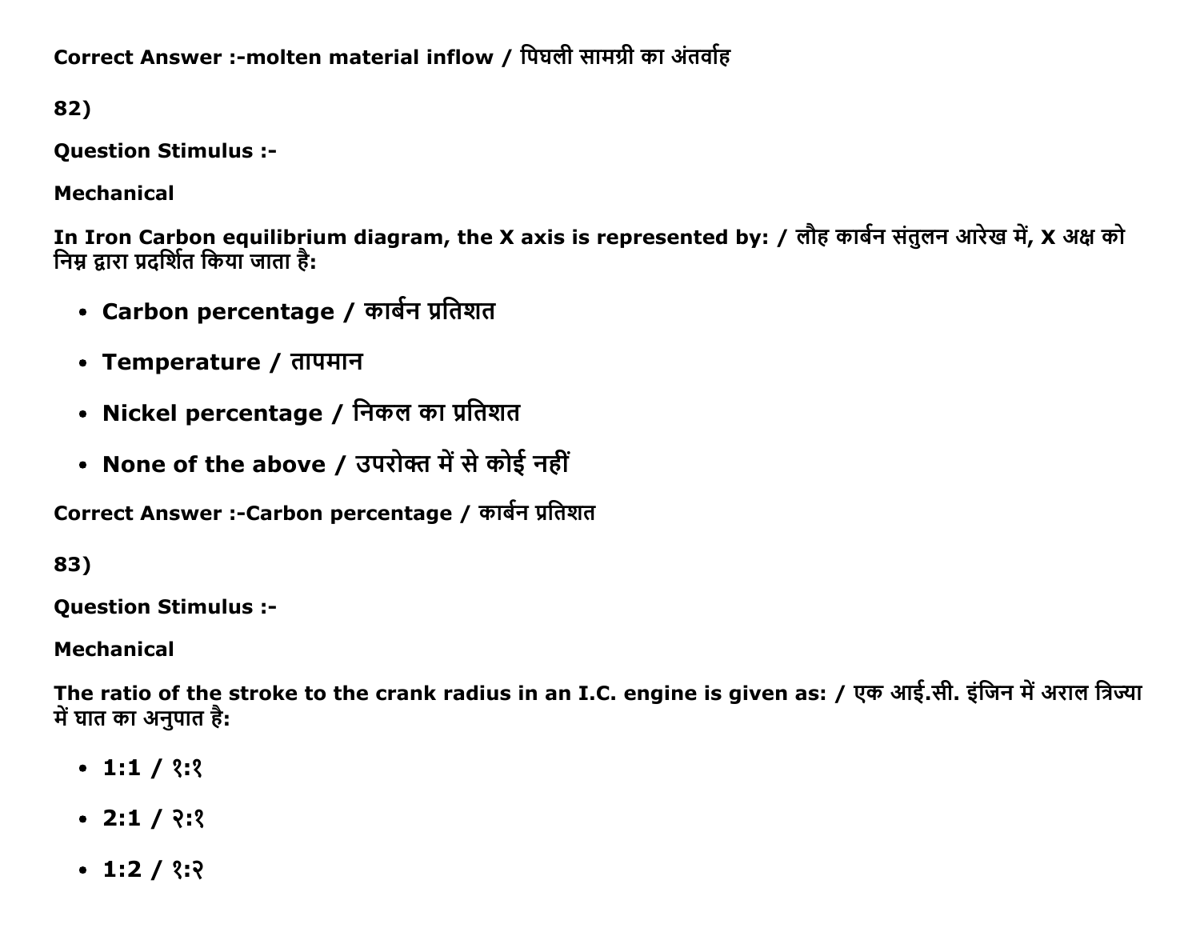Correct Answer :-molten material inflow / पिघली सामग्री का अंतर्वाह

82)

**Question Stimulus :-**

**Mechanical**

**In Iron Carbon equilibrium diagram, the X axis is represented by: / लौह कार्बन संतुलन आरेख में, X अक्ष को निम्न द्वारा प्रदर्शित किया जाता है:**

- **Carbon percentage / कार्बन प्रतिशत**
- **Temperature / तापमान**
- **Nickel percentage / निकल का प्रतिशत**
- **None of the above / उपरोक्त में से कोई नहीं**

**Correct Answer :-Carbon percentage / कार्बन प्रतिशत**

83)

**Question Stimulus :-**

**Mechanical**

**The ratio of the stroke to the crank radius in an I.C. engine is given as: / एक आई.सी. इंजिन में अराल त्रिज्या में घात का अनुपात है:**

- **1:1 / १:१**
- **2:1 / २:१**
- **1:2 / १:२**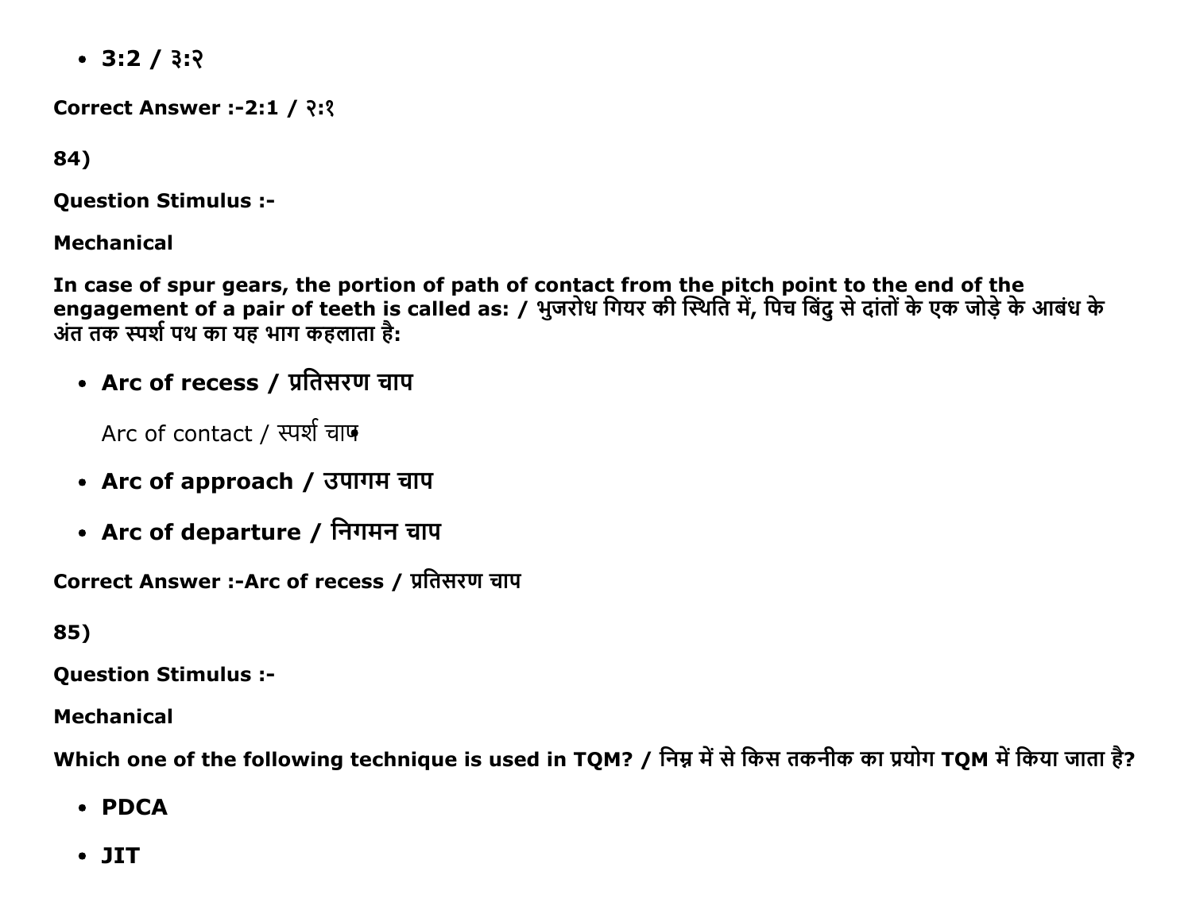- **3:2 / ३:२**

**Correct Answer :-2:1 / २:१**

**84)**

**Question Stimulus :-**

**Mechanical**

**In case of spur gears, the portion of path of contact from the pitch point to the end of the engagement of a pair of teeth is called as: / भुजरोध गियर की स्थिति में, पिच बिंदु से दांतों के एक जोड़े के आबंध के अंत तक स्पर्श पथ का यह भाग कहलाता है:**

- **Arc of recess / प्रतिसरण चाप**

  Arc of contact / स्पर्श चाप

- **Arc of approach / उपागम चाप**
- **Arc of departure / निगमन चाप**

**Correct Answer :-Arc of recess / प्रतिसरण चाप**

**85)**

**Question Stimulus :-**

**Mechanical**

**Which one of the following technique is used in TQM? / निम्न में से किस तकनीक का प्रयोग TQM में किया जाता है?**

- **PDCA**
- **JIT**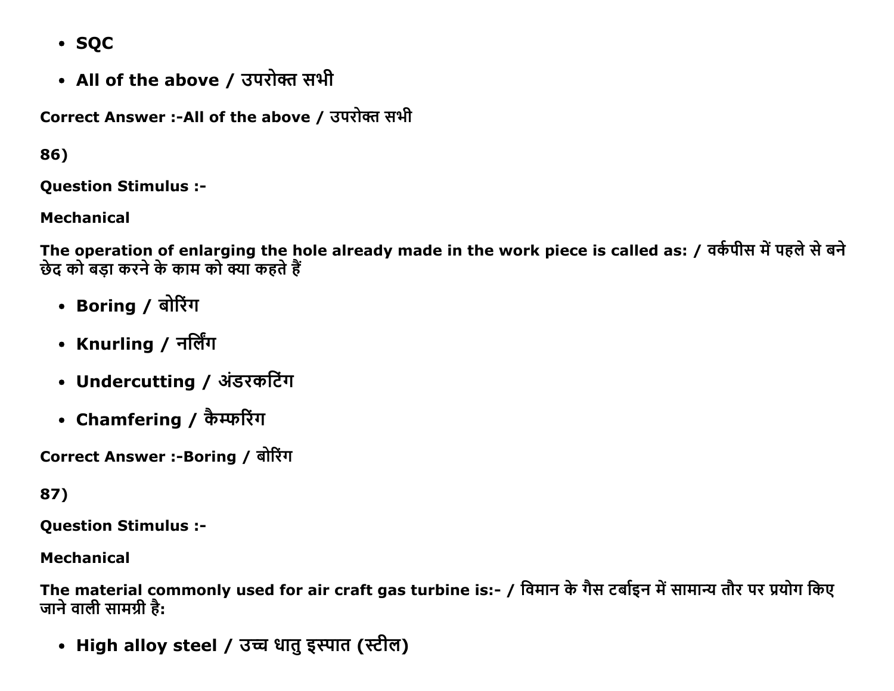- **SQC**
- **All of the above / उपरोक्त सभी**

**Correct Answer :-All of the above / उपरोक्त सभी**

**86)**

**Question Stimulus :-**

**Mechanical**

**The operation of enlarging the hole already made in the work piece is called as: / वर्कपीस में पहले से बने छेद को बड़ा करने के काम को क्या कहते हैं**

- **Boring / बोरिंग**
- **Knurling / नर्लिंग**
- **Undercutting / अंडरकटिंग**
- **Chamfering / कैम्फरिंग**

**Correct Answer :-Boring / बोरिंग**

**87)**

**Question Stimulus :-**

**Mechanical**

**The material commonly used for air craft gas turbine is:- / विमान के गैस टर्बाइन में सामान्य तौर पर प्रयोग किए जाने वाली सामग्री है:**

- **High alloy steel / उच्च धातु इस्पात (स्टील)**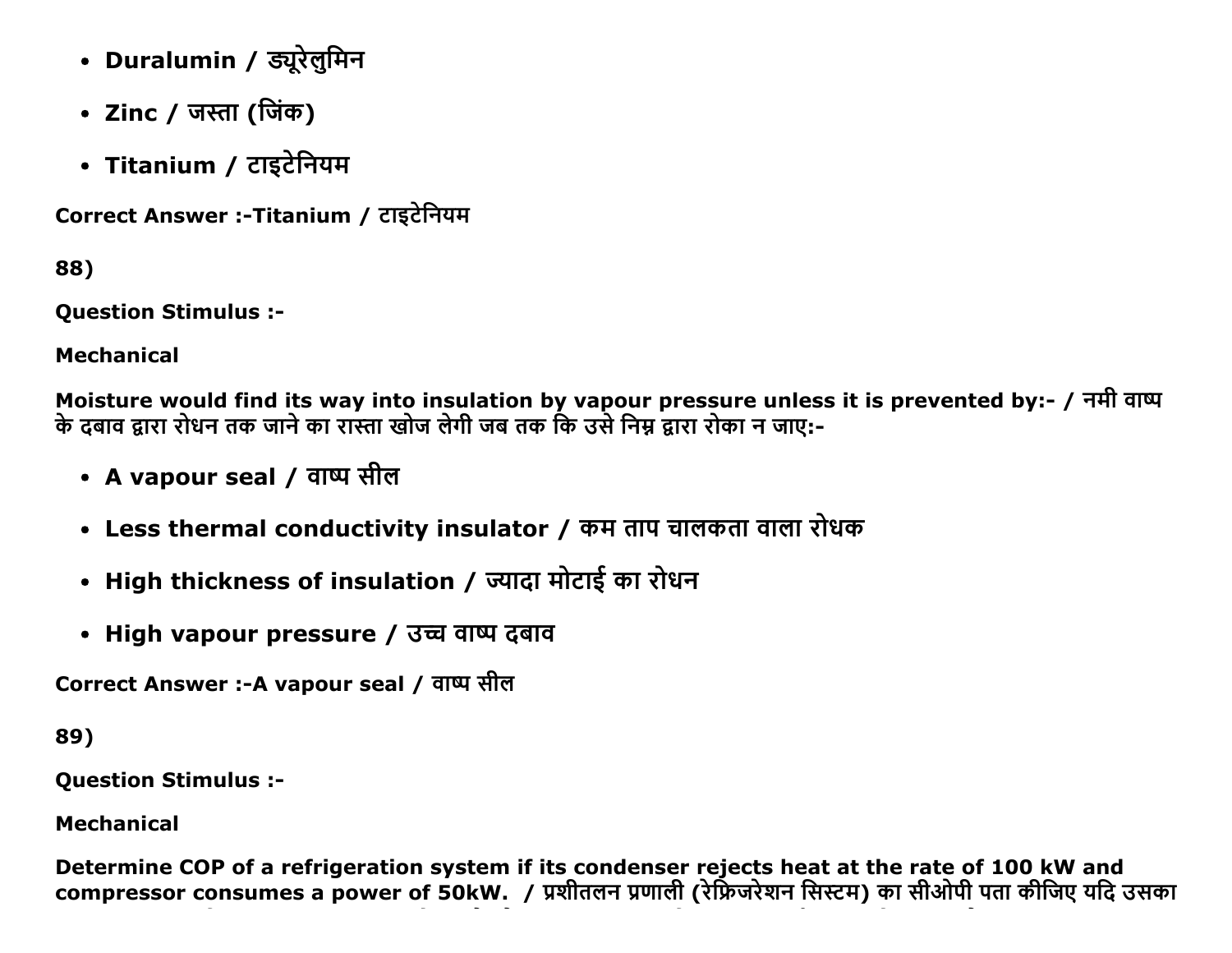- **Duralumin / ड्यूरेलुमिन**
- **Zinc / जस्ता (जिंक)**
- **Titanium / टाइटेनियम**

**Correct Answer :-Titanium / टाइटेनियम**

**88)**

**Question Stimulus :-**

**Mechanical**

**Moisture would find its way into insulation by vapour pressure unless it is prevented by:- / नमी वाष्प के दबाव द्वारा रोधन तक जाने का रास्ता खोज लेगी जब तक कि उसे निम्न द्वारा रोका न जाए:-**

- **A vapour seal / वाष्प सील**
- **Less thermal conductivity insulator / कम ताप चालकता वाला रोधक**
- **High thickness of insulation / ज्यादा मोटाई का रोधन**
- **High vapour pressure / उच्च वाष्प दबाव**

**Correct Answer :-A vapour seal / वाष्प सील**

**89)**

**Question Stimulus :-**

**Mechanical**

**Determine COP of a refrigeration system if its condenser rejects heat at the rate of 100 kW and compressor consumes a power of 50kW. / प्रशीतलन प्रणाली (रेफ्रिजरेशन सिस्टम) का सीओपी पता कीजिए यदि उसका**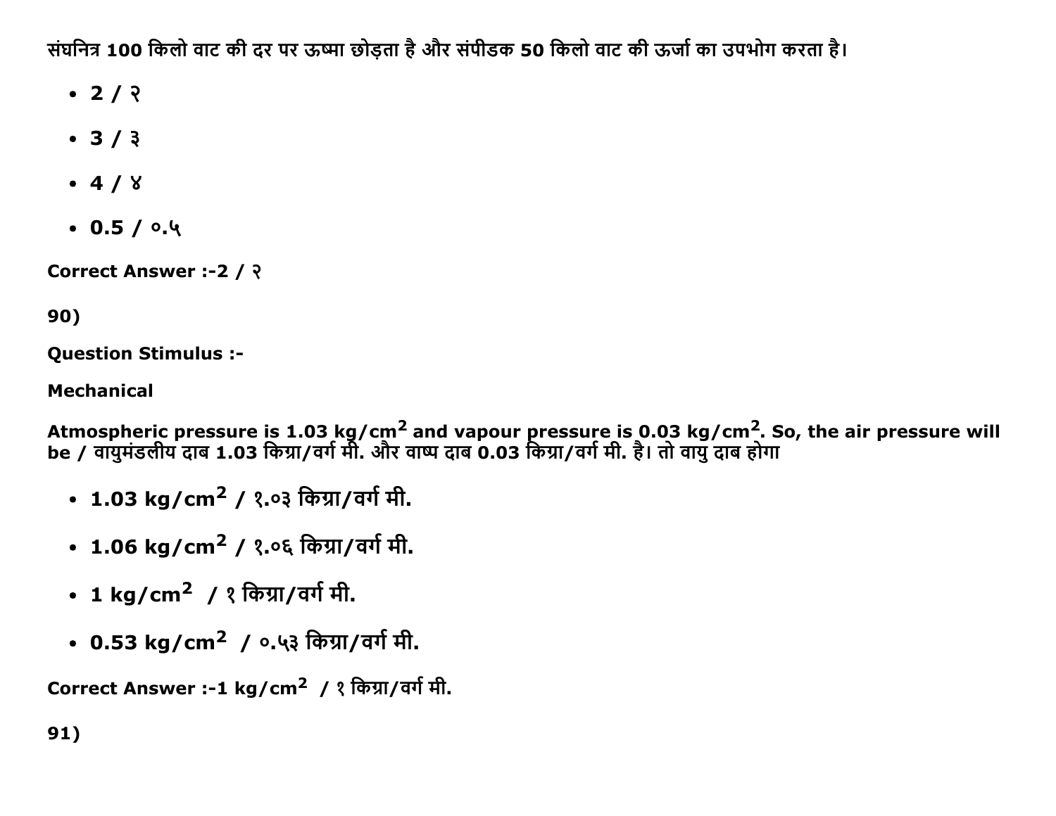संघनित्र 100 किलो वाट की दर पर ऊष्मा छोड़ता है और संपीडक 50 किलो वाट की ऊर्जा का उपभोग करता है।

- **2 / २**
- **3 / ३**
- **4 / ४**
- **0.5 / ०.५**

**Correct Answer :-2 / २**

**90)**

**Question Stimulus :-**

**Mechanical**

**Atmospheric pressure is 1.03 kg/cm$^2$ and vapour pressure is 0.03 kg/cm$^2$. So, the air pressure will be / वायुमंडलीय दाब 1.03 किग्रा/वर्ग मी. और वाष्प दाब 0.03 किग्रा/वर्ग मी. है। तो वायु दाब होगा**

- **1.03 kg/cm$^2$ / १.०३ किग्रा/वर्ग मी.**
- **1.06 kg/cm$^2$ / १.०६ किग्रा/वर्ग मी.**
- **1 kg/cm$^2$ / १ किग्रा/वर्ग मी.**
- **0.53 kg/cm$^2$ / ०.५३ किग्रा/वर्ग मी.**

**Correct Answer :-1 kg/cm$^2$ / १ किग्रा/वर्ग मी.**

**91)**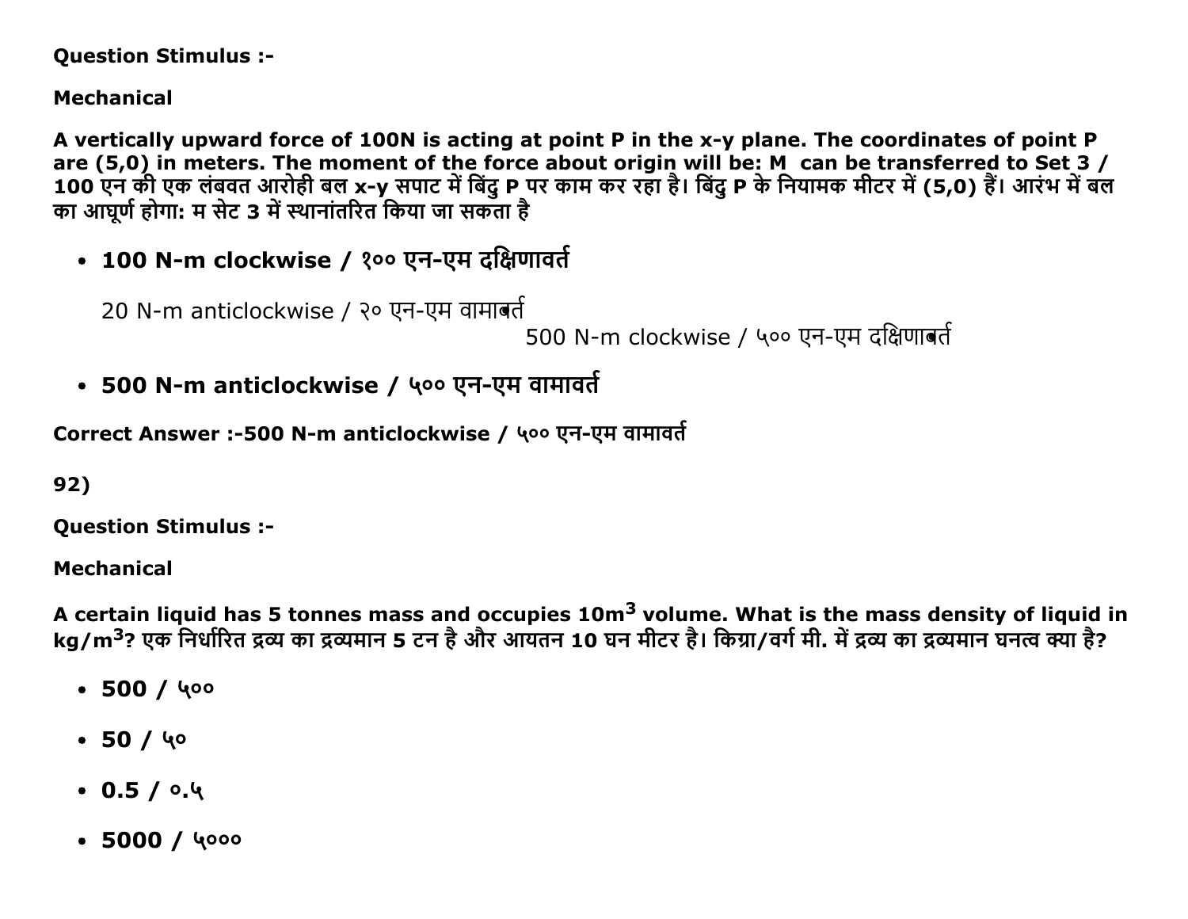**Question Stimulus :-**

**Mechanical**

**A vertically upward force of 100N is acting at point P in the x-y plane. The coordinates of point P are (5,0) in meters. The moment of the force about origin will be: M  can be transferred to Set 3 / 100 एन की एक लंबवत आरोही बल x-y सपाट में बिंदु P पर काम कर रहा है। बिंदु P के नियामक मीटर में (5,0) हैं। आरंभ में बल का आघूर्ण होगा: म सेट 3 में स्थानांतरित किया जा सकता है**

- **100 N-m clockwise / १०० एन-एम दक्षिणावर्त**

  20 N-m anticlockwise / २० एन-एम वामाबर्त
  500 N-m clockwise / ५०० एन-एम दक्षिणाबर्त

- **500 N-m anticlockwise / ५०० एन-एम वामावर्त**

**Correct Answer :-500 N-m anticlockwise / ५०० एन-एम वामावर्त**

**92)**

**Question Stimulus :-**

**Mechanical**

**A certain liquid has 5 tonnes mass and occupies 10m$^3$ volume. What is the mass density of liquid in kg/m$^3$? एक निर्धारित द्रव्य का द्रव्यमान 5 टन है और आयतन 10 घन मीटर है। किग्रा/वर्ग मी. में द्रव्य का द्रव्यमान घनत्व क्या है?**

- **500 / ५००**
- **50 / ५०**
- **0.5 / ०.५**
- **5000 / ५०००**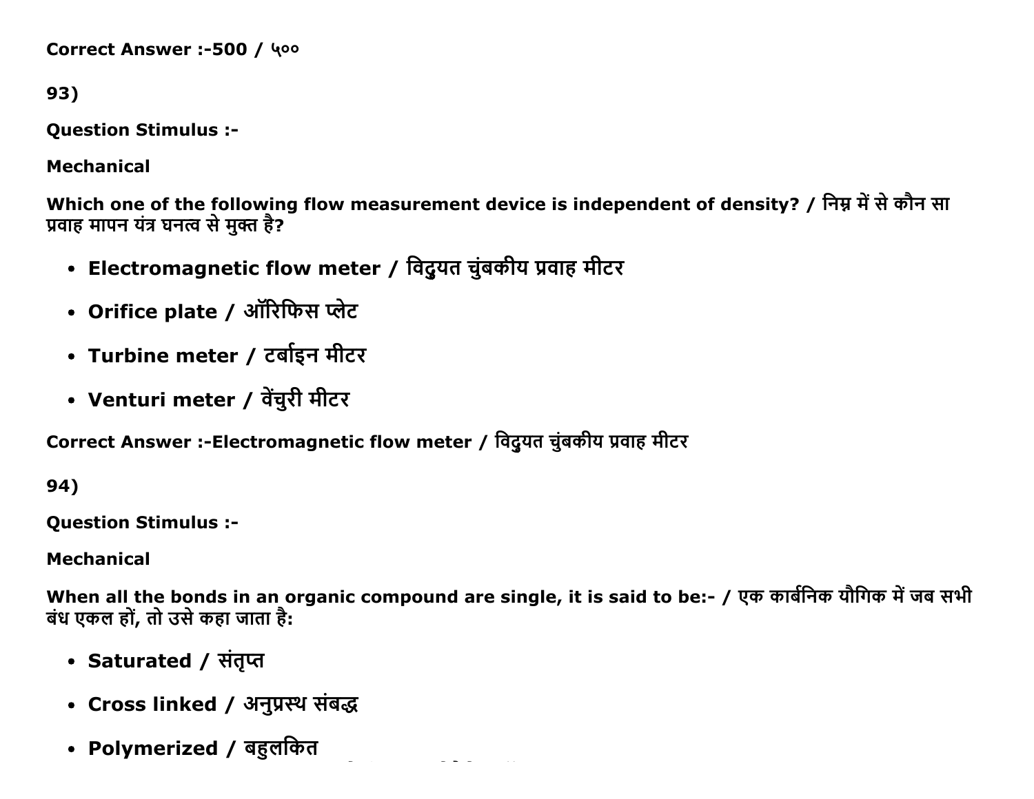Correct Answer :-500 / ५००

93)

**Question Stimulus :-**

**Mechanical**

**Which one of the following flow measurement device is independent of density? / निम्न में से कौन सा प्रवाह मापन यंत्र घनत्व से मुक्त है?**

- **Electromagnetic flow meter / विद्युयत चुंबकीय प्रवाह मीटर**
- **Orifice plate / ऑरिफिस प्लेट**
- **Turbine meter / टर्बाइन मीटर**
- **Venturi meter / वेंचुरी मीटर**

**Correct Answer :-Electromagnetic flow meter / विद्युयत चुंबकीय प्रवाह मीटर**

94)

**Question Stimulus :-**

**Mechanical**

**When all the bonds in an organic compound are single, it is said to be:- / एक कार्बनिक यौगिक में जब सभी बंध एकल हों, तो उसे कहा जाता है:**

- **Saturated / संतृप्त**
- **Cross linked / अनुप्रस्थ संबद्ध**
- **Polymerized / बहुलकित**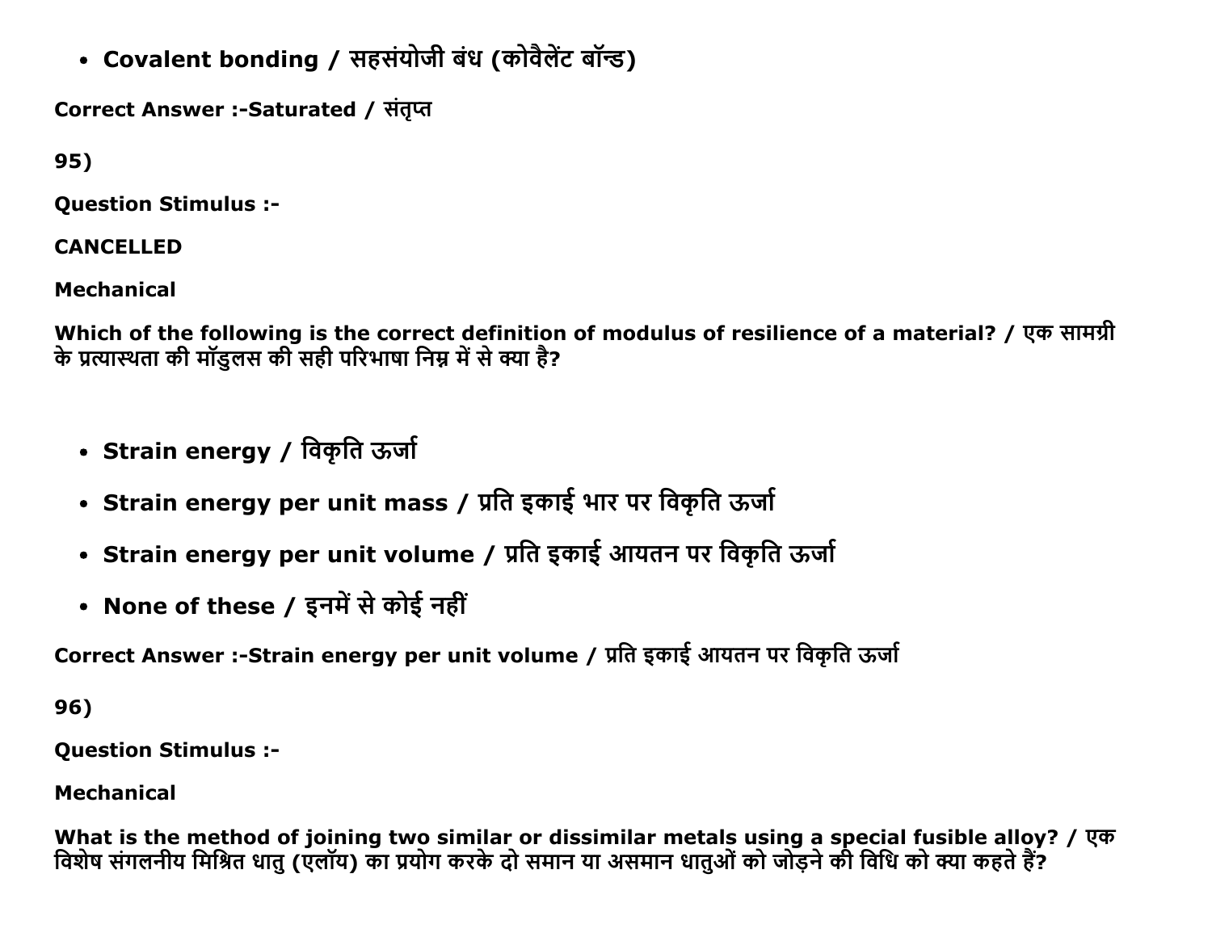- **Covalent bonding / सहसंयोजी बंध (कोवैलेंट बॉन्ड)**

**Correct Answer :-Saturated / संतृप्त**

**95)**

**Question Stimulus :-**

**CANCELLED**

**Mechanical**

**Which of the following is the correct definition of modulus of resilience of a material? / एक सामग्री के प्रत्यास्थता की मॉडुलस की सही परिभाषा निम्न में से क्या है?**

- **Strain energy / विकृति ऊर्जा**
- **Strain energy per unit mass / प्रति इकाई भार पर विकृति ऊर्जा**
- **Strain energy per unit volume / प्रति इकाई आयतन पर विकृति ऊर्जा**
- **None of these / इनमें से कोई नहीं**

**Correct Answer :-Strain energy per unit volume / प्रति इकाई आयतन पर विकृति ऊर्जा**

**96)**

**Question Stimulus :-**

**Mechanical**

**What is the method of joining two similar or dissimilar metals using a special fusible alloy? / एक विशेष संगलनीय मिश्रित धातु (एलॉय) का प्रयोग करके दो समान या असमान धातुओं को जोड़ने की विधि को क्या कहते हैं?**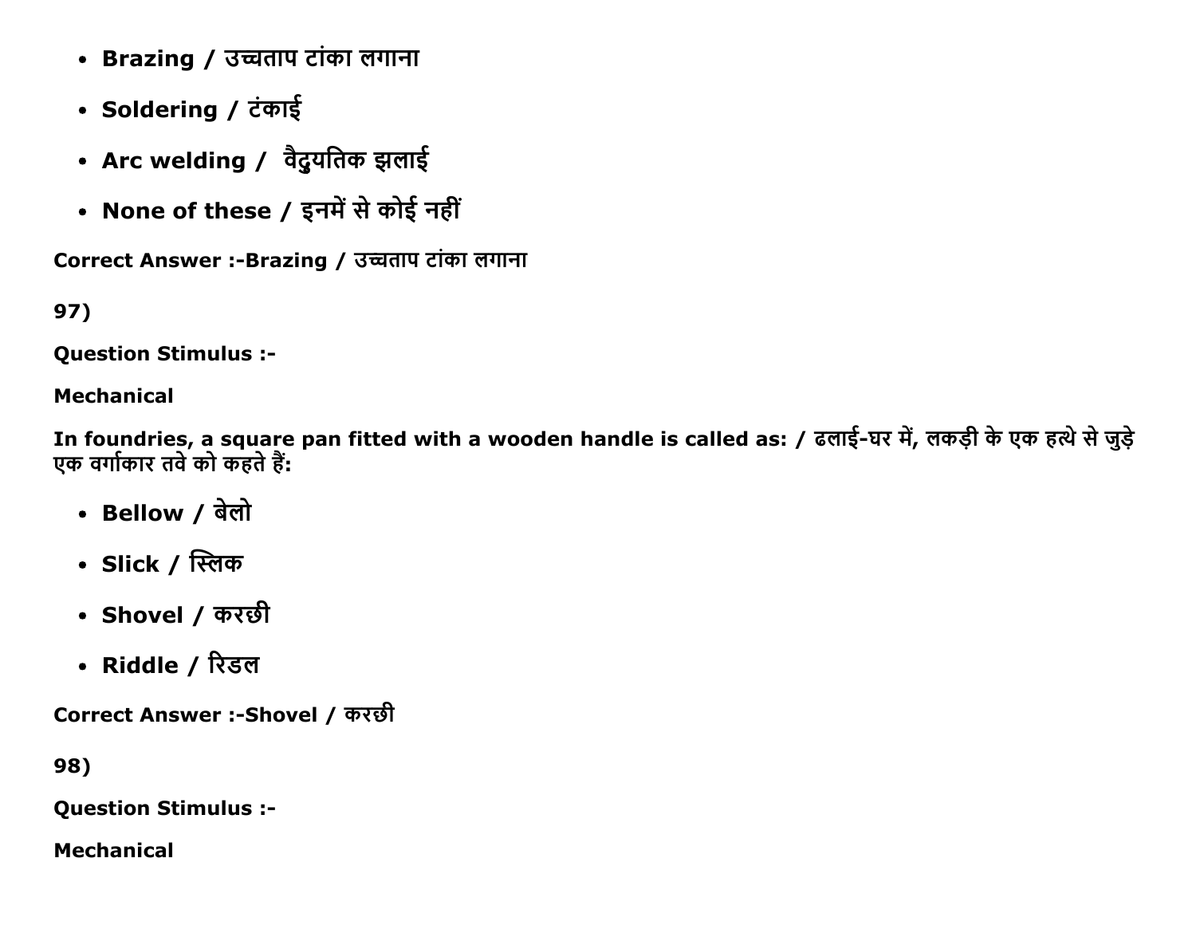- Brazing / उच्चताप टांका लगाना
- Soldering / टंकाई
- Arc welding /  वैदुयतिक झलाई
- None of these / इनमें से कोई नहीं

Correct Answer :-Brazing / उच्चताप टांका लगाना

97)

Question Stimulus :-

Mechanical

In foundries, a square pan fitted with a wooden handle is called as: / ढलाई-घर में, लकड़ी के एक हत्थे से जुड़े एक वर्गाकार तवे को कहते हैं:

- Bellow / बेलो
- Slick / स्लिक
- Shovel / करछी
- Riddle / रिडल

Correct Answer :-Shovel / करछी

98)

Question Stimulus :-

Mechanical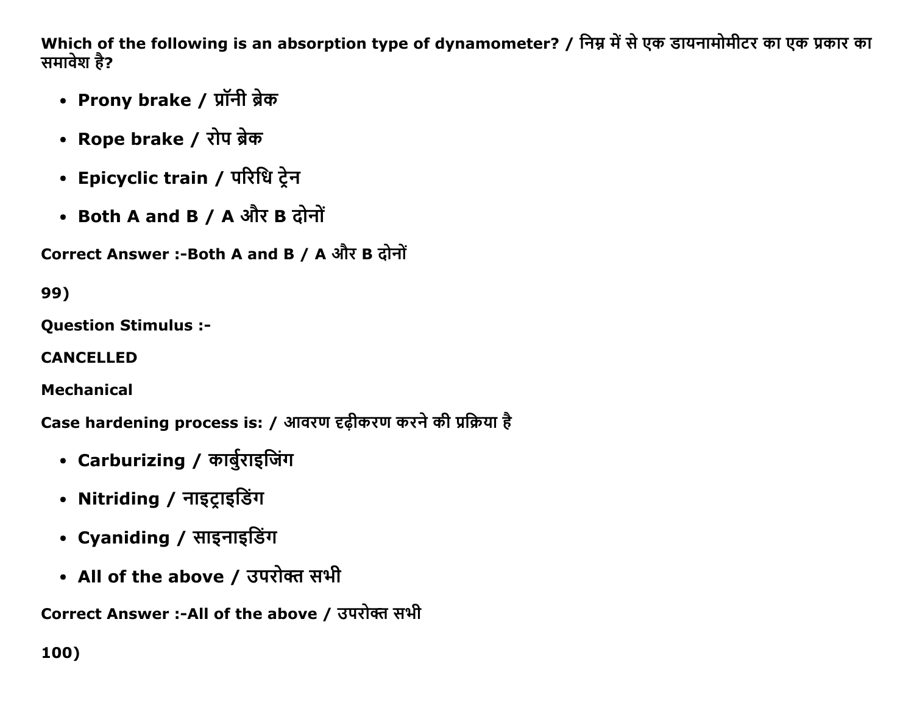Which of the following is an absorption type of dynamometer? / निम्न में से एक डायनामोमीटर का एक प्रकार का समावेश है?

- Prony brake / प्रॉनी ब्रेक
- Rope brake / रोप ब्रेक
- Epicyclic train / परिधि ट्रेन
- Both A and B / A और B दोनों

Correct Answer :-Both A and B / A और B दोनों

99)

Question Stimulus :-

CANCELLED

Mechanical

Case hardening process is: / आवरण दृढ़ीकरण करने की प्रक्रिया है

- Carburizing / कार्बुराइजिंग
- Nitriding / नाइट्राइडिंग
- Cyaniding / साइनाइडिंग
- All of the above / उपरोक्त सभी

Correct Answer :-All of the above / उपरोक्त सभी

100)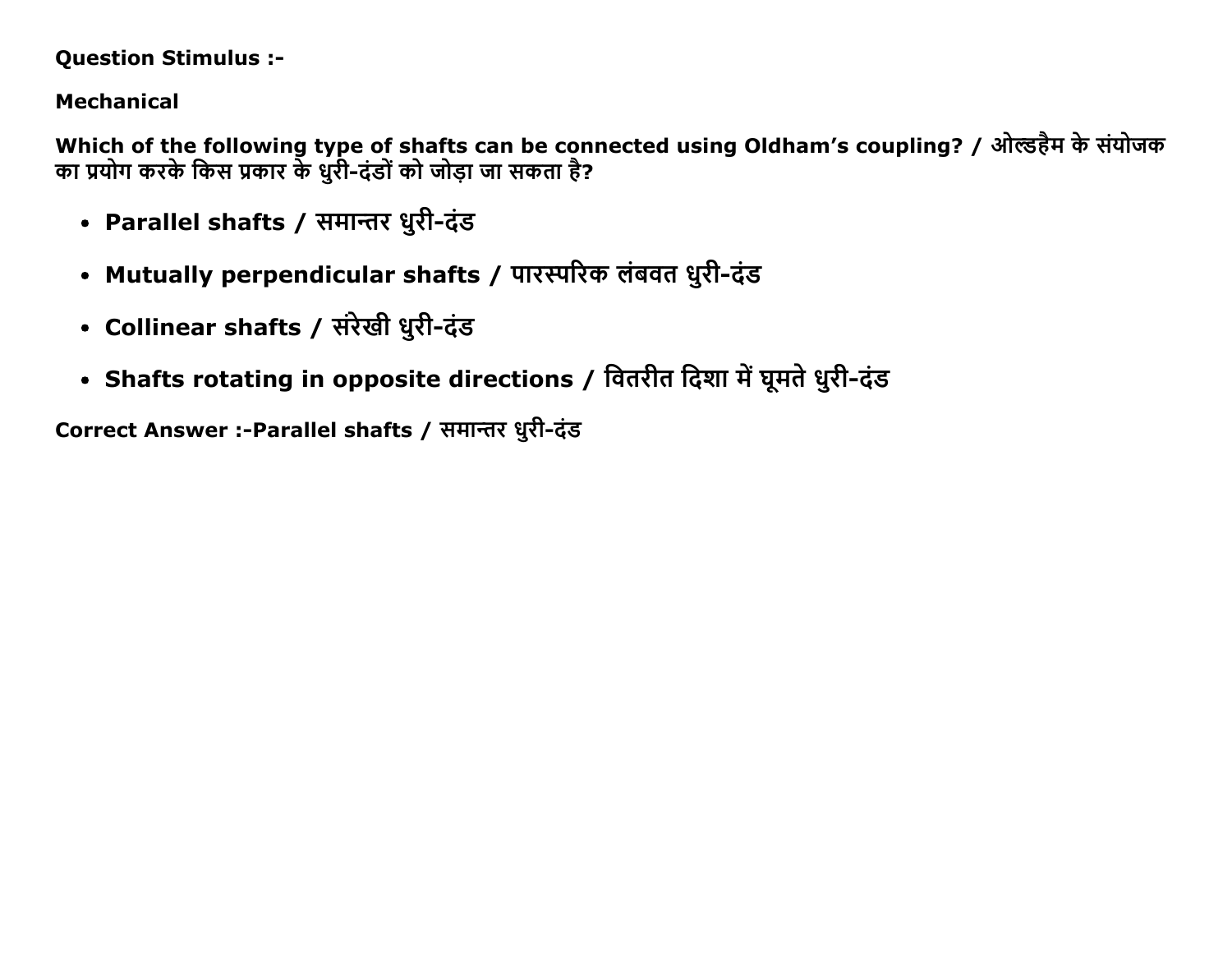**Question Stimulus :-**

**Mechanical**

**Which of the following type of shafts can be connected using Oldham's coupling? / ओल्डहैम के संयोजक का प्रयोग करके किस प्रकार के धुरी-दंडों को जोड़ा जा सकता है?**

- **Parallel shafts / समान्तर धुरी-दंड**
- **Mutually perpendicular shafts / पारस्परिक लंबवत धुरी-दंड**
- **Collinear shafts / संरेखी धुरी-दंड**
- **Shafts rotating in opposite directions / वितरीत दिशा में घूमते धुरी-दंड**

**Correct Answer :-Parallel shafts / समान्तर धुरी-दंड**